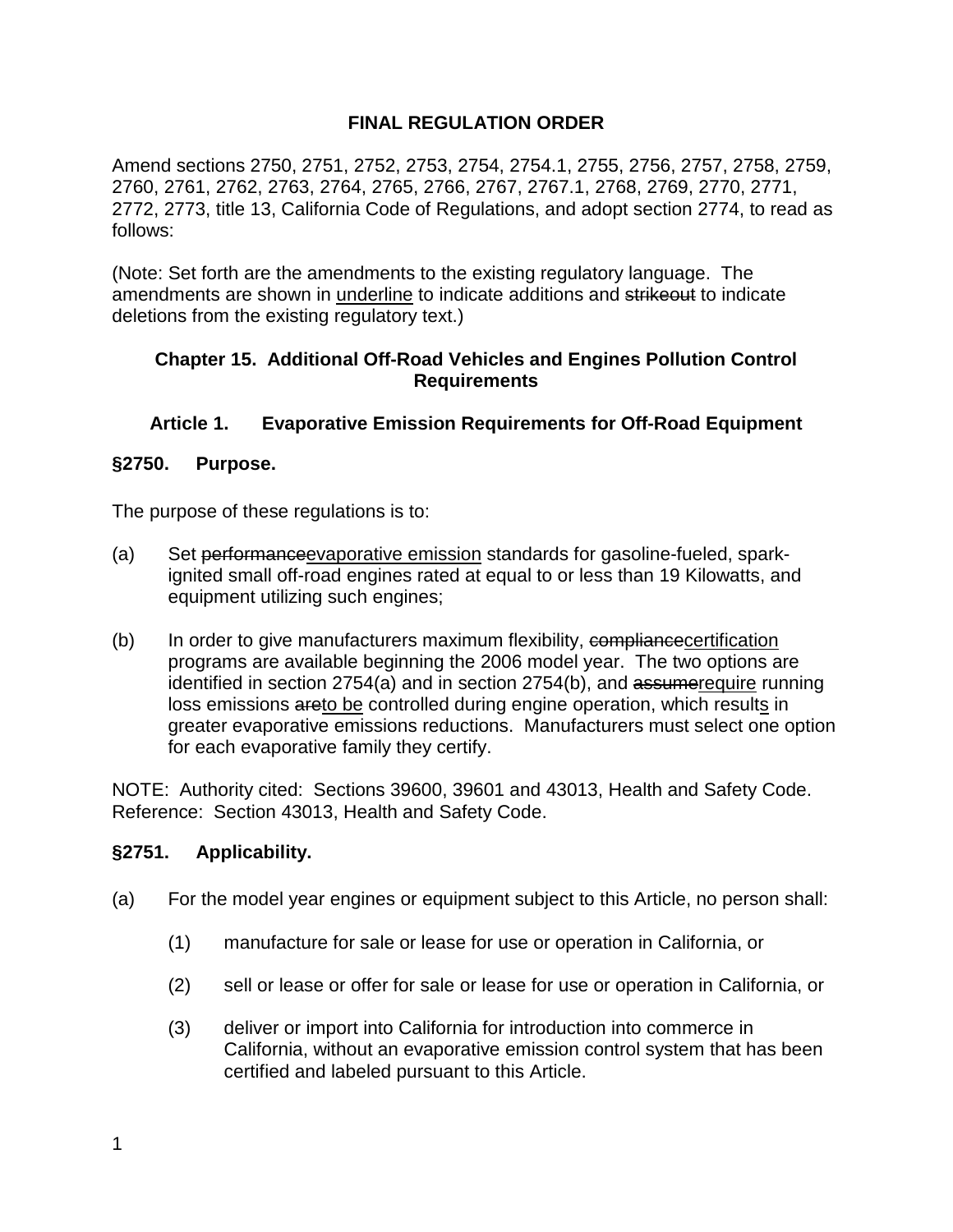**FINAL REGULATION ORDER**

Amend sections 2750, 2751, 2752, 2753, 2754, 2754.1, 2755, 2756, 2757, 2758, 2759, 2760, 2761, 2762, 2763, 2764, 2765, 2766, 2767, 2767.1, 2768, 2769, 2770, 2771, 2772, 2773, title 13, California Code of Regulations, and adopt section 2774, to read as follows:

(Note: Set forth are the amendments to the existing regulatory language. The amendments are shown in <u>underline</u> to indicate additions and ~~strikeout~~ to indicate deletions from the existing regulatory text.)

## Chapter 15. Additional Off-Road Vehicles and Engines Pollution Control Requirements

### Article 1. Evaporative Emission Requirements for Off-Road Equipment

#### §2750. Purpose.

The purpose of these regulations is to:

(a) Set ~~performance~~<u>evaporative emission</u> standards for gasoline-fueled, spark-ignited small off-road engines rated at equal to or less than 19 Kilowatts, and equipment utilizing such engines;

(b) In order to give manufacturers maximum flexibility, ~~compliance~~<u>certification</u> programs are available beginning the 2006 model year. The two options are identified in section 2754(a) and in section 2754(b), and ~~assume~~<u>require</u> running loss emissions ~~are~~<u>to be</u> controlled during engine operation, which result<u>s</u> in greater evaporative emissions reductions. Manufacturers must select one option for each evaporative family they certify.

NOTE: Authority cited: Sections 39600, 39601 and 43013, Health and Safety Code. Reference: Section 43013, Health and Safety Code.

#### §2751. Applicability.

(a) For the model year engines or equipment subject to this Article, no person shall:

(1) manufacture for sale or lease for use or operation in California, or

(2) sell or lease or offer for sale or lease for use or operation in California, or

(3) deliver or import into California for introduction into commerce in California, without an evaporative emission control system that has been certified and labeled pursuant to this Article.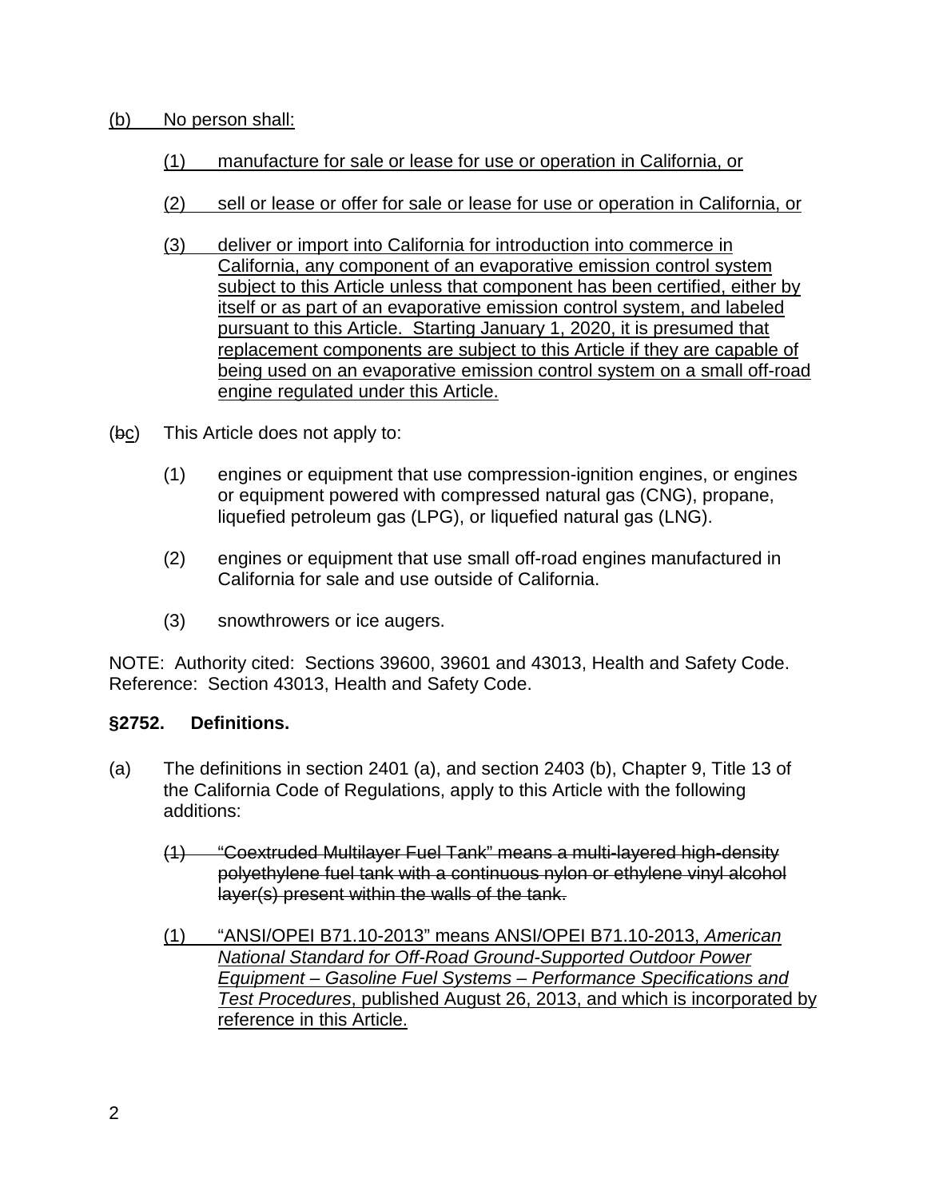<u>(b) No person shall:</u>

<u>(1) manufacture for sale or lease for use or operation in California, or</u>

<u>(2) sell or lease or offer for sale or lease for use or operation in California, or</u>

<u>(3) deliver or import into California for introduction into commerce in California, any component of an evaporative emission control system subject to this Article unless that component has been certified, either by itself or as part of an evaporative emission control system, and labeled pursuant to this Article. Starting January 1, 2020, it is presumed that replacement components are subject to this Article if they are capable of being used on an evaporative emission control system on a small off-road engine regulated under this Article.</u>

(~~b~~<u>c</u>) This Article does not apply to:

(1) engines or equipment that use compression-ignition engines, or engines or equipment powered with compressed natural gas (CNG), propane, liquefied petroleum gas (LPG), or liquefied natural gas (LNG).

(2) engines or equipment that use small off-road engines manufactured in California for sale and use outside of California.

(3) snowthrowers or ice augers.

NOTE: Authority cited: Sections 39600, 39601 and 43013, Health and Safety Code. Reference: Section 43013, Health and Safety Code.

**§2752. Definitions.**

(a) The definitions in section 2401 (a), and section 2403 (b), Chapter 9, Title 13 of the California Code of Regulations, apply to this Article with the following additions:

~~(1) "Coextruded Multilayer Fuel Tank" means a multi-layered high-density polyethylene fuel tank with a continuous nylon or ethylene vinyl alcohol layer(s) present within the walls of the tank.~~

<u>(1) "ANSI/OPEI B71.10-2013" means ANSI/OPEI B71.10-2013, *American National Standard for Off-Road Ground-Supported Outdoor Power Equipment – Gasoline Fuel Systems – Performance Specifications and Test Procedures*, published August 26, 2013, and which is incorporated by reference in this Article.</u>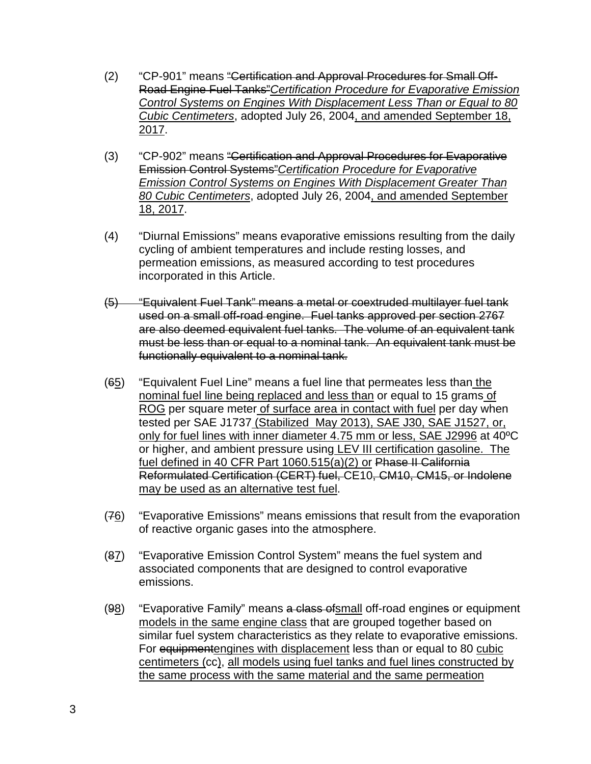(2) "CP-901" means ~~"Certification and Approval Procedures for Small Off-Road Engine Fuel Tanks"~~*Certification Procedure for Evaporative Emission Control Systems on Engines With Displacement Less Than or Equal to 80 Cubic Centimeters*, adopted July 26, 2004, and amended September 18, 2017.

(3) "CP-902" means ~~"Certification and Approval Procedures for Evaporative Emission Control Systems"~~*Certification Procedure for Evaporative Emission Control Systems on Engines With Displacement Greater Than 80 Cubic Centimeters*, adopted July 26, 2004, and amended September 18, 2017.

(4) "Diurnal Emissions" means evaporative emissions resulting from the daily cycling of ambient temperatures and include resting losses, and permeation emissions, as measured according to test procedures incorporated in this Article.

~~(5) "Equivalent Fuel Tank" means a metal or coextruded multilayer fuel tank used on a small off-road engine. Fuel tanks approved per section 2767 are also deemed equivalent fuel tanks. The volume of an equivalent tank must be less than or equal to a nominal tank. An equivalent tank must be functionally equivalent to a nominal tank.~~

(~~6~~5) "Equivalent Fuel Line" means a fuel line that permeates less than the nominal fuel line being replaced and less than or equal to 15 grams of ROG per square meter of surface area in contact with fuel per day when tested per SAE J1737 (Stabilized May 2013), SAE J30, SAE J1527, or, only for fuel lines with inner diameter 4.75 mm or less, SAE J2996 at 40ºC or higher, and ambient pressure using LEV III certification gasoline. The fuel defined in 40 CFR Part 1060.515(a)(2) or ~~Phase II California Reformulated Certification (CERT) fuel,~~ CE10~~, CM10, CM15, or Indolene~~ may be used as an alternative test fuel.

(~~7~~6) "Evaporative Emissions" means emissions that result from the evaporation of reactive organic gases into the atmosphere.

(~~8~~7) "Evaporative Emission Control System" means the fuel system and associated components that are designed to control evaporative emissions.

(~~9~~8) "Evaporative Family" means ~~a class of~~small off-road engine~~s~~ or equipment models in the same engine class that are grouped together based on similar fuel system characteristics as they relate to evaporative emissions. For ~~equipment~~engines with displacement less than or equal to 80 cubic centimeters (cc), all models using fuel tanks and fuel lines constructed by the same process with the same material and the same permeation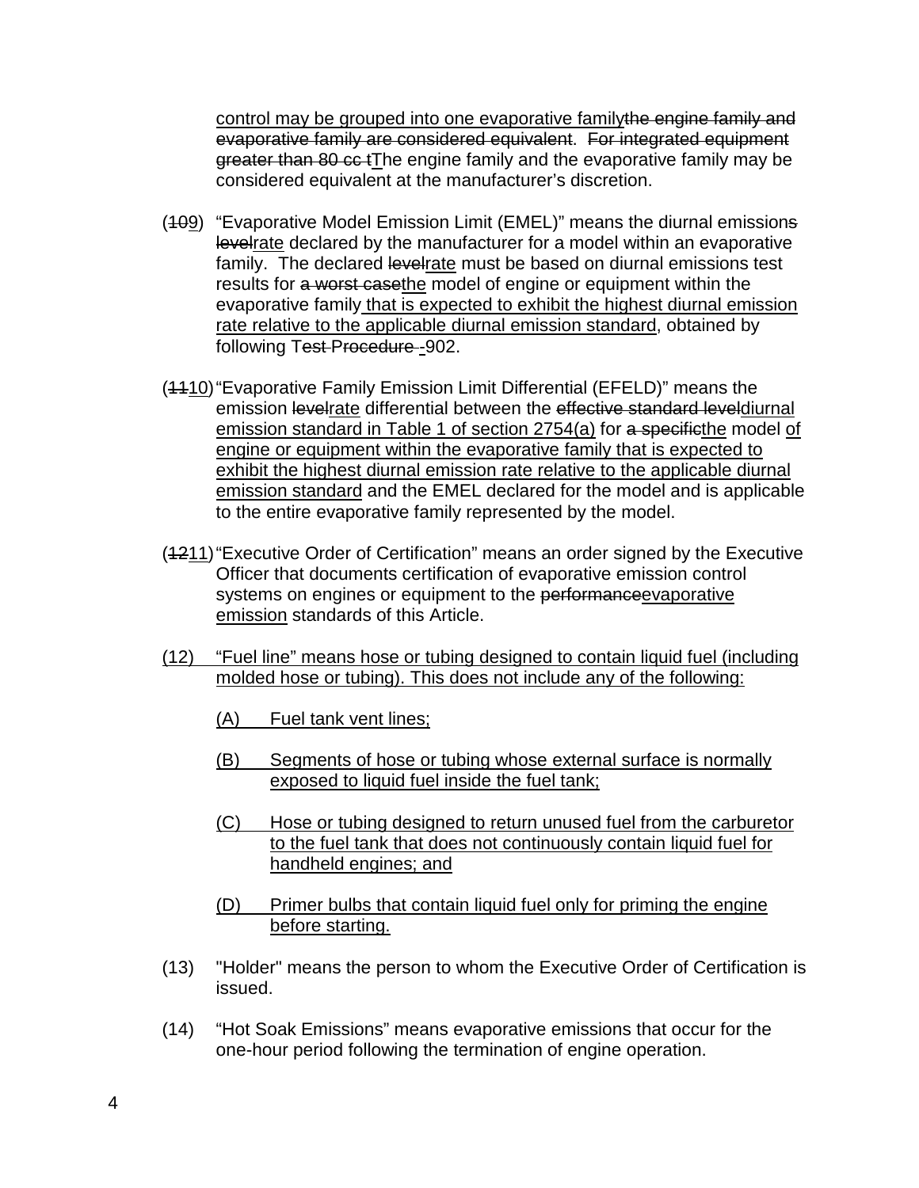<u>control may be grouped into one evaporative family</u>~~the engine family and evaporative family are considered equivalent~~. ~~For integrated equipment greater than 80 cc t~~<u>T</u>he engine family and the evaporative family may be considered equivalent at the manufacturer's discretion.

(~~10~~<u>9</u>) "Evaporative Model Emission Limit (EMEL)" means the diurnal emission~~s~~ ~~level~~<u>rate</u> declared by the manufacturer for a model within an evaporative family. The declared ~~level~~<u>rate</u> must be based on diurnal emissions test results for ~~a worst case~~<u>the</u> model of engine or equipment within the evaporative family<u> that is expected to exhibit the highest diurnal emission rate relative to the applicable diurnal emission standard</u>, obtained by following T~~est Procedure -~~-902.

(~~11~~<u>10</u>) "Evaporative Family Emission Limit Differential (EFELD)" means the emission ~~level~~<u>rate</u> differential between the ~~effective standard level~~<u>diurnal emission standard in Table 1 of section 2754(a)</u> for ~~a specific~~<u>the</u> model <u>of engine or equipment within the evaporative family that is expected to exhibit the highest diurnal emission rate relative to the applicable diurnal emission standard</u> and the EMEL declared for the model and is applicable to the entire evaporative family represented by the model.

(~~12~~<u>11</u>) "Executive Order of Certification" means an order signed by the Executive Officer that documents certification of evaporative emission control systems on engines or equipment to the ~~performance~~<u>evaporative emission</u> standards of this Article.

<u>(12) "Fuel line" means hose or tubing designed to contain liquid fuel (including molded hose or tubing). This does not include any of the following:</u>

<u>(A) Fuel tank vent lines;</u>

<u>(B) Segments of hose or tubing whose external surface is normally exposed to liquid fuel inside the fuel tank;</u>

<u>(C) Hose or tubing designed to return unused fuel from the carburetor to the fuel tank that does not continuously contain liquid fuel for handheld engines; and</u>

<u>(D) Primer bulbs that contain liquid fuel only for priming the engine before starting.</u>

(13) "Holder" means the person to whom the Executive Order of Certification is issued.

(14) "Hot Soak Emissions" means evaporative emissions that occur for the one-hour period following the termination of engine operation.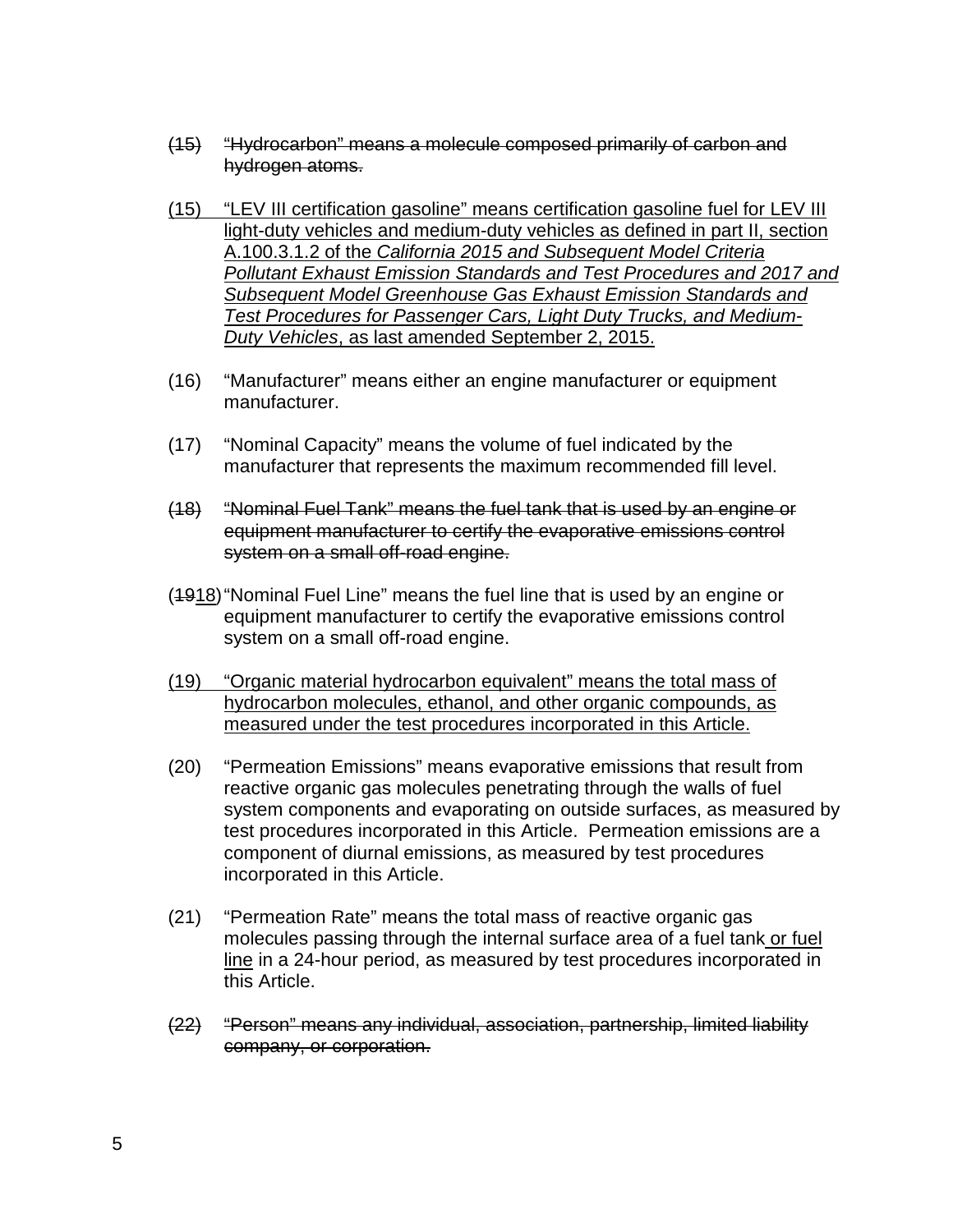~~(15) "Hydrocarbon" means a molecule composed primarily of carbon and hydrogen atoms.~~

<u>(15) "LEV III certification gasoline" means certification gasoline fuel for LEV III light-duty vehicles and medium-duty vehicles as defined in part II, section A.100.3.1.2 of the *California 2015 and Subsequent Model Criteria Pollutant Exhaust Emission Standards and Test Procedures and 2017 and Subsequent Model Greenhouse Gas Exhaust Emission Standards and Test Procedures for Passenger Cars, Light Duty Trucks, and Medium-Duty Vehicles*, as last amended September 2, 2015.</u>

(16) "Manufacturer" means either an engine manufacturer or equipment manufacturer.

(17) "Nominal Capacity" means the volume of fuel indicated by the manufacturer that represents the maximum recommended fill level.

~~(18) "Nominal Fuel Tank" means the fuel tank that is used by an engine or equipment manufacturer to certify the evaporative emissions control system on a small off-road engine.~~

(~~19~~<u>18</u>) "Nominal Fuel Line" means the fuel line that is used by an engine or equipment manufacturer to certify the evaporative emissions control system on a small off-road engine.

<u>(19) "Organic material hydrocarbon equivalent" means the total mass of hydrocarbon molecules, ethanol, and other organic compounds, as measured under the test procedures incorporated in this Article.</u>

(20) "Permeation Emissions" means evaporative emissions that result from reactive organic gas molecules penetrating through the walls of fuel system components and evaporating on outside surfaces, as measured by test procedures incorporated in this Article. Permeation emissions are a component of diurnal emissions, as measured by test procedures incorporated in this Article.

(21) "Permeation Rate" means the total mass of reactive organic gas molecules passing through the internal surface area of a fuel tank<u> or fuel line</u> in a 24-hour period, as measured by test procedures incorporated in this Article.

~~(22) "Person" means any individual, association, partnership, limited liability company, or corporation.~~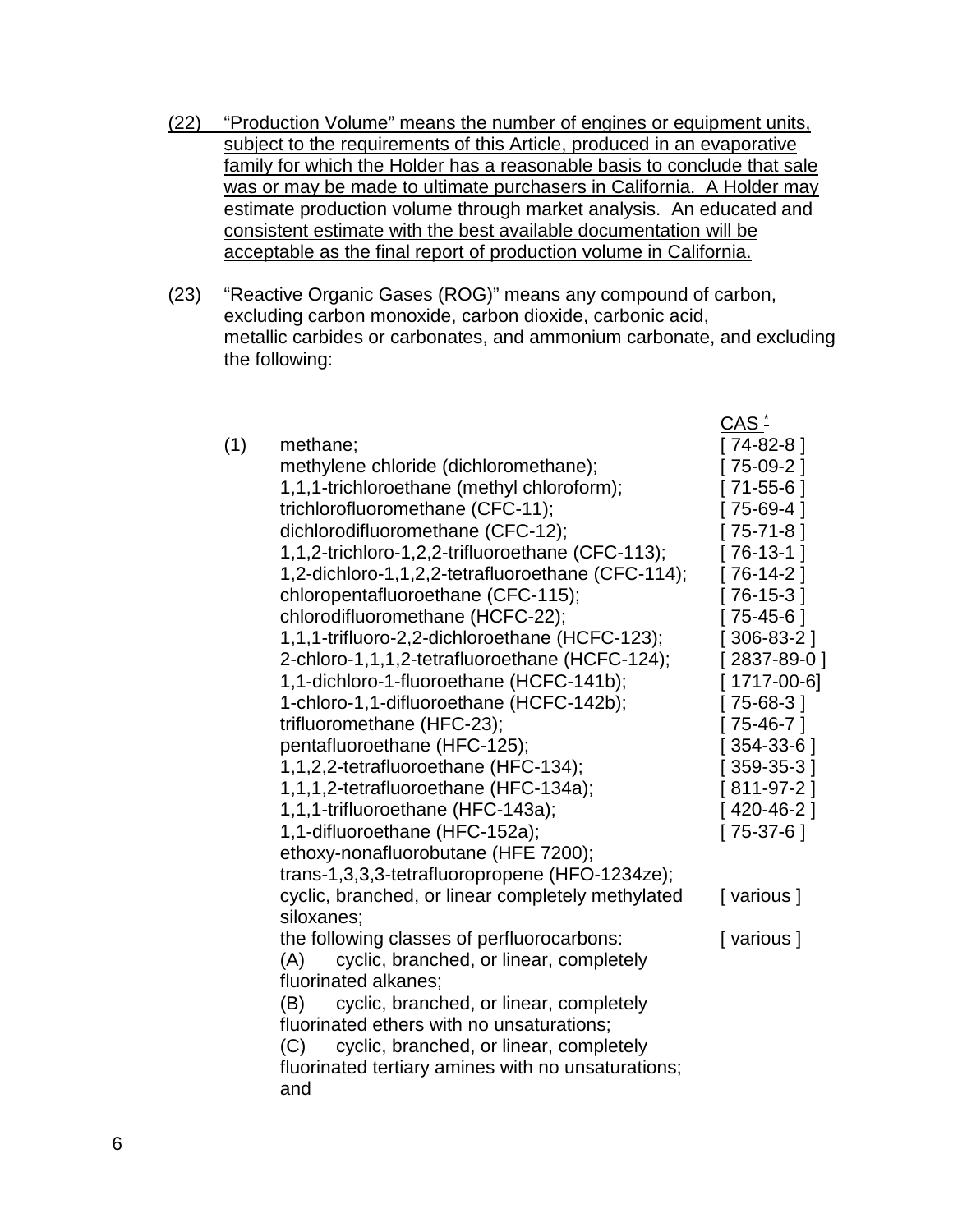(22) “Production Volume” means the number of engines or equipment units, subject to the requirements of this Article, produced in an evaporative family for which the Holder has a reasonable basis to conclude that sale was or may be made to ultimate purchasers in California. A Holder may estimate production volume through market analysis. An educated and consistent estimate with the best available documentation will be acceptable as the final report of production volume in California.

(23) “Reactive Organic Gases (ROG)” means any compound of carbon, excluding carbon monoxide, carbon dioxide, carbonic acid, metallic carbides or carbonates, and ammonium carbonate, and excluding the following:

| | | CAS * |
|---|---|---|
| (1) | methane; | [ 74-82-8 ] |
| | methylene chloride (dichloromethane); | [ 75-09-2 ] |
| | 1,1,1-trichloroethane (methyl chloroform); | [ 71-55-6 ] |
| | trichlorofluoromethane (CFC-11); | [ 75-69-4 ] |
| | dichlorodifluoromethane (CFC-12); | [ 75-71-8 ] |
| | 1,1,2-trichloro-1,2,2-trifluoroethane (CFC-113); | [ 76-13-1 ] |
| | 1,2-dichloro-1,1,2,2-tetrafluoroethane (CFC-114); | [ 76-14-2 ] |
| | chloropentafluoroethane (CFC-115); | [ 76-15-3 ] |
| | chlorodifluoromethane (HCFC-22); | [ 75-45-6 ] |
| | 1,1,1-trifluoro-2,2-dichloroethane (HCFC-123); | [ 306-83-2 ] |
| | 2-chloro-1,1,1,2-tetrafluoroethane (HCFC-124); | [ 2837-89-0 ] |
| | 1,1-dichloro-1-fluoroethane (HCFC-141b); | [ 1717-00-6] |
| | 1-chloro-1,1-difluoroethane (HCFC-142b); | [ 75-68-3 ] |
| | trifluoromethane (HFC-23); | [ 75-46-7 ] |
| | pentafluoroethane (HFC-125); | [ 354-33-6 ] |
| | 1,1,2,2-tetrafluoroethane (HFC-134); | [ 359-35-3 ] |
| | 1,1,1,2-tetrafluoroethane (HFC-134a); | [ 811-97-2 ] |
| | 1,1,1-trifluoroethane (HFC-143a); | [ 420-46-2 ] |
| | 1,1-difluoroethane (HFC-152a); | [ 75-37-6 ] |
| | ethoxy-nonafluorobutane (HFE 7200); | |
| | trans-1,3,3,3-tetrafluoropropene (HFO-1234ze); | |
| | cyclic, branched, or linear completely methylated siloxanes; | [ various ] |
| | the following classes of perfluorocarbons:<br>(A) cyclic, branched, or linear, completely fluorinated alkanes;<br>(B) cyclic, branched, or linear, completely fluorinated ethers with no unsaturations;<br>(C) cyclic, branched, or linear, completely fluorinated tertiary amines with no unsaturations; and | [ various ] |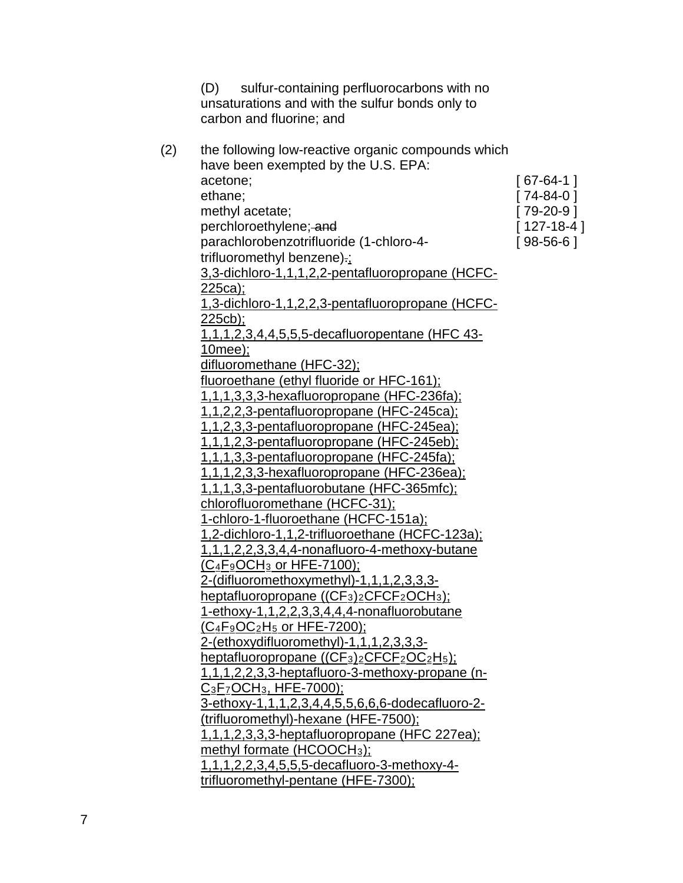(D) sulfur-containing perfluorocarbons with no unsaturations and with the sulfur bonds only to carbon and fluorine; and

(2) the following low-reactive organic compounds which have been exempted by the U.S. EPA:

| | |
|---|---|
| acetone; | [ 67-64-1 ] |
| ethane; | [ 74-84-0 ] |
| methyl acetate; | [ 79-20-9 ] |
| perchloroethylene; ~~and~~ | [ 127-18-4 ] |
| parachlorobenzotrifluoride (1-chloro-4-trifluoromethyl benzene)~~.~~; | [ 98-56-6 ] |

3,3-dichloro-1,1,1,2,2-pentafluoropropane (HCFC-225ca);
1,3-dichloro-1,1,2,2,3-pentafluoropropane (HCFC-225cb);
1,1,1,2,3,4,4,5,5,5-decafluoropentane (HFC 43-10mee);
difluoromethane (HFC-32);
fluoroethane (ethyl fluoride or HFC-161);
1,1,1,3,3,3-hexafluoropropane (HFC-236fa);
1,1,2,2,3-pentafluoropropane (HFC-245ca);
1,1,2,3,3-pentafluoropropane (HFC-245ea);
1,1,1,2,3-pentafluoropropane (HFC-245eb);
1,1,1,3,3-pentafluoropropane (HFC-245fa);
1,1,1,2,3,3-hexafluoropropane (HFC-236ea);
1,1,1,3,3-pentafluorobutane (HFC-365mfc);
chlorofluoromethane (HCFC-31);
1-chloro-1-fluoroethane (HCFC-151a);
1,2-dichloro-1,1,2-trifluoroethane (HCFC-123a);
1,1,1,2,2,3,3,4,4-nonafluoro-4-methoxy-butane ($C_4F_9OCH_3$ or HFE-7100);
2-(difluoromethoxymethyl)-1,1,1,2,3,3,3-heptafluoropropane ($(CF_3)_2CFCF_2OCH_3$);
1-ethoxy-1,1,2,2,3,3,4,4,4-nonafluorobutane ($C_4F_9OC_2H_5$ or HFE-7200);
2-(ethoxydifluoromethyl)-1,1,1,2,3,3,3-heptafluoropropane ($(CF_3)_2CFCF_2OC_2H_5$);
1,1,1,2,2,3,3-heptafluoro-3-methoxy-propane (n-$C_3F_7OCH_3$, HFE-7000);
3-ethoxy-1,1,1,2,3,4,4,5,5,6,6,6-dodecafluoro-2-(trifluoromethyl)-hexane (HFE-7500);
1,1,1,2,3,3,3-heptafluoropropane (HFC 227ea);
methyl formate ($HCOOCH_3$);
1,1,1,2,2,3,4,5,5,5-decafluoro-3-methoxy-4-trifluoromethyl-pentane (HFE-7300);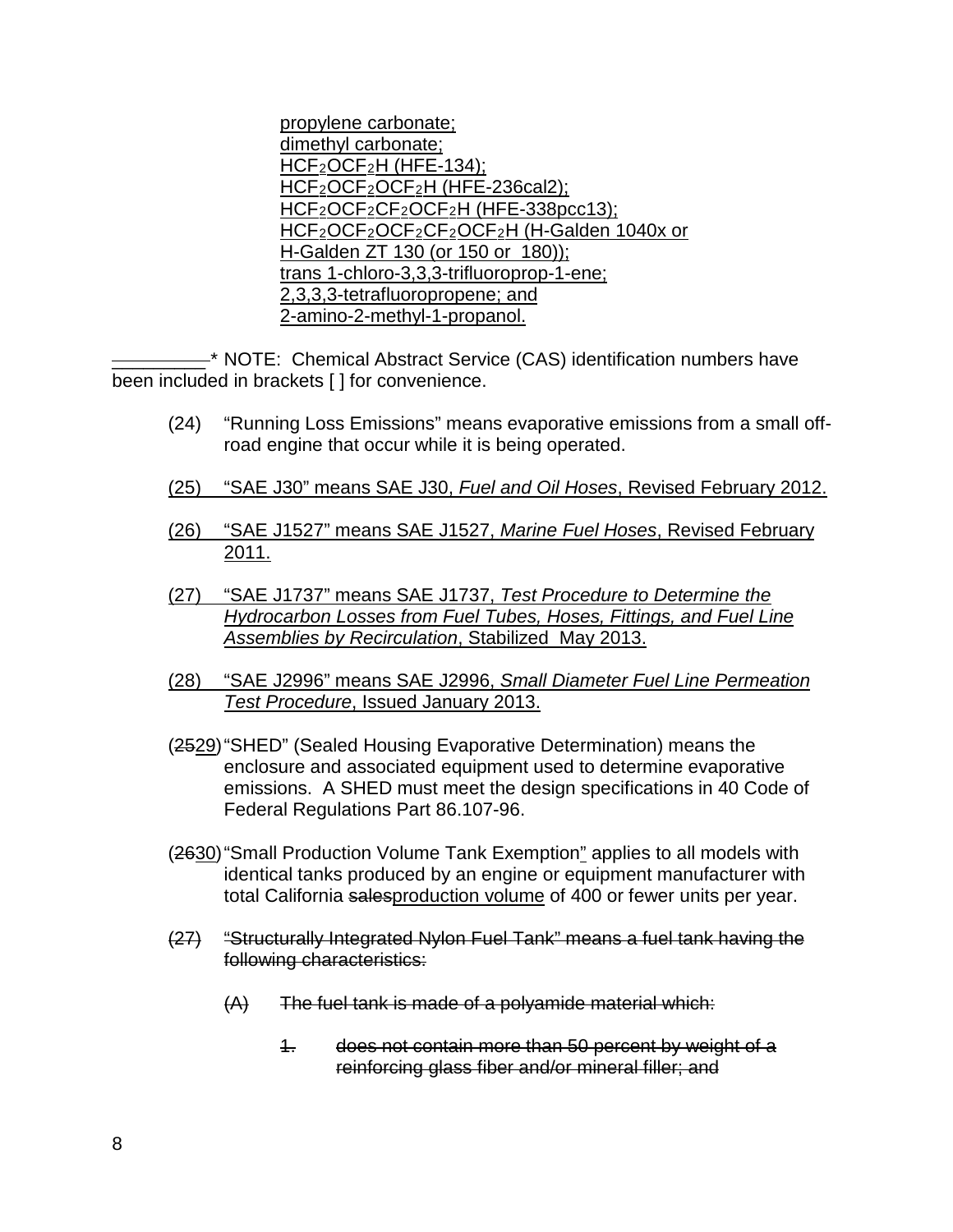propylene carbonate;
dimethyl carbonate;
$HCF_2OCF_2H$ (HFE-134);
$HCF_2OCF_2OCF_2H$ (HFE-236cal2);
$HCF_2OCF_2CF_2OCF_2H$ (HFE-338pcc13);
$HCF_2OCF_2OCF_2CF_2OCF_2H$ (H-Galden 1040x or H-Galden ZT 130 (or 150 or 180));
trans 1-chloro-3,3,3-trifluoroprop-1-ene;
2,3,3,3-tetrafluoropropene; and
2-amino-2-methyl-1-propanol.

\* NOTE: Chemical Abstract Service (CAS) identification numbers have been included in brackets [ ] for convenience.

(24) "Running Loss Emissions" means evaporative emissions from a small off-road engine that occur while it is being operated.

(25) "SAE J30" means SAE J30, *Fuel and Oil Hoses*, Revised February 2012.

(26) "SAE J1527" means SAE J1527, *Marine Fuel Hoses*, Revised February 2011.

(27) "SAE J1737" means SAE J1737, *Test Procedure to Determine the Hydrocarbon Losses from Fuel Tubes, Hoses, Fittings, and Fuel Line Assemblies by Recirculation*, Stabilized May 2013.

(28) "SAE J2996" means SAE J2996, *Small Diameter Fuel Line Permeation Test Procedure*, Issued January 2013.

(~~25~~29) "SHED" (Sealed Housing Evaporative Determination) means the enclosure and associated equipment used to determine evaporative emissions. A SHED must meet the design specifications in 40 Code of Federal Regulations Part 86.107-96.

(~~26~~30) "Small Production Volume Tank Exemption" applies to all models with identical tanks produced by an engine or equipment manufacturer with total California ~~sales~~production volume of 400 or fewer units per year.

~~(27) "Structurally Integrated Nylon Fuel Tank" means a fuel tank having the following characteristics:~~

~~(A) The fuel tank is made of a polyamide material which:~~

~~1. does not contain more than 50 percent by weight of a reinforcing glass fiber and/or mineral filler; and~~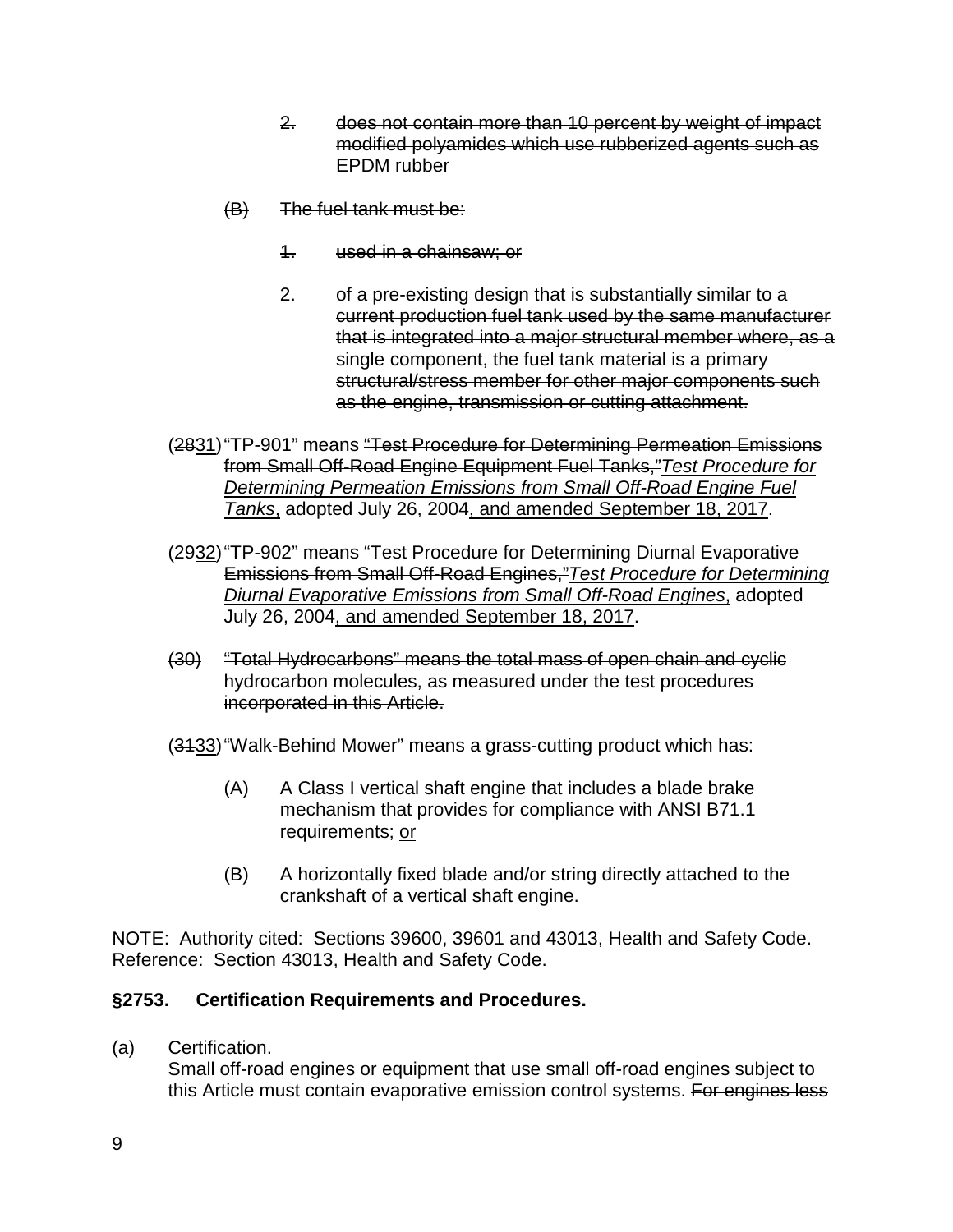2. ~~does not contain more than 10 percent by weight of impact modified polyamides which use rubberized agents such as EPDM rubber~~

~~(B) The fuel tank must be:~~

~~1. used in a chainsaw; or~~

~~2. of a pre-existing design that is substantially similar to a current production fuel tank used by the same manufacturer that is integrated into a major structural member where, as a single component, the fuel tank material is a primary structural/stress member for other major components such as the engine, transmission or cutting attachment.~~

(~~28~~<u>31</u>) "TP-901" means ~~"Test Procedure for Determining Permeation Emissions from Small Off-Road Engine Equipment Fuel Tanks,"~~ <u>*Test Procedure for Determining Permeation Emissions from Small Off-Road Engine Fuel Tanks*,</u> adopted July 26, 2004<u>, and amended September 18, 2017</u>.

(~~29~~<u>32</u>) "TP-902" means ~~"Test Procedure for Determining Diurnal Evaporative Emissions from Small Off-Road Engines,"~~ <u>*Test Procedure for Determining Diurnal Evaporative Emissions from Small Off-Road Engines*,</u> adopted July 26, 2004<u>, and amended September 18, 2017</u>.

~~(30) "Total Hydrocarbons" means the total mass of open chain and cyclic hydrocarbon molecules, as measured under the test procedures incorporated in this Article.~~

(~~31~~<u>33</u>) "Walk-Behind Mower" means a grass-cutting product which has:

(A) A Class I vertical shaft engine that includes a blade brake mechanism that provides for compliance with ANSI B71.1 requirements; <u>or</u>

(B) A horizontally fixed blade and/or string directly attached to the crankshaft of a vertical shaft engine.

NOTE: Authority cited: Sections 39600, 39601 and 43013, Health and Safety Code. Reference: Section 43013, Health and Safety Code.

### §2753. Certification Requirements and Procedures.

(a) Certification.
Small off-road engines or equipment that use small off-road engines subject to this Article must contain evaporative emission control systems. ~~For engines less~~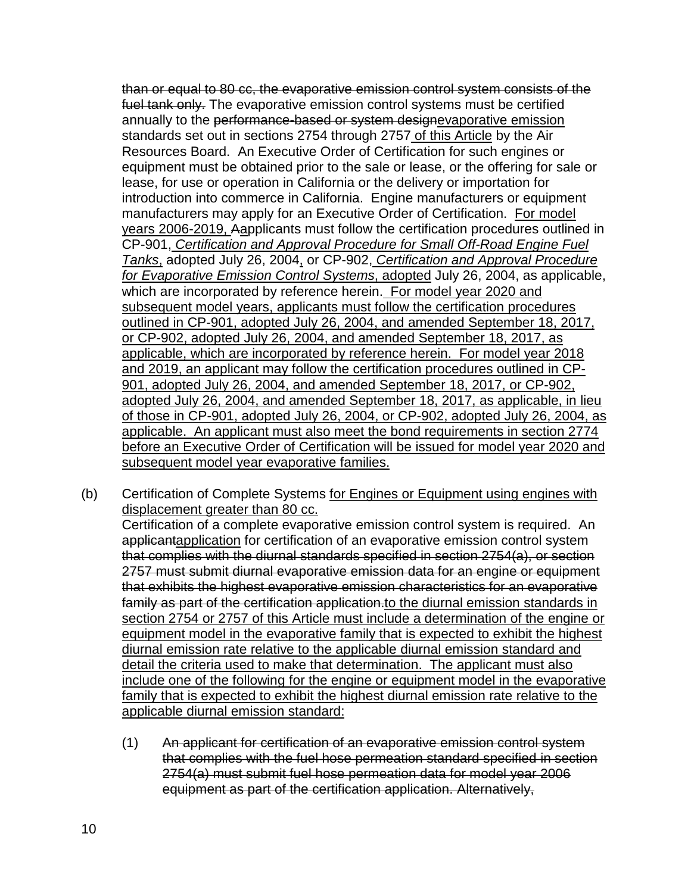~~than or equal to 80 cc, the evaporative emission control system consists of the fuel tank only.~~ The evaporative emission control systems must be certified annually to the ~~performance-based or system design~~<u>evaporative emission</u> standards set out in sections 2754 through 2757<u> of this Article</u> by the Air Resources Board. An Executive Order of Certification for such engines or equipment must be obtained prior to the sale or lease, or the offering for sale or lease, for use or operation in California or the delivery or importation for introduction into commerce in California. Engine manufacturers or equipment manufacturers may apply for an Executive Order of Certification. <u>For model years 2006-2019, </u>~~A~~<u>a</u>pplicants must follow the certification procedures outlined in CP-901,<u> *Certification and Approval Procedure for Small Off-Road Engine Fuel Tanks*,</u> adopted July 26, 2004<u>,</u> or CP-902,<u> *Certification and Approval Procedure for Evaporative Emission Control Systems*, adopted</u> July 26, 2004, as applicable, which are incorporated by reference herein.<u> For model year 2020 and subsequent model years, applicants must follow the certification procedures outlined in CP-901, adopted July 26, 2004, and amended September 18, 2017, or CP-902, adopted July 26, 2004, and amended September 18, 2017, as applicable, which are incorporated by reference herein. For model year 2018 and 2019, an applicant may follow the certification procedures outlined in CP-901, adopted July 26, 2004, and amended September 18, 2017, or CP-902, adopted July 26, 2004, and amended September 18, 2017, as applicable, in lieu of those in CP-901, adopted July 26, 2004, or CP-902, adopted July 26, 2004, as applicable. An applicant must also meet the bond requirements in section 2774 before an Executive Order of Certification will be issued for model year 2020 and subsequent model year evaporative families.</u>

(b) Certification of Complete Systems <u>for Engines or Equipment using engines with displacement greater than 80 cc.</u>
Certification of a complete evaporative emission control system is required. An ~~applicant~~<u>application</u> for certification of an evaporative emission control system ~~that complies with the diurnal standards specified in section 2754(a), or section 2757 must submit diurnal evaporative emission data for an engine or equipment that exhibits the highest evaporative emission characteristics for an evaporative family as part of the certification application.~~<u>to the diurnal emission standards in section 2754 or 2757 of this Article must include a determination of the engine or equipment model in the evaporative family that is expected to exhibit the highest diurnal emission rate relative to the applicable diurnal emission standard and detail the criteria used to make that determination. The applicant must also include one of the following for the engine or equipment model in the evaporative family that is expected to exhibit the highest diurnal emission rate relative to the applicable diurnal emission standard:</u>

(1) ~~An applicant for certification of an evaporative emission control system that complies with the fuel hose permeation standard specified in section 2754(a) must submit fuel hose permeation data for model year 2006 equipment as part of the certification application. Alternatively,~~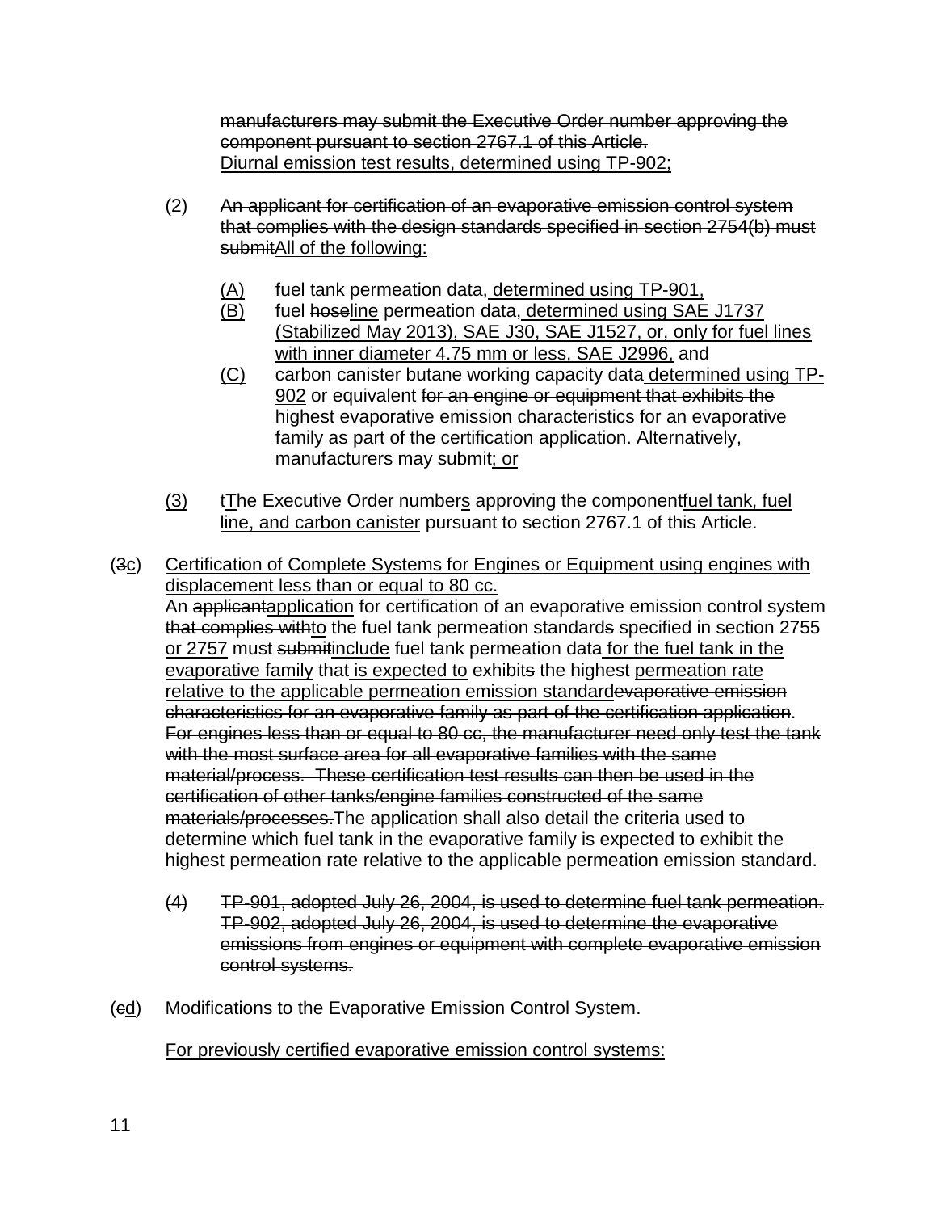~~manufacturers may submit the Executive Order number approving the component pursuant to section 2767.1 of this Article.~~
<u>Diurnal emission test results, determined using TP-902;</u>

(2) ~~An applicant for certification of an evaporative emission control system that complies with the design standards specified in section 2754(b) must submit~~<u>All of the following:</u>

<u>(A)</u> fuel tank permeation data<u>, determined using TP-901,</u>
<u>(B)</u> fuel ~~hose~~<u>line</u> permeation data<u>, determined using SAE J1737 (Stabilized May 2013), SAE J30, SAE J1527, or, only for fuel lines with inner diameter 4.75 mm or less, SAE J2996,</u> and
<u>(C)</u> carbon canister butane working capacity data<u> determined using TP-902</u> or equivalent ~~for an engine or equipment that exhibits the highest evaporative emission characteristics for an evaporative family as part of the certification application. Alternatively, manufacturers may submit~~<u>; or</u>

<u>(3)</u> ~~t~~<u>T</u>he Executive Order number<u>s</u> approving the ~~component~~<u>fuel tank, fuel line, and carbon canister</u> pursuant to section 2767.1 of this Article.

(~~3~~<u>c</u>) <u>Certification of Complete Systems for Engines or Equipment using engines with displacement less than or equal to 80 cc.</u>
An ~~applicant~~<u>application</u> for certification of an evaporative emission control system ~~that complies with~~<u>to</u> the fuel tank permeation standard~~s~~ specified in section 2755 <u>or 2757</u> must ~~submit~~<u>include</u> fuel tank permeation data<u> for the fuel tank in the evaporative family</u> that<u> is expected to</u> exhibit~~s~~ the highest <u>permeation rate relative to the applicable permeation emission standard</u>~~evaporative emission characteristics for an evaporative family as part of the certification application~~. ~~For engines less than or equal to 80 cc, the manufacturer need only test the tank with the most surface area for all evaporative families with the same material/process. These certification test results can then be used in the certification of other tanks/engine families constructed of the same materials/processes.~~<u>The application shall also detail the criteria used to determine which fuel tank in the evaporative family is expected to exhibit the highest permeation rate relative to the applicable permeation emission standard.</u>

~~(4) TP-901, adopted July 26, 2004, is used to determine fuel tank permeation. TP-902, adopted July 26, 2004, is used to determine the evaporative emissions from engines or equipment with complete evaporative emission control systems.~~

(~~c~~<u>d</u>) Modifications to the Evaporative Emission Control System.

<u>For previously certified evaporative emission control systems:</u>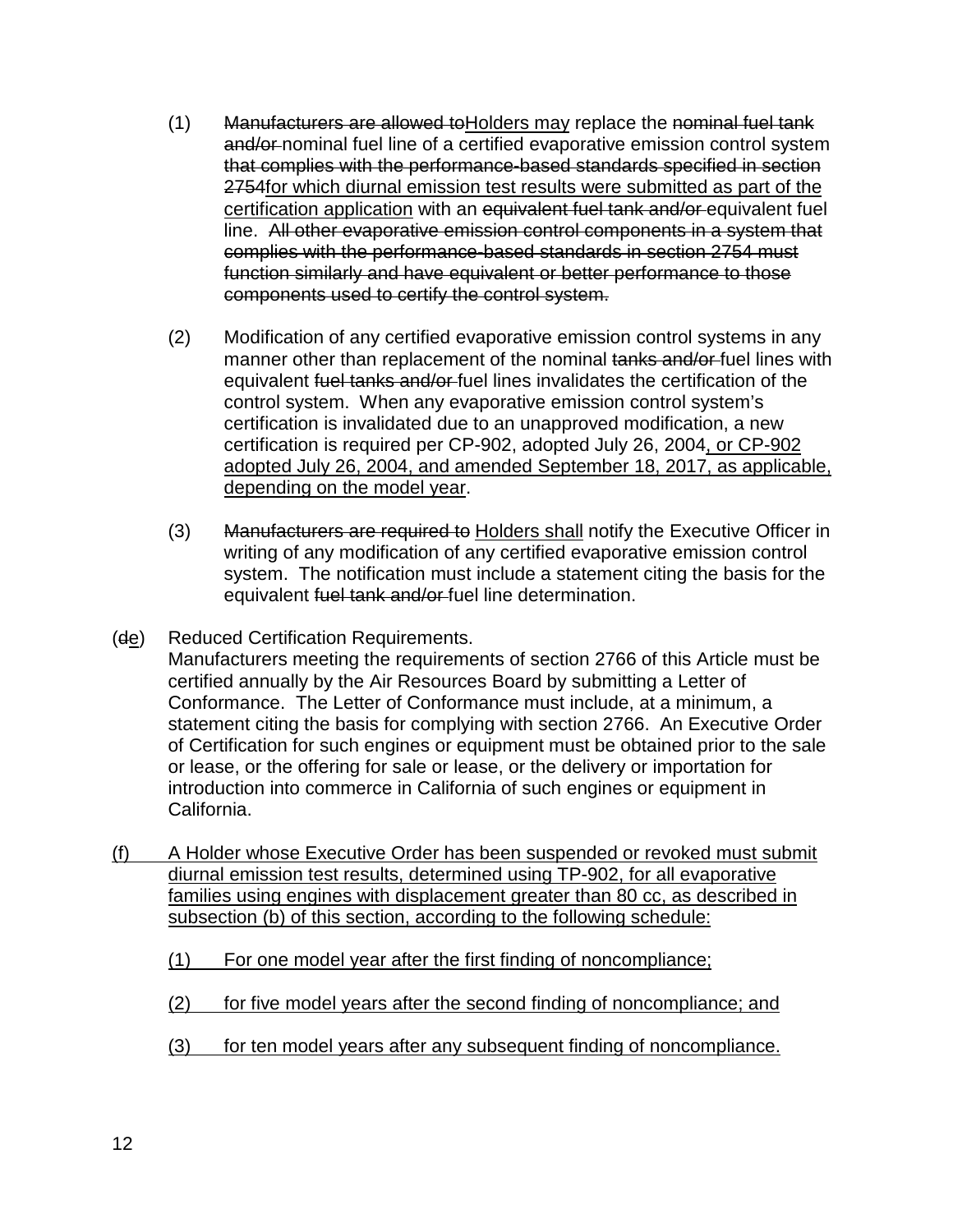(1) ~~Manufacturers are allowed to~~<u>Holders may</u> replace the ~~nominal fuel tank and/or~~ nominal fuel line of a certified evaporative emission control system ~~that complies with the performance-based standards specified in section 2754~~<u>for which diurnal emission test results were submitted as part of the certification application</u> with an ~~equivalent fuel tank and/or~~ equivalent fuel line. ~~All other evaporative emission control components in a system that complies with the performance-based standards in section 2754 must function similarly and have equivalent or better performance to those components used to certify the control system.~~

(2) Modification of any certified evaporative emission control systems in any manner other than replacement of the nominal ~~tanks and/or~~ fuel lines with equivalent ~~fuel tanks and/or~~ fuel lines invalidates the certification of the control system. When any evaporative emission control system's certification is invalidated due to an unapproved modification, a new certification is required per CP-902, adopted July 26, 2004<u>, or CP-902 adopted July 26, 2004, and amended September 18, 2017, as applicable, depending on the model year</u>.

(3) ~~Manufacturers are required to~~ <u>Holders shall</u> notify the Executive Officer in writing of any modification of any certified evaporative emission control system. The notification must include a statement citing the basis for the equivalent ~~fuel tank and/or~~ fuel line determination.

(~~d~~<u>e</u>) Reduced Certification Requirements.
Manufacturers meeting the requirements of section 2766 of this Article must be certified annually by the Air Resources Board by submitting a Letter of Conformance. The Letter of Conformance must include, at a minimum, a statement citing the basis for complying with section 2766. An Executive Order of Certification for such engines or equipment must be obtained prior to the sale or lease, or the offering for sale or lease, or the delivery or importation for introduction into commerce in California of such engines or equipment in California.

<u>(f) A Holder whose Executive Order has been suspended or revoked must submit diurnal emission test results, determined using TP-902, for all evaporative families using engines with displacement greater than 80 cc, as described in subsection (b) of this section, according to the following schedule:</u>

<u>(1) For one model year after the first finding of noncompliance;</u>

<u>(2) for five model years after the second finding of noncompliance; and</u>

<u>(3) for ten model years after any subsequent finding of noncompliance.</u>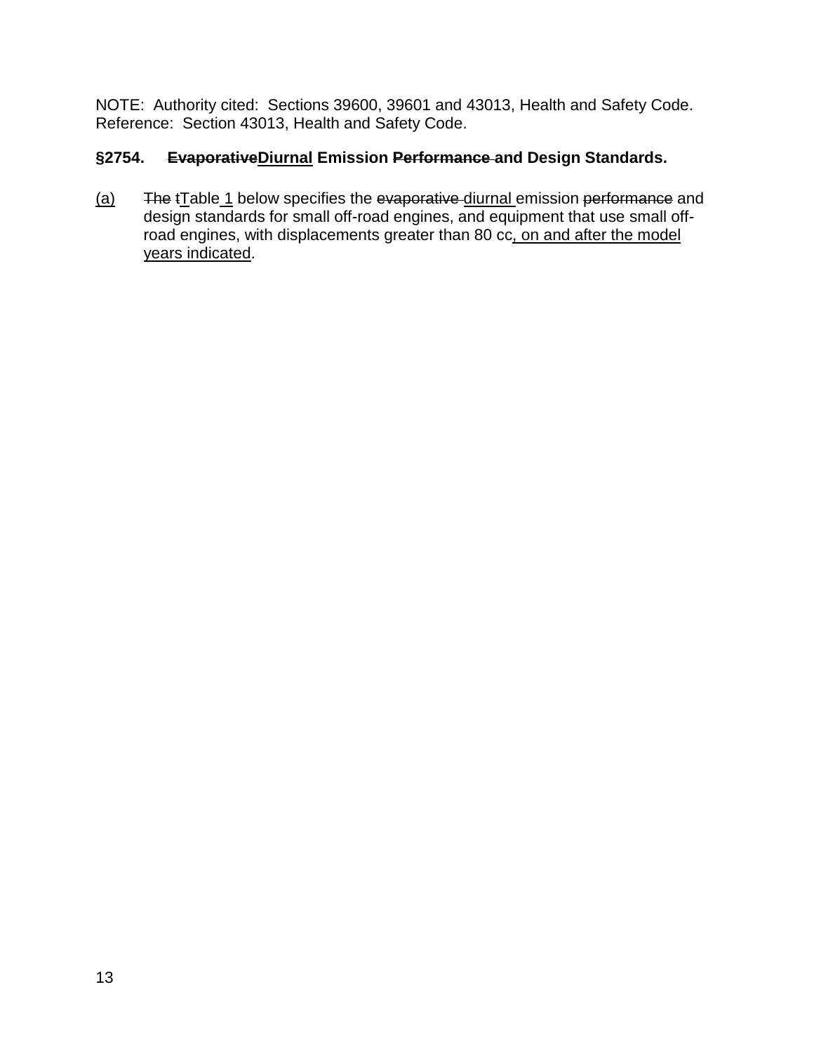NOTE: Authority cited: Sections 39600, 39601 and 43013, Health and Safety Code. Reference: Section 43013, Health and Safety Code.

**§2754. ~~Evaporative~~Diurnal Emission ~~Performance~~ and Design Standards.**

(a) ~~The~~ ~~t~~Table 1 below specifies the ~~evaporative~~ diurnal emission ~~performance~~ and design standards for small off-road engines, and equipment that use small off-road engines, with displacements greater than 80 cc, on and after the model years indicated.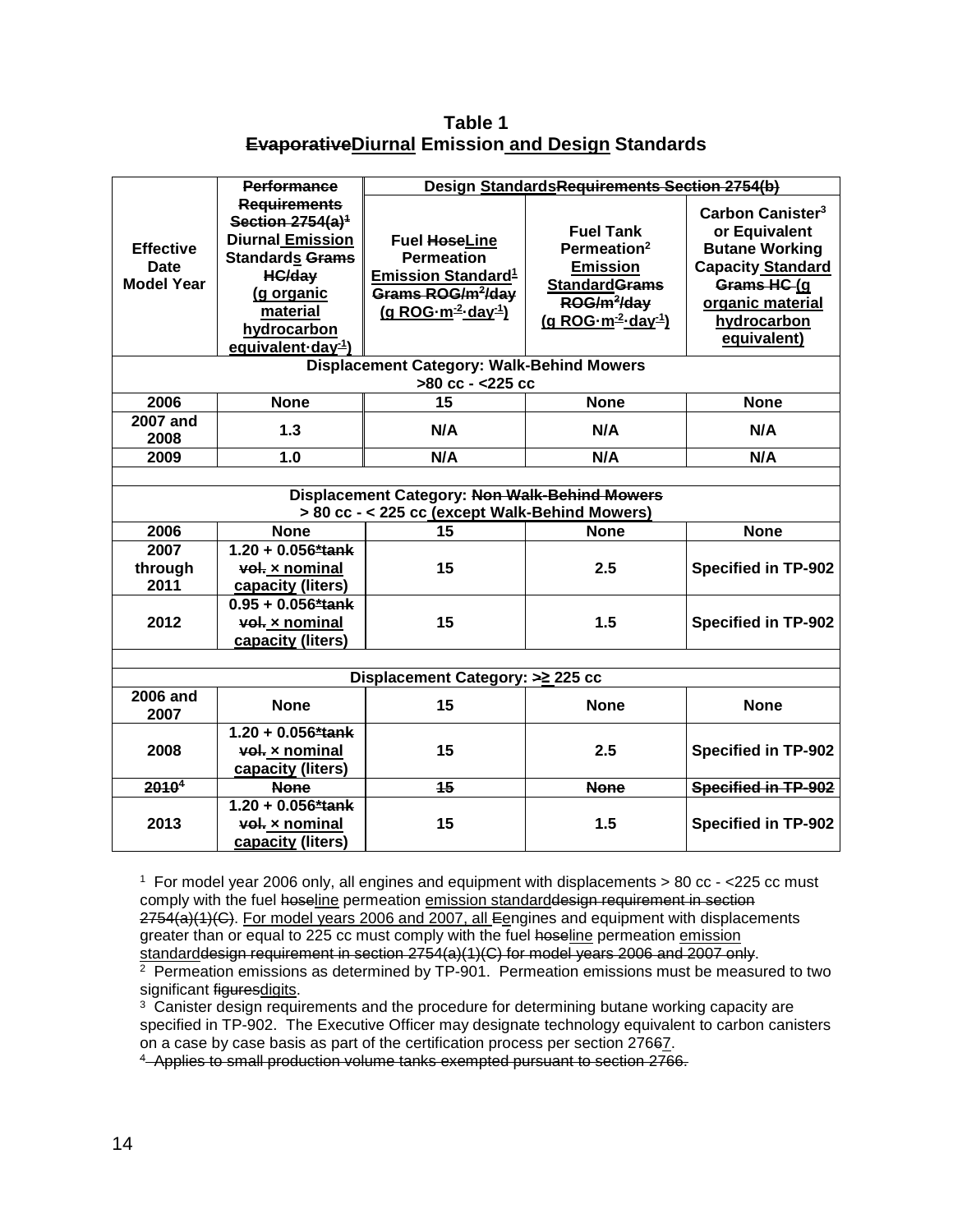**Table 1**
**~~Evaporative~~Diurnal Emission and Design Standards**

| Effective Date Model Year | ~~Performance Requirements Section 2754(a)[1]~~ Diurnal Emission Standards ~~Grams HC/day~~ (g organic material hydrocarbon equivalent·day$^{-1}$) | Design Standards~~Requirements Section 2754(b)~~ Fuel ~~Hose~~Line Permeation Emission Standard[1] ~~Grams ROG/m²/day~~ (g ROG·m$^{-2}$·day$^{-1}$) | Fuel Tank Permeation[2] Emission Standard~~Grams ROG/m²/day~~ (g ROG·m$^{-2}$·day$^{-1}$) | Carbon Canister[3] or Equivalent Butane Working Capacity Standard ~~Grams HC~~ (g organic material hydrocarbon equivalent) |
|---|---|---|---|---|
| **Displacement Category: Walk-Behind Mowers >80 cc - <225 cc** | | | | |
| 2006 | None | 15 | None | None |
| 2007 and 2008 | 1.3 | N/A | N/A | N/A |
| 2009 | 1.0 | N/A | N/A | N/A |
| | | | | |
| **Displacement Category: ~~Non Walk-Behind Mowers~~ > 80 cc - < 225 cc (except Walk-Behind Mowers)** | | | | |
| 2006 | None | 15 | None | None |
| 2007 through 2011 | 1.20 + 0.056~~*tank vol.~~ × nominal capacity (liters) | 15 | 2.5 | Specified in TP-902 |
| 2012 | 0.95 + 0.056~~*tank vol.~~ × nominal capacity (liters) | 15 | 1.5 | Specified in TP-902 |
| | | | | |
| **Displacement Category: ~~>~~≥ 225 cc** | | | | |
| 2006 and 2007 | None | 15 | None | None |
| 2008 | 1.20 + 0.056~~*tank vol.~~ × nominal capacity (liters) | 15 | 2.5 | Specified in TP-902 |
| ~~2010[4]~~ | ~~None~~ | ~~15~~ | ~~None~~ | ~~Specified in TP-902~~ |
| 2013 | 1.20 + 0.056~~*tank vol.~~ × nominal capacity (liters) | 15 | 1.5 | Specified in TP-902 |

[1] For model year 2006 only, all engines and equipment with displacements > 80 cc - <225 cc must comply with the fuel ~~hose~~line permeation emission standard~~design requirement in section 2754(a)(1)(C)~~. For model years 2006 and 2007, all ~~E~~engines and equipment with displacements greater than or equal to 225 cc must comply with the fuel ~~hose~~line permeation emission standard~~design requirement in section 2754(a)(1)(C) for model years 2006 and 2007 only~~.

[2] Permeation emissions as determined by TP-901. Permeation emissions must be measured to two significant ~~figures~~digits.

[3] Canister design requirements and the procedure for determining butane working capacity are specified in TP-902. The Executive Officer may designate technology equivalent to carbon canisters on a case by case basis as part of the certification process per section 276~~6~~7.

~~[4] Applies to small production volume tanks exempted pursuant to section 2766.~~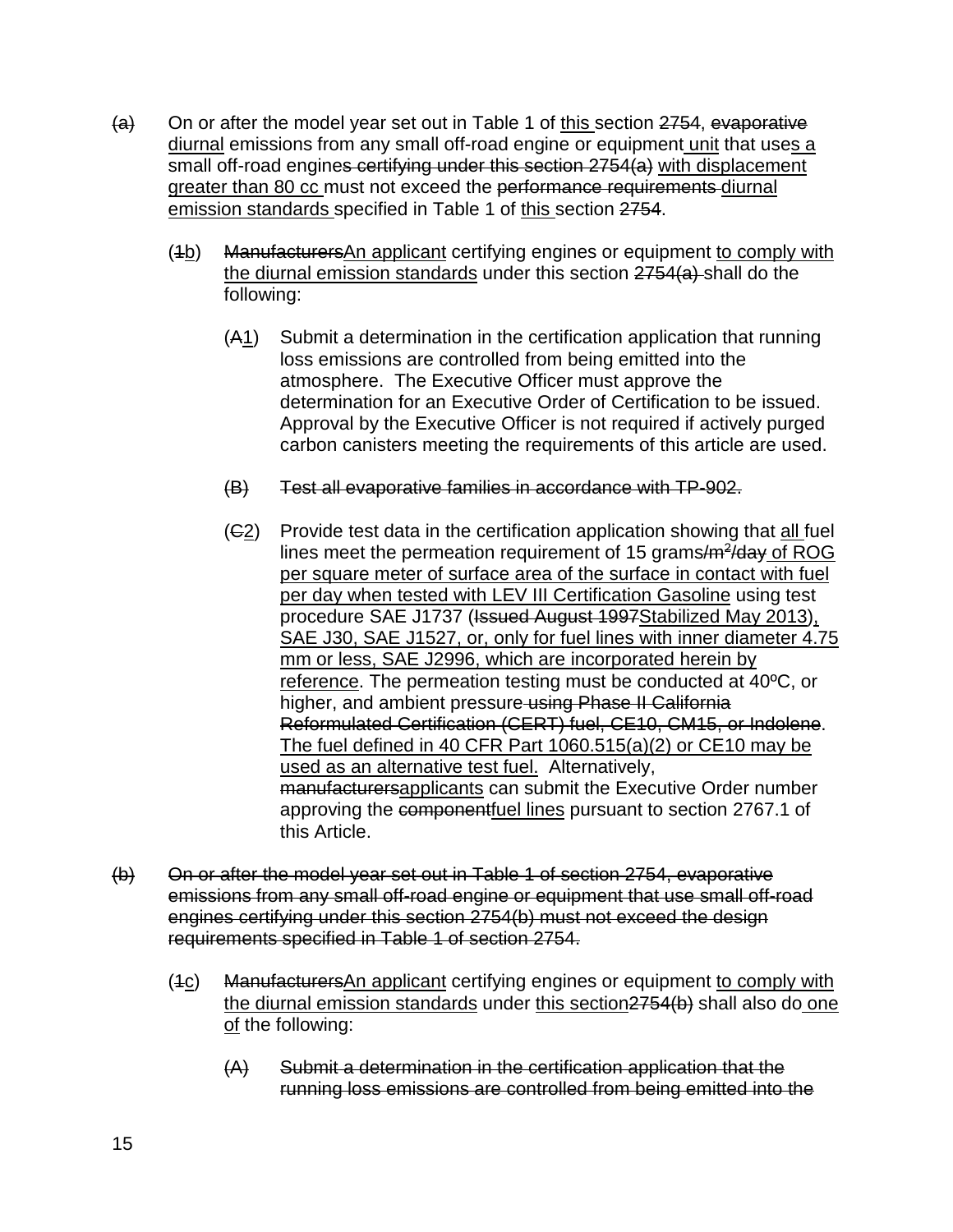~~(a)~~ On or after the model year set out in Table 1 of <u>this</u> section ~~2754~~, ~~evaporative~~ <u>diurnal</u> emissions from any small off-road engine or equipment <u>unit</u> that use<u>s a</u> small off-road engine~~s certifying under this section 2754(a)~~ <u>with displacement greater than 80 cc</u> must not exceed the ~~performance requirements~~ <u>diurnal emission standards</u> specified in Table 1 of <u>this</u> section ~~2754~~.

(~~1~~<u>b</u>) ~~Manufacturers~~<u>An applicant</u> certifying engines or equipment <u>to comply with the diurnal emission standards</u> under this section ~~2754(a)~~ shall do the following:

(~~A~~<u>1</u>) Submit a determination in the certification application that running loss emissions are controlled from being emitted into the atmosphere. The Executive Officer must approve the determination for an Executive Order of Certification to be issued. Approval by the Executive Officer is not required if actively purged carbon canisters meeting the requirements of this article are used.

~~(B) Test all evaporative families in accordance with TP-902.~~

(~~C~~<u>2</u>) Provide test data in the certification application showing that <u>all</u> fuel lines meet the permeation requirement of 15 grams~~/m²/day~~ <u>of ROG per square meter of surface area of the surface in contact with fuel per day when tested with LEV III Certification Gasoline</u> using test procedure SAE J1737 (~~Issued August 1997~~<u>Stabilized May 2013</u>)<u>, SAE J30, SAE J1527, or, only for fuel lines with inner diameter 4.75 mm or less, SAE J2996, which are incorporated herein by reference</u>. The permeation testing must be conducted at 40ºC, or higher, and ambient pressure ~~using Phase II California Reformulated Certification (CERT) fuel, CE10, CM15, or Indolene~~. <u>The fuel defined in 40 CFR Part 1060.515(a)(2) or CE10 may be used as an alternative test fuel.</u> Alternatively, ~~manufacturers~~<u>applicants</u> can submit the Executive Order number approving the ~~component~~<u>fuel lines</u> pursuant to section 2767.1 of this Article.

~~(b) On or after the model year set out in Table 1 of section 2754, evaporative emissions from any small off-road engine or equipment that use small off-road engines certifying under this section 2754(b) must not exceed the design requirements specified in Table 1 of section 2754.~~

(~~1~~<u>c</u>) ~~Manufacturers~~<u>An applicant</u> certifying engines or equipment <u>to comply with the diurnal emission standards</u> under <u>this section</u>~~2754(b)~~ shall also do <u>one of</u> the following:

~~(A) Submit a determination in the certification application that the running loss emissions are controlled from being emitted into the~~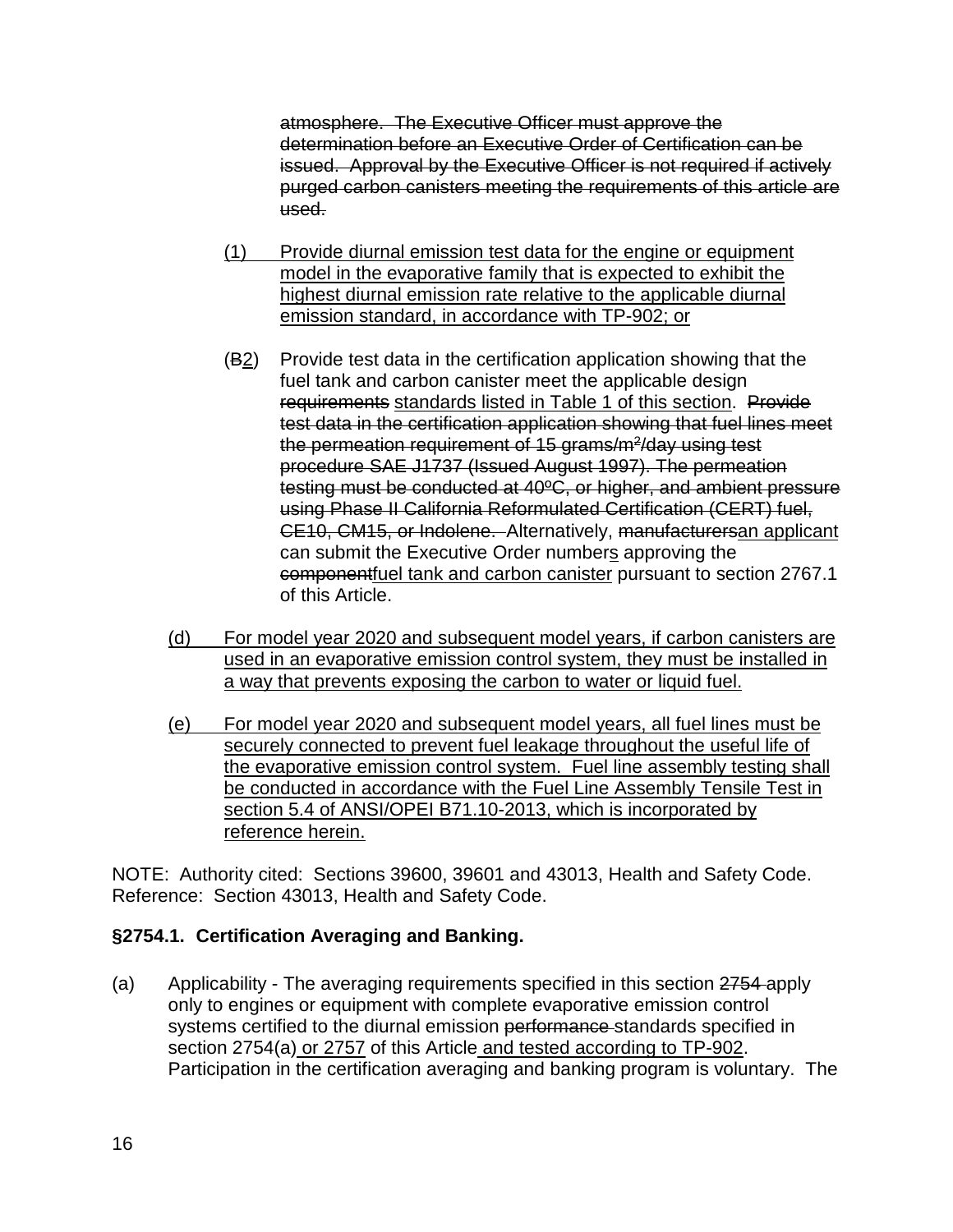~~atmosphere. The Executive Officer must approve the determination before an Executive Order of Certification can be issued. Approval by the Executive Officer is not required if actively purged carbon canisters meeting the requirements of this article are used.~~

<u>(1) Provide diurnal emission test data for the engine or equipment model in the evaporative family that is expected to exhibit the highest diurnal emission rate relative to the applicable diurnal emission standard, in accordance with TP-902; or</u>

(~~B~~<u>2</u>) Provide test data in the certification application showing that the fuel tank and carbon canister meet the applicable design ~~requirements~~ <u>standards listed in Table 1 of this section</u>. ~~Provide test data in the certification application showing that fuel lines meet the permeation requirement of 15 grams/m²/day using test procedure SAE J1737 (Issued August 1997). The permeation testing must be conducted at 40ºC, or higher, and ambient pressure using Phase II California Reformulated Certification (CERT) fuel, CE10, CM15, or Indolene.~~ Alternatively, ~~manufacturers~~<u>an applicant</u> can submit the Executive Order number<u>s</u> approving the ~~component~~<u>fuel tank and carbon canister</u> pursuant to section 2767.1 of this Article.

<u>(d) For model year 2020 and subsequent model years, if carbon canisters are used in an evaporative emission control system, they must be installed in a way that prevents exposing the carbon to water or liquid fuel.</u>

<u>(e) For model year 2020 and subsequent model years, all fuel lines must be securely connected to prevent fuel leakage throughout the useful life of the evaporative emission control system. Fuel line assembly testing shall be conducted in accordance with the Fuel Line Assembly Tensile Test in section 5.4 of ANSI/OPEI B71.10-2013, which is incorporated by reference herein.</u>

NOTE: Authority cited: Sections 39600, 39601 and 43013, Health and Safety Code. Reference: Section 43013, Health and Safety Code.

**§2754.1. Certification Averaging and Banking.**

(a) Applicability - The averaging requirements specified in this section ~~2754~~ apply only to engines or equipment with complete evaporative emission control systems certified to the diurnal emission ~~performance~~ standards specified in section 2754(a)<u> or 2757</u> of this Article<u> and tested according to TP-902</u>. Participation in the certification averaging and banking program is voluntary. The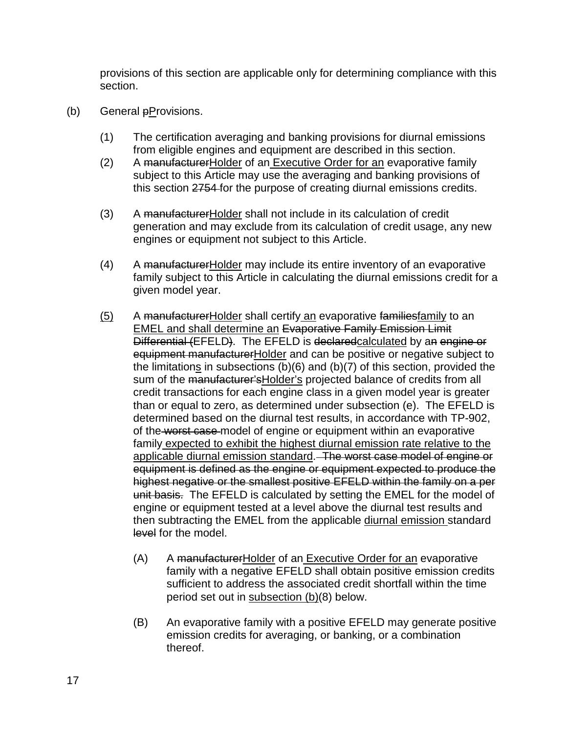provisions of this section are applicable only for determining compliance with this section.

(b) General ~~p~~<u>P</u>rovisions.

(1) The certification averaging and banking provisions for diurnal emissions from eligible engines and equipment are described in this section.

(2) A ~~manufacturer~~<u>Holder</u> of an<u> Executive Order for an</u> evaporative family subject to this Article may use the averaging and banking provisions of this section ~~2754 ~~for the purpose of creating diurnal emissions credits.

(3) A ~~manufacturer~~<u>Holder</u> shall not include in its calculation of credit generation and may exclude from its calculation of credit usage, any new engines or equipment not subject to this Article.

(4) A ~~manufacturer~~<u>Holder</u> may include its entire inventory of an evaporative family subject to this Article in calculating the diurnal emissions credit for a given model year.

<u>(5)</u> A ~~manufacturer~~<u>Holder</u> shall certify<u> an</u> evaporative ~~families~~<u>family</u> to an <u>EMEL and shall determine an</u> ~~Evaporative Family Emission Limit Differential (~~EFELD~~)~~. The EFELD is ~~declared~~<u>calculated</u> by a~~n engine or equipment manufacturer~~<u>Holder</u> and can be positive or negative subject to the limitation<u>s</u> in subsections (b)(6) and (b)(7) of this section, provided the sum of the ~~manufacturer's~~<u>Holder's</u> projected balance of credits from all credit transactions for each engine class in a given model year is greater than or equal to zero, as determined under subsection (e). The EFELD is determined based on the diurnal test results, in accordance with TP-902, of the~~ worst case ~~model of engine or equipment within an evaporative family<u> expected to exhibit the highest diurnal emission rate relative to the applicable diurnal emission standard</u>. ~~The worst case model of engine or equipment is defined as the engine or equipment expected to produce the highest negative or the smallest positive EFELD within the family on a per unit basis.~~ The EFELD is calculated by setting the EMEL for the model of engine or equipment tested at a level above the diurnal test results and then subtracting the EMEL from the applicable <u>diurnal emission </u>standard ~~level~~ for the model.

(A) A ~~manufacturer~~<u>Holder</u> of an<u> Executive Order for an</u> evaporative family with a negative EFELD shall obtain positive emission credits sufficient to address the associated credit shortfall within the time period set out in <u>subsection (b)</u>(8) below.

(B) An evaporative family with a positive EFELD may generate positive emission credits for averaging, or banking, or a combination thereof.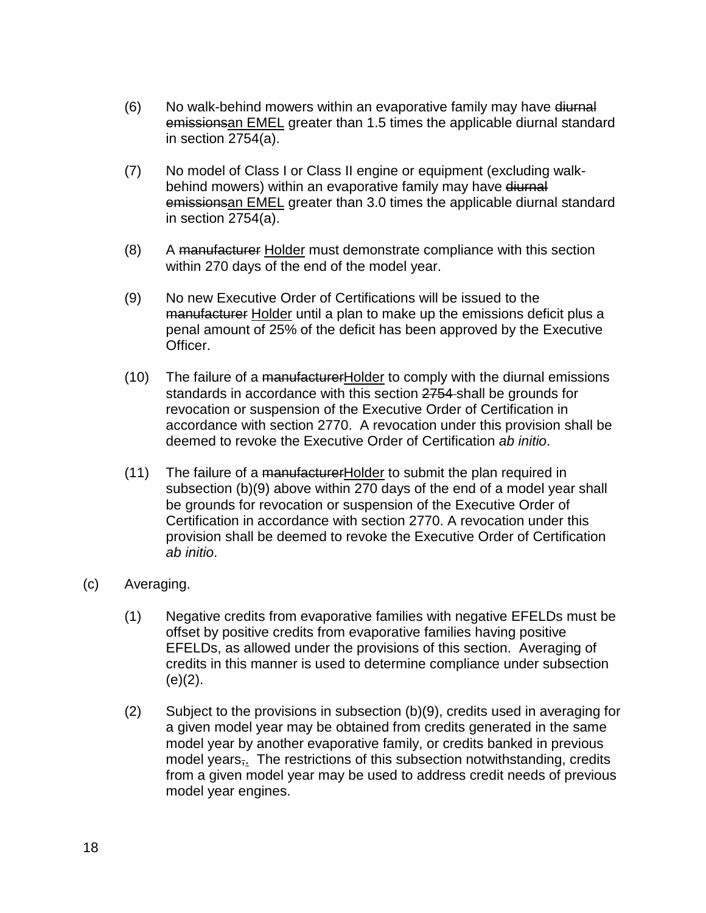(6) No walk-behind mowers within an evaporative family may have ~~diurnal emissions~~<u>an EMEL</u> greater than 1.5 times the applicable diurnal standard in section 2754(a).

(7) No model of Class I or Class II engine or equipment (excluding walk-behind mowers) within an evaporative family may have ~~diurnal emissions~~<u>an EMEL</u> greater than 3.0 times the applicable diurnal standard in section 2754(a).

(8) A ~~manufacturer~~ <u>Holder</u> must demonstrate compliance with this section within 270 days of the end of the model year.

(9) No new Executive Order of Certifications will be issued to the ~~manufacturer~~ <u>Holder</u> until a plan to make up the emissions deficit plus a penal amount of 25% of the deficit has been approved by the Executive Officer.

(10) The failure of a ~~manufacturer~~<u>Holder</u> to comply with the diurnal emissions standards in accordance with this section ~~2754~~ shall be grounds for revocation or suspension of the Executive Order of Certification in accordance with section 2770. A revocation under this provision shall be deemed to revoke the Executive Order of Certification *ab initio*.

(11) The failure of a ~~manufacturer~~<u>Holder</u> to submit the plan required in subsection (b)(9) above within 270 days of the end of a model year shall be grounds for revocation or suspension of the Executive Order of Certification in accordance with section 2770. A revocation under this provision shall be deemed to revoke the Executive Order of Certification *ab initio*.

(c) Averaging.

(1) Negative credits from evaporative families with negative EFELDs must be offset by positive credits from evaporative families having positive EFELDs, as allowed under the provisions of this section. Averaging of credits in this manner is used to determine compliance under subsection (e)(2).

(2) Subject to the provisions in subsection (b)(9), credits used in averaging for a given model year may be obtained from credits generated in the same model year by another evaporative family, or credits banked in previous model years~~,~~<u>.</u> The restrictions of this subsection notwithstanding, credits from a given model year may be used to address credit needs of previous model year engines.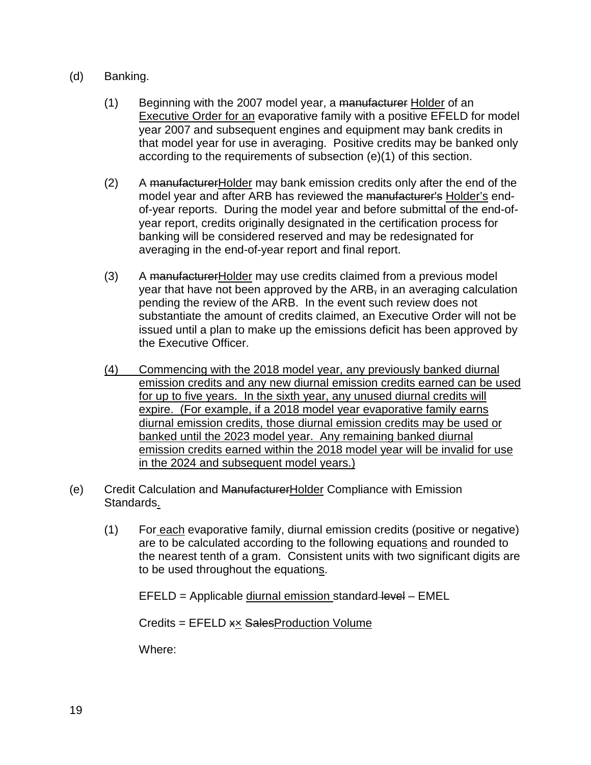(d) Banking.

(1) Beginning with the 2007 model year, a ~~manufacturer~~ <u>Holder</u> of an <u>Executive Order for an</u> evaporative family with a positive EFELD for model year 2007 and subsequent engines and equipment may bank credits in that model year for use in averaging. Positive credits may be banked only according to the requirements of subsection (e)(1) of this section.

(2) A ~~manufacturer~~<u>Holder</u> may bank emission credits only after the end of the model year and after ARB has reviewed the ~~manufacturer's~~ <u>Holder's</u> end-of-year reports. During the model year and before submittal of the end-of-year report, credits originally designated in the certification process for banking will be considered reserved and may be redesignated for averaging in the end-of-year report and final report.

(3) A ~~manufacturer~~<u>Holder</u> may use credits claimed from a previous model year that have not been approved by the ARB~~,~~ in an averaging calculation pending the review of the ARB. In the event such review does not substantiate the amount of credits claimed, an Executive Order will not be issued until a plan to make up the emissions deficit has been approved by the Executive Officer.

<u>(4) Commencing with the 2018 model year, any previously banked diurnal emission credits and any new diurnal emission credits earned can be used for up to five years. In the sixth year, any unused diurnal credits will expire. (For example, if a 2018 model year evaporative family earns diurnal emission credits, those diurnal emission credits may be used or banked until the 2023 model year. Any remaining banked diurnal emission credits earned within the 2018 model year will be invalid for use in the 2024 and subsequent model years.)</u>

(e) Credit Calculation and ~~Manufacturer~~<u>Holder</u> Compliance with Emission Standards<u>.</u>

(1) For <u>each</u> evaporative family, diurnal emission credits (positive or negative) are to be calculated according to the following equation<u>s</u> and rounded to the nearest tenth of a gram. Consistent units with two significant digits are to be used throughout the equation<u>s</u>.

EFELD = Applicable <u>diurnal emission</u> standard ~~level~~ – EMEL

Credits = EFELD ~~x~~<u>×</u> ~~Sales~~<u>Production Volume</u>

Where: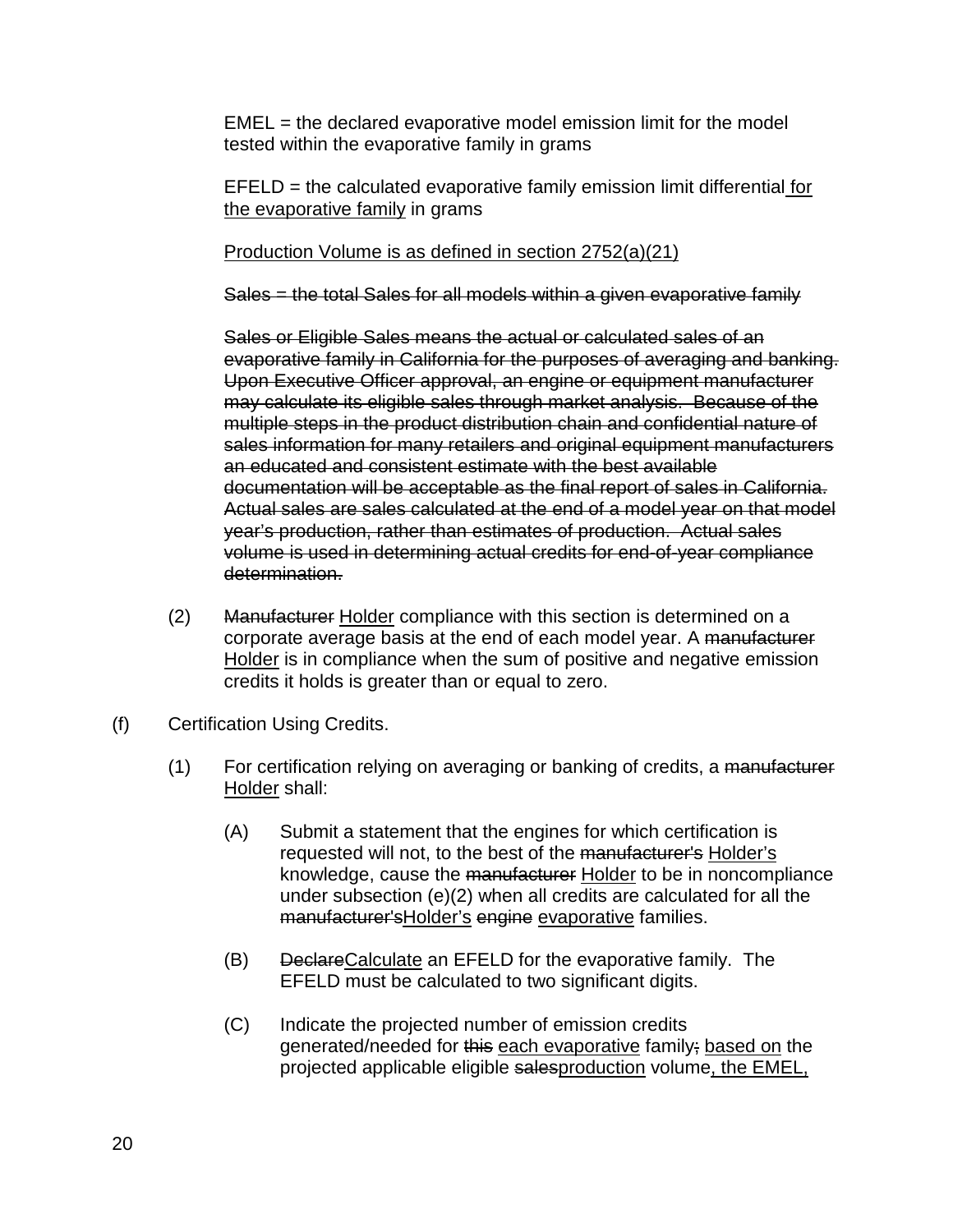EMEL = the declared evaporative model emission limit for the model tested within the evaporative family in grams

EFELD = the calculated evaporative family emission limit differential <u>for the evaporative family</u> in grams

<u>Production Volume is as defined in section 2752(a)(21)</u>

~~Sales = the total Sales for all models within a given evaporative family~~

~~Sales or Eligible Sales means the actual or calculated sales of an evaporative family in California for the purposes of averaging and banking. Upon Executive Officer approval, an engine or equipment manufacturer may calculate its eligible sales through market analysis. Because of the multiple steps in the product distribution chain and confidential nature of sales information for many retailers and original equipment manufacturers an educated and consistent estimate with the best available documentation will be acceptable as the final report of sales in California. Actual sales are sales calculated at the end of a model year on that model year's production, rather than estimates of production. Actual sales volume is used in determining actual credits for end-of-year compliance determination.~~

(2) ~~Manufacturer~~ <u>Holder</u> compliance with this section is determined on a corporate average basis at the end of each model year. A ~~manufacturer~~ <u>Holder</u> is in compliance when the sum of positive and negative emission credits it holds is greater than or equal to zero.

(f) Certification Using Credits.

(1) For certification relying on averaging or banking of credits, a ~~manufacturer~~ <u>Holder</u> shall:

(A) Submit a statement that the engines for which certification is requested will not, to the best of the ~~manufacturer's~~ <u>Holder's</u> knowledge, cause the ~~manufacturer~~ <u>Holder</u> to be in noncompliance under subsection (e)(2) when all credits are calculated for all the ~~manufacturer's~~<u>Holder's</u> ~~engine~~ <u>evaporative</u> families.

(B) ~~Declare~~<u>Calculate</u> an EFELD for the evaporative family. The EFELD must be calculated to two significant digits.

(C) Indicate the projected number of emission credits generated/needed for ~~this~~ <u>each evaporative</u> family~~;~~ <u>based on</u> the projected applicable eligible ~~sales~~<u>production</u> volume<u>, the EMEL,</u>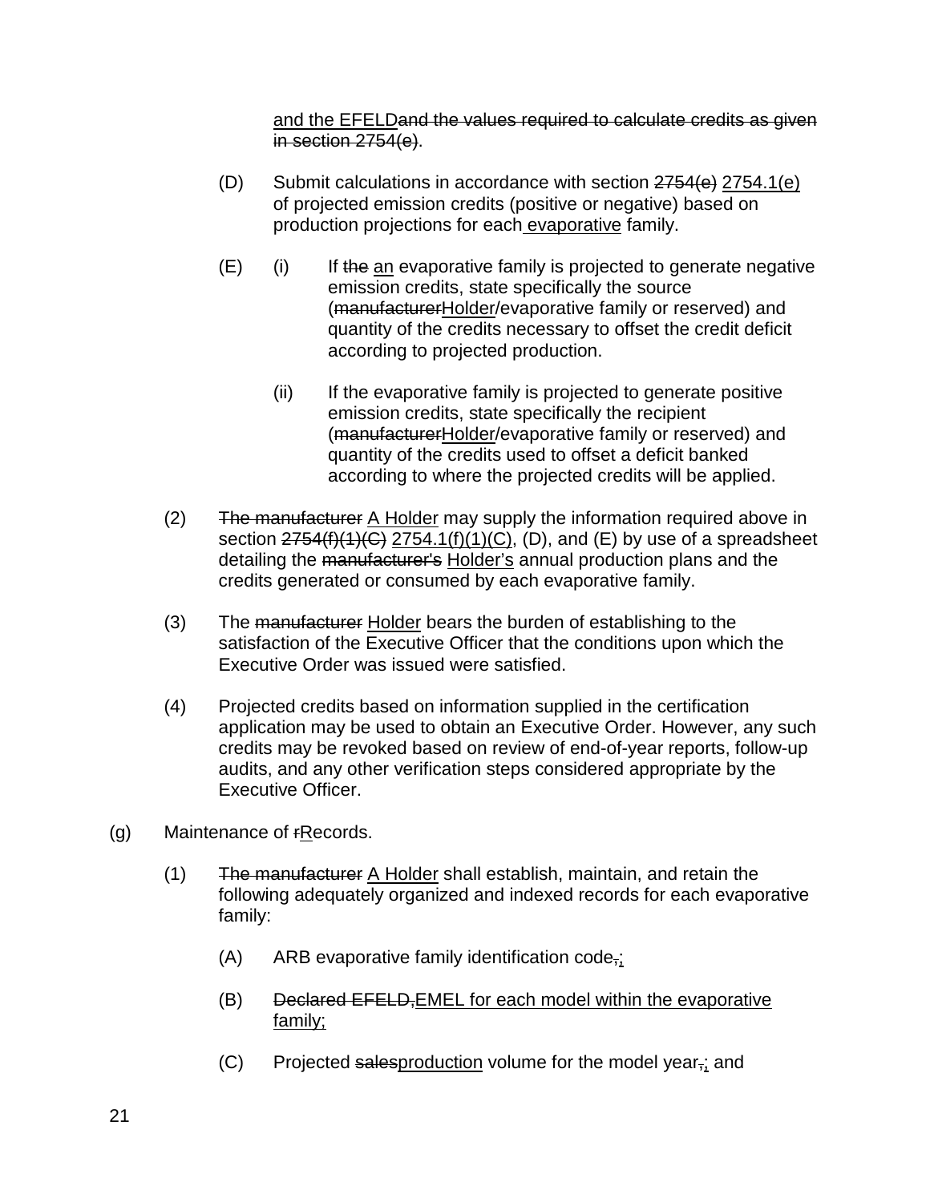and the EFELD~~and the values required to calculate credits as given in section 2754(e)~~.

(D) Submit calculations in accordance with section ~~2754(e)~~ 2754.1(e) of projected emission credits (positive or negative) based on production projections for each evaporative family.

(E) (i) If ~~the~~ an evaporative family is projected to generate negative emission credits, state specifically the source (~~manufacturer~~Holder/evaporative family or reserved) and quantity of the credits necessary to offset the credit deficit according to projected production.

(ii) If the evaporative family is projected to generate positive emission credits, state specifically the recipient (~~manufacturer~~Holder/evaporative family or reserved) and quantity of the credits used to offset a deficit banked according to where the projected credits will be applied.

(2) ~~The manufacturer~~ A Holder may supply the information required above in section ~~2754(f)(1)(C)~~ 2754.1(f)(1)(C), (D), and (E) by use of a spreadsheet detailing the ~~manufacturer's~~ Holder's annual production plans and the credits generated or consumed by each evaporative family.

(3) The ~~manufacturer~~ Holder bears the burden of establishing to the satisfaction of the Executive Officer that the conditions upon which the Executive Order was issued were satisfied.

(4) Projected credits based on information supplied in the certification application may be used to obtain an Executive Order. However, any such credits may be revoked based on review of end-of-year reports, follow-up audits, and any other verification steps considered appropriate by the Executive Officer.

(g) Maintenance of ~~r~~Records.

(1) ~~The manufacturer~~ A Holder shall establish, maintain, and retain the following adequately organized and indexed records for each evaporative family:

(A) ARB evaporative family identification code~~,~~;

(B) ~~Declared EFELD,~~EMEL for each model within the evaporative family;

(C) Projected ~~sales~~production volume for the model year~~,~~; and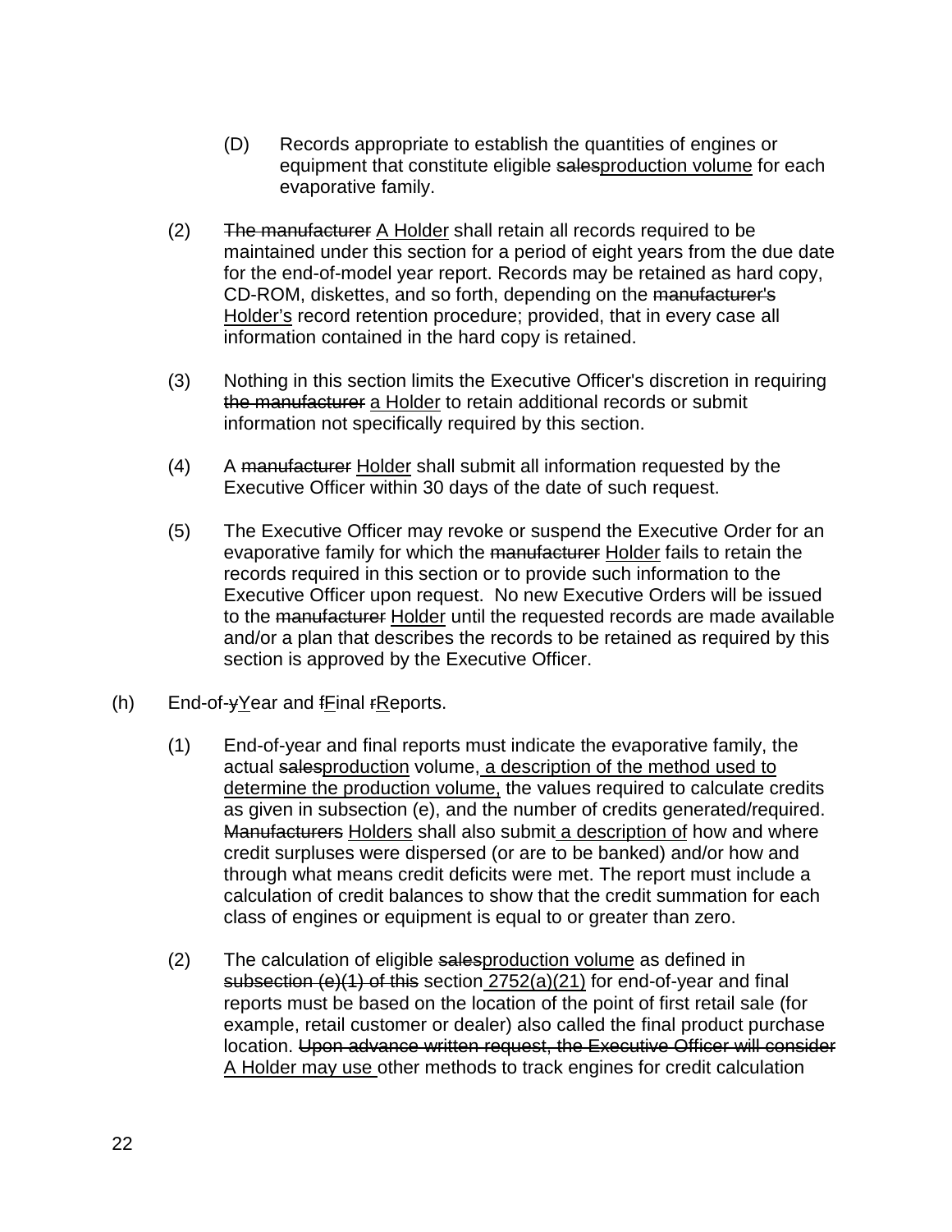(D) Records appropriate to establish the quantities of engines or equipment that constitute eligible ~~sales~~<u>production volume</u> for each evaporative family.

(2) ~~The manufacturer~~ <u>A Holder</u> shall retain all records required to be maintained under this section for a period of eight years from the due date for the end-of-model year report. Records may be retained as hard copy, CD-ROM, diskettes, and so forth, depending on the ~~manufacturer's~~ <u>Holder's</u> record retention procedure; provided, that in every case all information contained in the hard copy is retained.

(3) Nothing in this section limits the Executive Officer's discretion in requiring ~~the manufacturer~~ <u>a Holder</u> to retain additional records or submit information not specifically required by this section.

(4) A ~~manufacturer~~ <u>Holder</u> shall submit all information requested by the Executive Officer within 30 days of the date of such request.

(5) The Executive Officer may revoke or suspend the Executive Order for an evaporative family for which the ~~manufacturer~~ <u>Holder</u> fails to retain the records required in this section or to provide such information to the Executive Officer upon request. No new Executive Orders will be issued to the ~~manufacturer~~ <u>Holder</u> until the requested records are made available and/or a plan that describes the records to be retained as required by this section is approved by the Executive Officer.

(h) End-of-~~y~~<u>Y</u>ear and ~~f~~<u>F</u>inal ~~r~~<u>R</u>eports.

(1) End-of-year and final reports must indicate the evaporative family, the actual ~~sales~~<u>production</u> volume<u>, a description of the method used to determine the production volume,</u> the values required to calculate credits as given in subsection (e), and the number of credits generated/required. ~~Manufacturers~~ <u>Holders</u> shall also submit <u>a description of</u> how and where credit surpluses were dispersed (or are to be banked) and/or how and through what means credit deficits were met. The report must include a calculation of credit balances to show that the credit summation for each class of engines or equipment is equal to or greater than zero.

(2) The calculation of eligible ~~sales~~<u>production volume</u> as defined in ~~subsection (e)(1) of this~~ section <u>2752(a)(21)</u> for end-of-year and final reports must be based on the location of the point of first retail sale (for example, retail customer or dealer) also called the final product purchase location. ~~Upon advance written request, the Executive Officer will consider~~ <u>A Holder may use</u> other methods to track engines for credit calculation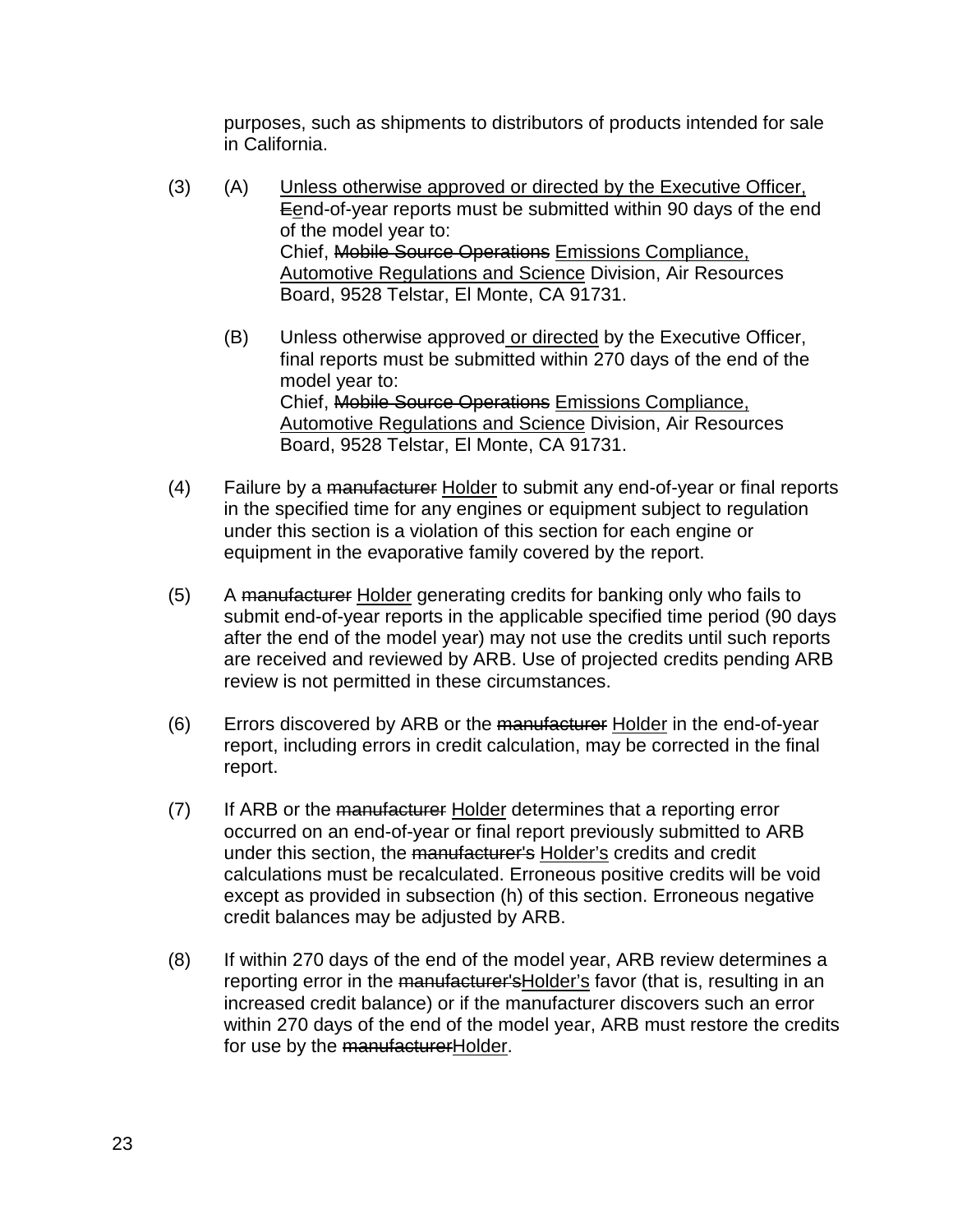purposes, such as shipments to distributors of products intended for sale in California.

(3) (A) <u>Unless otherwise approved or directed by the Executive Officer,</u> ~~E~~<u>e</u>nd-of-year reports must be submitted within 90 days of the end of the model year to:
Chief, ~~Mobile Source Operations~~ <u>Emissions Compliance, Automotive Regulations and Science</u> Division, Air Resources Board, 9528 Telstar, El Monte, CA 91731.

(B) Unless otherwise approved<u> or directed</u> by the Executive Officer, final reports must be submitted within 270 days of the end of the model year to:
Chief, ~~Mobile Source Operations~~ <u>Emissions Compliance, Automotive Regulations and Science</u> Division, Air Resources Board, 9528 Telstar, El Monte, CA 91731.

(4) Failure by a ~~manufacturer~~ <u>Holder</u> to submit any end-of-year or final reports in the specified time for any engines or equipment subject to regulation under this section is a violation of this section for each engine or equipment in the evaporative family covered by the report.

(5) A ~~manufacturer~~ <u>Holder</u> generating credits for banking only who fails to submit end-of-year reports in the applicable specified time period (90 days after the end of the model year) may not use the credits until such reports are received and reviewed by ARB. Use of projected credits pending ARB review is not permitted in these circumstances.

(6) Errors discovered by ARB or the ~~manufacturer~~ <u>Holder</u> in the end-of-year report, including errors in credit calculation, may be corrected in the final report.

(7) If ARB or the ~~manufacturer~~ <u>Holder</u> determines that a reporting error occurred on an end-of-year or final report previously submitted to ARB under this section, the ~~manufacturer's~~ <u>Holder's</u> credits and credit calculations must be recalculated. Erroneous positive credits will be void except as provided in subsection (h) of this section. Erroneous negative credit balances may be adjusted by ARB.

(8) If within 270 days of the end of the model year, ARB review determines a reporting error in the ~~manufacturer's~~<u>Holder's</u> favor (that is, resulting in an increased credit balance) or if the manufacturer discovers such an error within 270 days of the end of the model year, ARB must restore the credits for use by the ~~manufacturer~~<u>Holder</u>.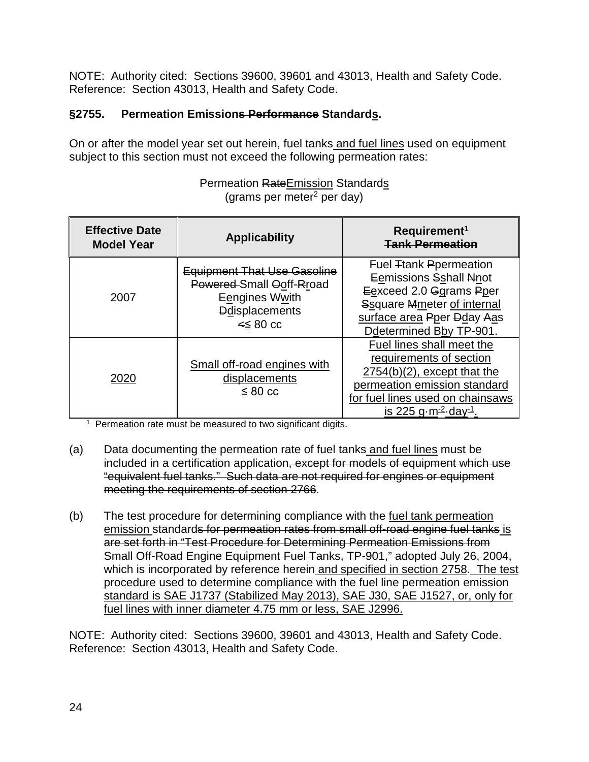NOTE: Authority cited: Sections 39600, 39601 and 43013, Health and Safety Code. Reference: Section 43013, Health and Safety Code.

### §2755. Permeation Emission~~s Performance~~ Standard<u>s</u>.

On or after the model year set out herein, fuel tanks<u> and fuel lines</u> used on equipment subject to this section must not exceed the following permeation rates:

Permeation ~~Rate~~<u>Emission</u> Standard<u>s</u>
(grams per meter$^2$ per day)

| Effective Date Model Year | Applicability | Requirement[1] ~~Tank Permeation~~ |
|---|---|---|
| 2007 | ~~Equipment That Use Gasoline Powered~~ Small ~~O~~<u>o</u>ff-~~R~~<u>r</u>oad ~~E~~<u>e</u>ngines ~~W~~<u>w</u>ith ~~D~~<u>d</u>isplacements ~~<~~<u>≤</u> 80 cc | Fuel ~~T~~<u>t</u>ank ~~P~~<u>p</u>ermeation ~~E~~<u>e</u>missions ~~S~~<u>s</u>hall ~~N~~<u>n</u>ot ~~E~~<u>e</u>xceed 2.0 ~~G~~<u>g</u>rams ~~P~~<u>p</u>er ~~S~~<u>s</u>quare ~~M~~<u>m</u>eter <u>of internal surface area</u> ~~P~~<u>p</u>er ~~D~~<u>d</u>ay ~~A~~<u>a</u>s ~~D~~<u>d</u>etermined ~~B~~<u>b</u>y TP-901. |
| <u>2020</u> | <u>Small off-road engines with displacements ≤ 80 cc</u> | <u>Fuel lines shall meet the requirements of section 2754(b)(2), except that the permeation emission standard for fuel lines used on chainsaws is 225 g·m$^{-2}$·day$^{-1}$.</u> |

[1] Permeation rate must be measured to two significant digits.

(a) Data documenting the permeation rate of fuel tanks<u> and fuel lines</u> must be included in a certification application~~, except for models of equipment which use "equivalent fuel tanks." Such data are not required for engines or equipment meeting the requirements of section 2766~~.

(b) The test procedure for determining compliance with the <u>fuel tank permeation emission</u> standard~~s for permeation rates from small off-road engine fuel tanks~~<u> is</u> ~~are set forth in "Test Procedure for Determining Permeation Emissions from Small Off-Road Engine Equipment Fuel Tanks,~~ TP-901~~," adopted July 26, 2004~~, which is incorporated by reference herein<u> and specified in section 2758. The test procedure used to determine compliance with the fuel line permeation emission standard is SAE J1737 (Stabilized May 2013), SAE J30, SAE J1527, or, only for fuel lines with inner diameter 4.75 mm or less, SAE J2996.</u>

NOTE: Authority cited: Sections 39600, 39601 and 43013, Health and Safety Code. Reference: Section 43013, Health and Safety Code.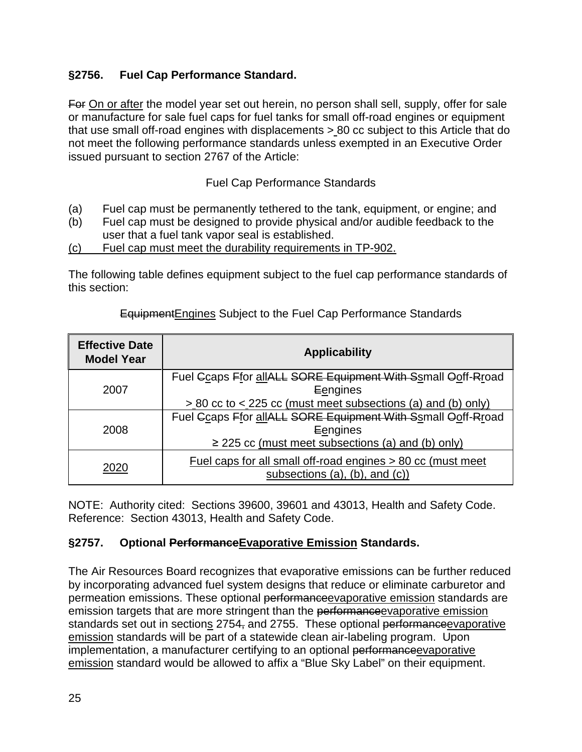### §2756. Fuel Cap Performance Standard.

~~For~~ <u>On or after</u> the model year set out herein, no person shall sell, supply, offer for sale or manufacture for sale fuel caps for fuel tanks for small off-road engines or equipment that use small off-road engines with displacements > 80 cc subject to this Article that do not meet the following performance standards unless exempted in an Executive Order issued pursuant to section 2767 of the Article:

Fuel Cap Performance Standards

(a) Fuel cap must be permanently tethered to the tank, equipment, or engine; and
(b) Fuel cap must be designed to provide physical and/or audible feedback to the user that a fuel tank vapor seal is established.
<u>(c) Fuel cap must meet the durability requirements in TP-902.</u>

The following table defines equipment subject to the fuel cap performance standards of this section:

~~Equipment~~<u>Engines</u> Subject to the Fuel Cap Performance Standards

| Effective Date Model Year | Applicability |
|---|---|
| 2007 | Fuel ~~C~~<u>c</u>aps ~~F~~<u>f</u>or <u>all</u>~~ALL SORE Equipment With S~~<u>s</u>mall ~~O~~<u>o</u>ff-~~R~~<u>r</u>oad ~~E~~<u>e</u>ngines > 80 cc to < 225 cc <u>(must meet subsections (a) and (b) only)</u> |
| 2008 | Fuel ~~C~~<u>c</u>aps ~~F~~<u>f</u>or <u>all</u>~~ALL SORE Equipment With S~~<u>s</u>mall ~~O~~<u>o</u>ff-~~R~~<u>r</u>oad ~~E~~<u>e</u>ngines ≥ 225 cc <u>(must meet subsections (a) and (b) only)</u> |
| <u>2020</u> | <u>Fuel caps for all small off-road engines > 80 cc (must meet subsections (a), (b), and (c))</u> |

NOTE: Authority cited: Sections 39600, 39601 and 43013, Health and Safety Code. Reference: Section 43013, Health and Safety Code.

### §2757. Optional ~~Performance~~<u>Evaporative Emission</u> Standards.

The Air Resources Board recognizes that evaporative emissions can be further reduced by incorporating advanced fuel system designs that reduce or eliminate carburetor and permeation emissions. These optional ~~performance~~<u>evaporative emission</u> standards are emission targets that are more stringent than the ~~performance~~<u>evaporative emission</u> standards set out in section<u>s</u> 2754~~,~~ and 2755. These optional ~~performance~~<u>evaporative emission</u> standards will be part of a statewide clean air-labeling program. Upon implementation, a manufacturer certifying to an optional ~~performance~~<u>evaporative emission</u> standard would be allowed to affix a "Blue Sky Label" on their equipment.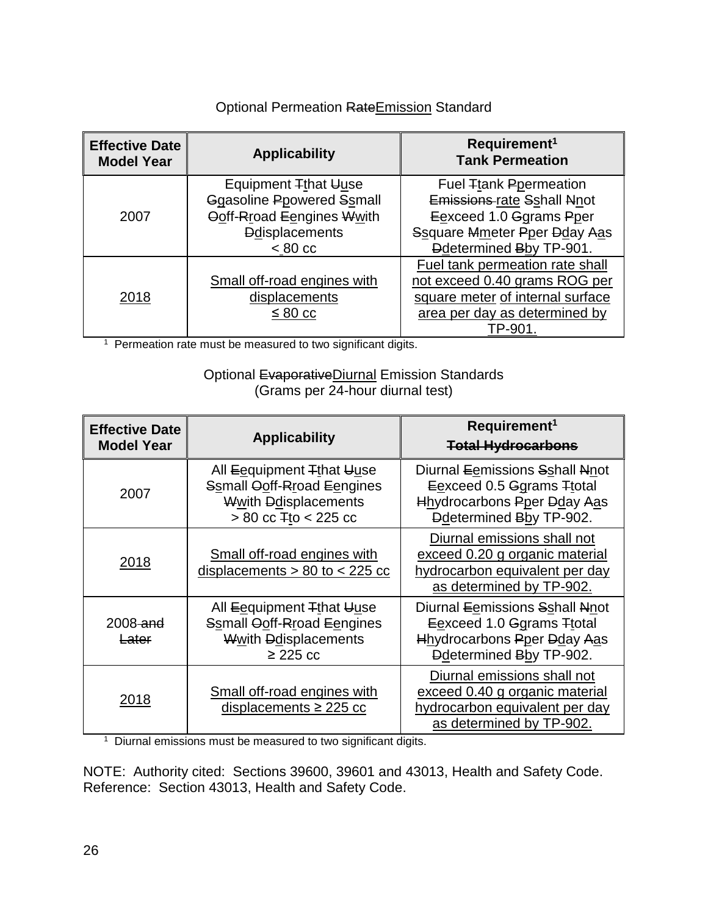Optional Permeation ~~Rate~~Emission Standard

| Effective Date Model Year | Applicability | Requirement[1] Tank Permeation |
|---|---|---|
| 2007 | Equipment ~~T~~that ~~U~~use ~~G~~gasoline ~~P~~powered ~~S~~small ~~O~~off-~~R~~road ~~E~~engines ~~W~~with ~~D~~displacements < 80 cc | Fuel ~~T~~tank ~~P~~permeation ~~Emissions~~ rate ~~S~~shall ~~N~~not ~~E~~exceed 1.0 ~~G~~grams ~~P~~per ~~S~~square ~~M~~meter ~~P~~per ~~D~~day ~~A~~as ~~D~~determined ~~B~~by TP-901. |
| 2018 | Small off-road engines with displacements ≤ 80 cc | Fuel tank permeation rate shall not exceed 0.40 grams ROG per square meter of internal surface area per day as determined by TP-901. |

[1] Permeation rate must be measured to two significant digits.

Optional ~~Evaporative~~Diurnal Emission Standards
(Grams per 24-hour diurnal test)

| Effective Date Model Year | Applicability | Requirement[1] ~~Total Hydrocarbons~~ |
|---|---|---|
| 2007 | All ~~E~~equipment ~~T~~that ~~U~~use ~~S~~small ~~O~~off-~~R~~road ~~E~~engines ~~W~~with ~~D~~displacements > 80 cc ~~T~~to < 225 cc | Diurnal ~~E~~emissions ~~S~~shall ~~N~~not ~~E~~exceed 0.5 ~~G~~grams ~~T~~total ~~H~~hydrocarbons ~~P~~per ~~D~~day ~~A~~as ~~D~~determined ~~B~~by TP-902. |
| 2018 | Small off-road engines with displacements > 80 to < 225 cc | Diurnal emissions shall not exceed 0.20 g organic material hydrocarbon equivalent per day as determined by TP-902. |
| 2008 ~~and Later~~ | All ~~E~~equipment ~~T~~that ~~U~~use ~~S~~small ~~O~~off-~~R~~road ~~E~~engines ~~W~~with ~~D~~displacements ≥ 225 cc | Diurnal ~~E~~emissions ~~S~~shall ~~N~~not ~~E~~exceed 1.0 ~~G~~grams ~~T~~total ~~H~~hydrocarbons ~~P~~per ~~D~~day ~~A~~as ~~D~~determined ~~B~~by TP-902. |
| 2018 | Small off-road engines with displacements ≥ 225 cc | Diurnal emissions shall not exceed 0.40 g organic material hydrocarbon equivalent per day as determined by TP-902. |

[1] Diurnal emissions must be measured to two significant digits.

NOTE: Authority cited: Sections 39600, 39601 and 43013, Health and Safety Code. Reference: Section 43013, Health and Safety Code.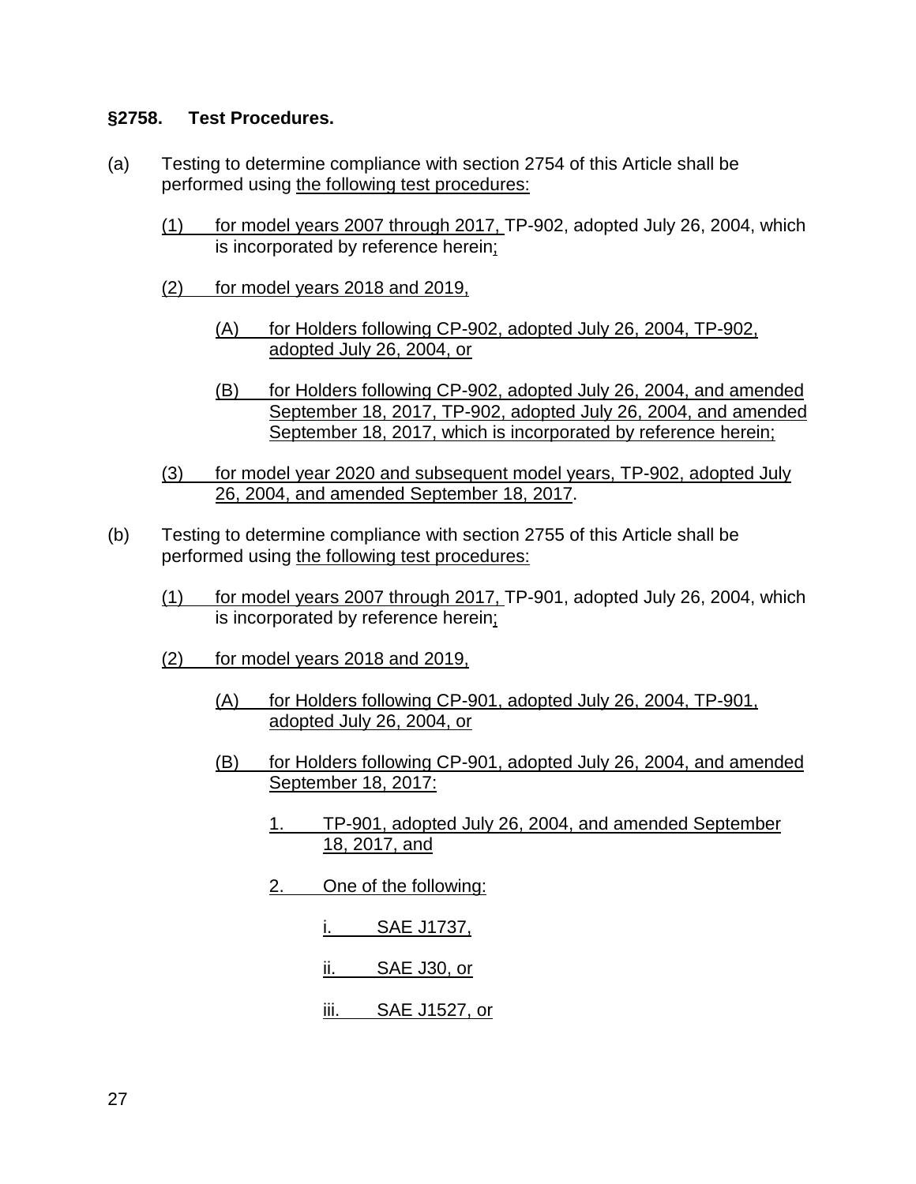**§2758. Test Procedures.**

(a) Testing to determine compliance with section 2754 of this Article shall be performed using the following test procedures:

(1) for model years 2007 through 2017, TP-902, adopted July 26, 2004, which is incorporated by reference herein;

(2) for model years 2018 and 2019,

(A) for Holders following CP-902, adopted July 26, 2004, TP-902, adopted July 26, 2004, or

(B) for Holders following CP-902, adopted July 26, 2004, and amended September 18, 2017, TP-902, adopted July 26, 2004, and amended September 18, 2017, which is incorporated by reference herein;

(3) for model year 2020 and subsequent model years, TP-902, adopted July 26, 2004, and amended September 18, 2017.

(b) Testing to determine compliance with section 2755 of this Article shall be performed using the following test procedures:

(1) for model years 2007 through 2017, TP-901, adopted July 26, 2004, which is incorporated by reference herein;

(2) for model years 2018 and 2019,

(A) for Holders following CP-901, adopted July 26, 2004, TP-901, adopted July 26, 2004, or

(B) for Holders following CP-901, adopted July 26, 2004, and amended September 18, 2017:

1. TP-901, adopted July 26, 2004, and amended September 18, 2017, and

2. One of the following:

i. SAE J1737,

ii. SAE J30, or

iii. SAE J1527, or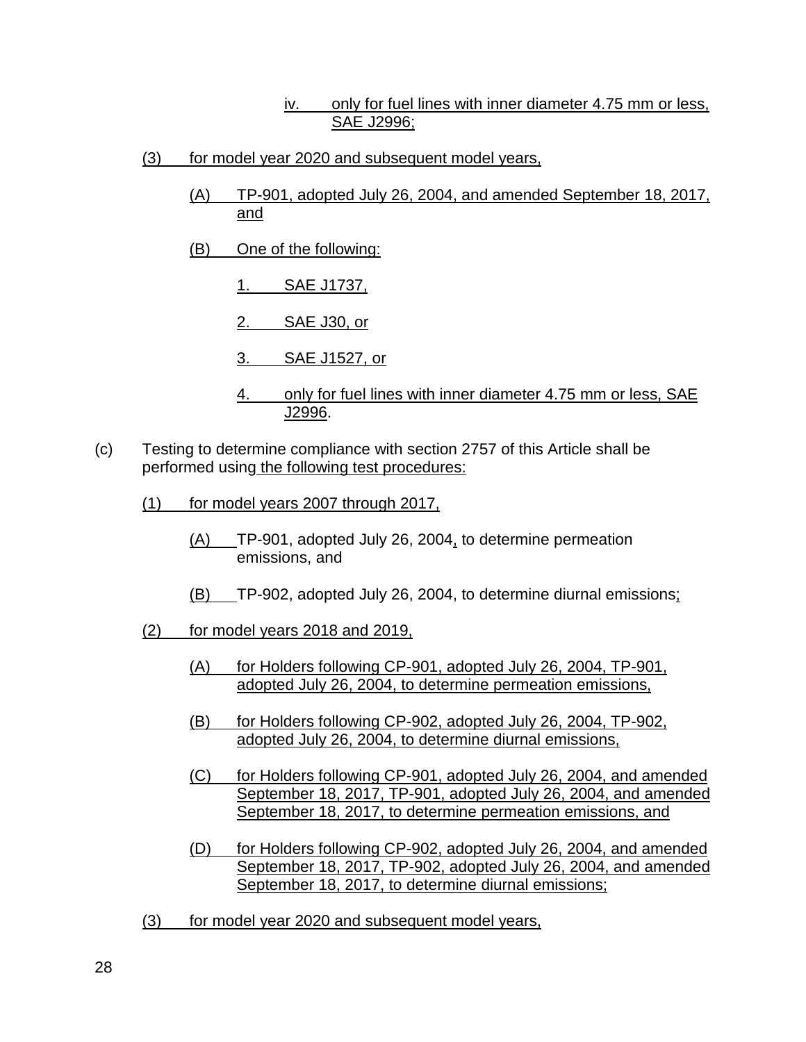iv. only for fuel lines with inner diameter 4.75 mm or less, SAE J2996;

(3) for model year 2020 and subsequent model years,

(A) TP-901, adopted July 26, 2004, and amended September 18, 2017, and

(B) One of the following:

1. SAE J1737,

2. SAE J30, or

3. SAE J1527, or

4. only for fuel lines with inner diameter 4.75 mm or less, SAE J2996.

(c) Testing to determine compliance with section 2757 of this Article shall be performed using the following test procedures:

(1) for model years 2007 through 2017,

(A) TP-901, adopted July 26, 2004, to determine permeation emissions, and

(B) TP-902, adopted July 26, 2004, to determine diurnal emissions;

(2) for model years 2018 and 2019,

(A) for Holders following CP-901, adopted July 26, 2004, TP-901, adopted July 26, 2004, to determine permeation emissions,

(B) for Holders following CP-902, adopted July 26, 2004, TP-902, adopted July 26, 2004, to determine diurnal emissions,

(C) for Holders following CP-901, adopted July 26, 2004, and amended September 18, 2017, TP-901, adopted July 26, 2004, and amended September 18, 2017, to determine permeation emissions, and

(D) for Holders following CP-902, adopted July 26, 2004, and amended September 18, 2017, TP-902, adopted July 26, 2004, and amended September 18, 2017, to determine diurnal emissions;

(3) for model year 2020 and subsequent model years,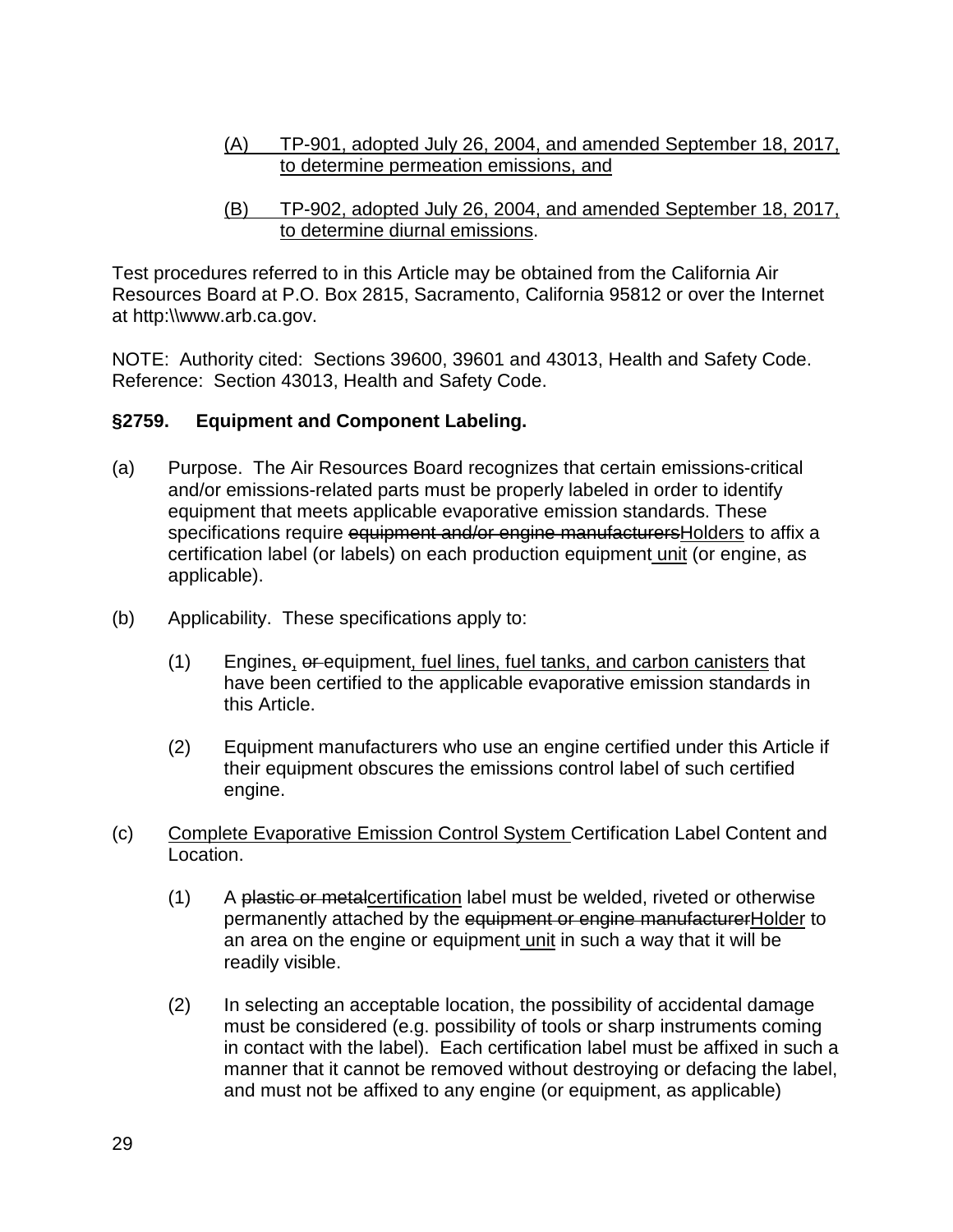<u>(A) TP-901, adopted July 26, 2004, and amended September 18, 2017, to determine permeation emissions, and</u>

<u>(B) TP-902, adopted July 26, 2004, and amended September 18, 2017, to determine diurnal emissions</u>.

Test procedures referred to in this Article may be obtained from the California Air Resources Board at P.O. Box 2815, Sacramento, California 95812 or over the Internet at http:\\www.arb.ca.gov.

NOTE: Authority cited: Sections 39600, 39601 and 43013, Health and Safety Code. Reference: Section 43013, Health and Safety Code.

## §2759. Equipment and Component Labeling.

(a) Purpose. The Air Resources Board recognizes that certain emissions-critical and/or emissions-related parts must be properly labeled in order to identify equipment that meets applicable evaporative emission standards. These specifications require ~~equipment and/or engine manufacturers~~<u>Holders</u> to affix a certification label (or labels) on each production equipment<u> unit</u> (or engine, as applicable).

(b) Applicability. These specifications apply to:

(1) Engines<u>,</u> ~~or~~ equipment<u>, fuel lines, fuel tanks, and carbon canisters</u> that have been certified to the applicable evaporative emission standards in this Article.

(2) Equipment manufacturers who use an engine certified under this Article if their equipment obscures the emissions control label of such certified engine.

(c) <u>Complete Evaporative Emission Control System</u> Certification Label Content and Location.

(1) A ~~plastic or metal~~<u>certification</u> label must be welded, riveted or otherwise permanently attached by the ~~equipment or engine manufacturer~~<u>Holder</u> to an area on the engine or equipment<u> unit</u> in such a way that it will be readily visible.

(2) In selecting an acceptable location, the possibility of accidental damage must be considered (e.g. possibility of tools or sharp instruments coming in contact with the label). Each certification label must be affixed in such a manner that it cannot be removed without destroying or defacing the label, and must not be affixed to any engine (or equipment, as applicable)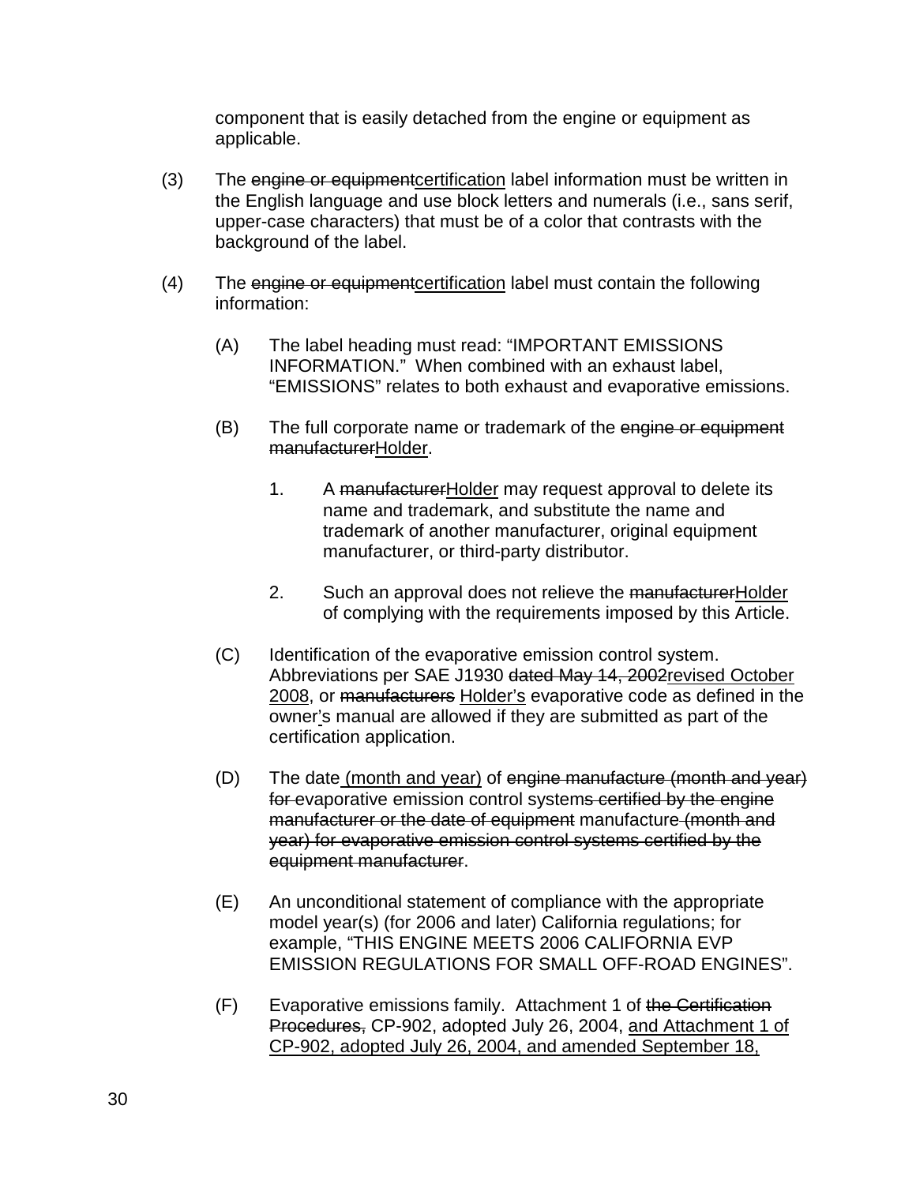component that is easily detached from the engine or equipment as applicable.

(3) The ~~engine or equipment~~<u>certification</u> label information must be written in the English language and use block letters and numerals (i.e., sans serif, upper-case characters) that must be of a color that contrasts with the background of the label.

(4) The ~~engine or equipment~~<u>certification</u> label must contain the following information:

  (A) The label heading must read: "IMPORTANT EMISSIONS INFORMATION." When combined with an exhaust label, "EMISSIONS" relates to both exhaust and evaporative emissions.

  (B) The full corporate name or trademark of the ~~engine or equipment manufacturer~~<u>Holder</u>.

    1. A ~~manufacturer~~<u>Holder</u> may request approval to delete its name and trademark, and substitute the name and trademark of another manufacturer, original equipment manufacturer, or third-party distributor.

    2. Such an approval does not relieve the ~~manufacturer~~<u>Holder</u> of complying with the requirements imposed by this Article.

  (C) Identification of the evaporative emission control system. Abbreviations per SAE J1930 ~~dated May 14, 2002~~<u>revised October 2008</u>, or ~~manufacturers~~ <u>Holder's</u> evaporative code as defined in the owner<u>'</u>s manual are allowed if they are submitted as part of the certification application.

  (D) The date<u> (month and year)</u> of ~~engine manufacture (month and year) for~~ evaporative emission control system~~s certified by the engine manufacturer or the date of equipment~~ manufacture~~ (month and year) for evaporative emission control systems certified by the equipment manufacturer~~.

  (E) An unconditional statement of compliance with the appropriate model year(s) (for 2006 and later) California regulations; for example, "THIS ENGINE MEETS 2006 CALIFORNIA EVP EMISSION REGULATIONS FOR SMALL OFF-ROAD ENGINES".

  (F) Evaporative emissions family. Attachment 1 of ~~the Certification Procedures,~~ CP-902, adopted July 26, 2004, <u>and Attachment 1 of CP-902, adopted July 26, 2004, and amended September 18,</u>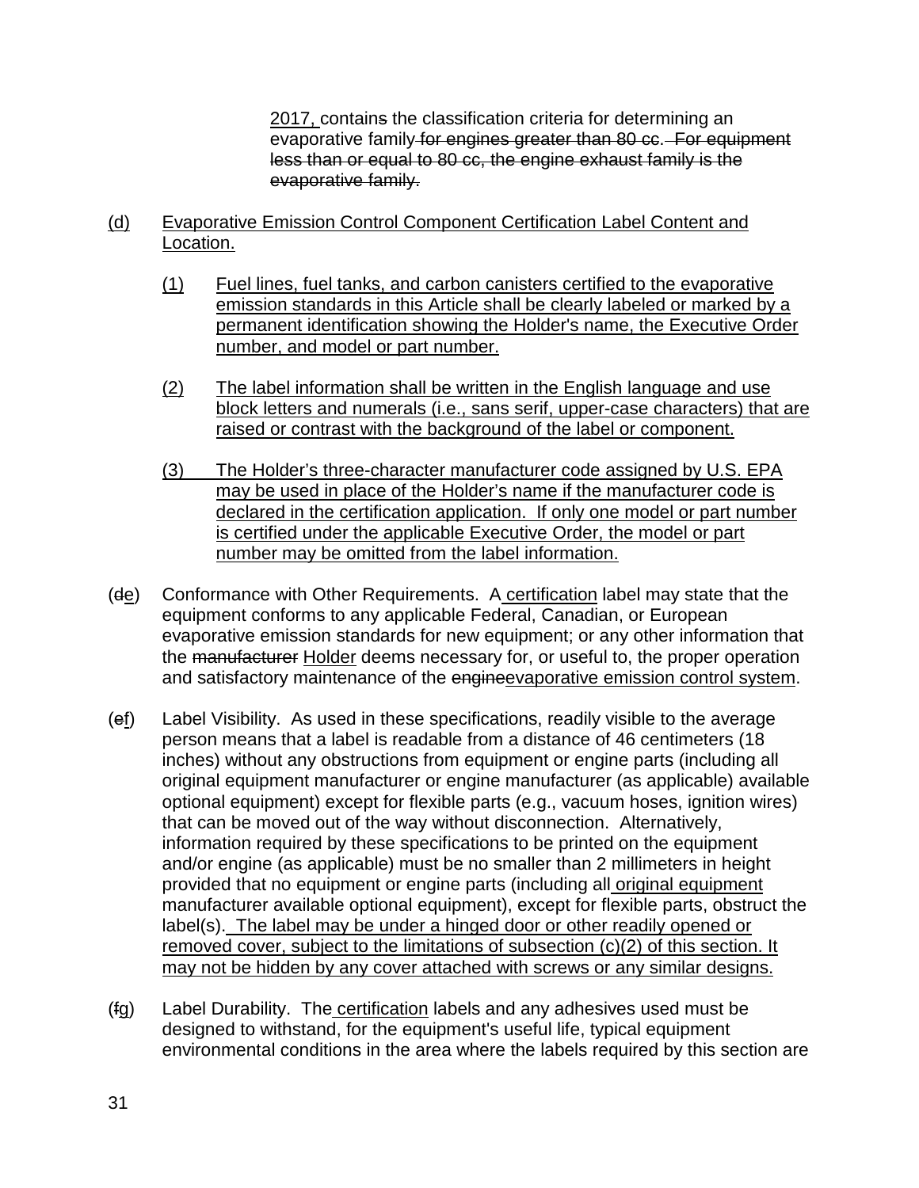2017, contains the classification criteria for determining an evaporative family for engines greater than 80 cc. For equipment less than or equal to 80 cc, the engine exhaust family is the evaporative family.

(d) Evaporative Emission Control Component Certification Label Content and Location.

(1) Fuel lines, fuel tanks, and carbon canisters certified to the evaporative emission standards in this Article shall be clearly labeled or marked by a permanent identification showing the Holder's name, the Executive Order number, and model or part number.

(2) The label information shall be written in the English language and use block letters and numerals (i.e., sans serif, upper-case characters) that are raised or contrast with the background of the label or component.

(3) The Holder's three-character manufacturer code assigned by U.S. EPA may be used in place of the Holder's name if the manufacturer code is declared in the certification application. If only one model or part number is certified under the applicable Executive Order, the model or part number may be omitted from the label information.

(de) Conformance with Other Requirements. A certification label may state that the equipment conforms to any applicable Federal, Canadian, or European evaporative emission standards for new equipment; or any other information that the manufacturer Holder deems necessary for, or useful to, the proper operation and satisfactory maintenance of the engineevaporative emission control system.

(ef) Label Visibility. As used in these specifications, readily visible to the average person means that a label is readable from a distance of 46 centimeters (18 inches) without any obstructions from equipment or engine parts (including all original equipment manufacturer or engine manufacturer (as applicable) available optional equipment) except for flexible parts (e.g., vacuum hoses, ignition wires) that can be moved out of the way without disconnection. Alternatively, information required by these specifications to be printed on the equipment and/or engine (as applicable) must be no smaller than 2 millimeters in height provided that no equipment or engine parts (including all original equipment manufacturer available optional equipment), except for flexible parts, obstruct the label(s). The label may be under a hinged door or other readily opened or removed cover, subject to the limitations of subsection (c)(2) of this section. It may not be hidden by any cover attached with screws or any similar designs.

(fg) Label Durability. The certification labels and any adhesives used must be designed to withstand, for the equipment's useful life, typical equipment environmental conditions in the area where the labels required by this section are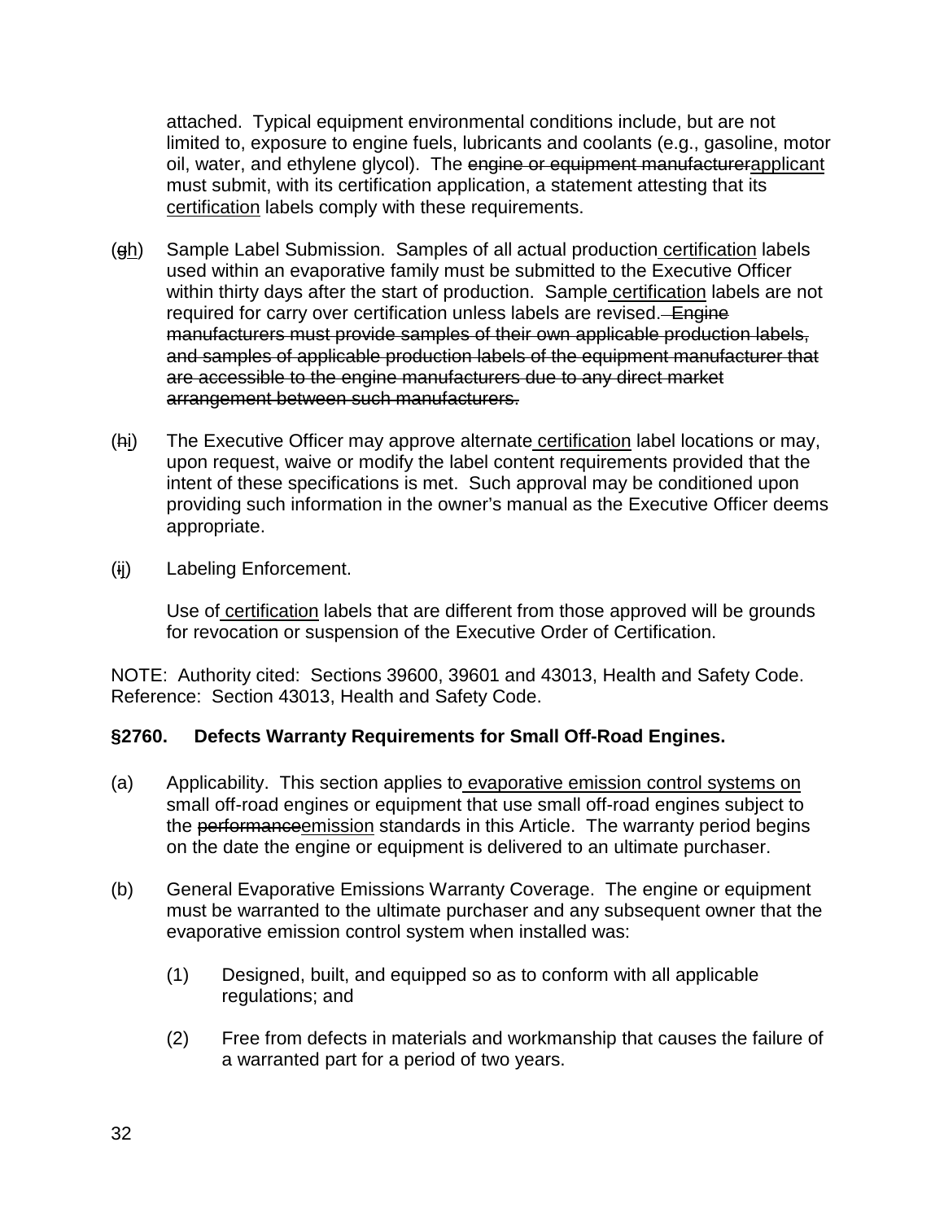attached. Typical equipment environmental conditions include, but are not limited to, exposure to engine fuels, lubricants and coolants (e.g., gasoline, motor oil, water, and ethylene glycol). The ~~engine or equipment manufacturer~~applicant must submit, with its certification application, a statement attesting that its certification labels comply with these requirements.

(~~g~~h) Sample Label Submission. Samples of all actual production certification labels used within an evaporative family must be submitted to the Executive Officer within thirty days after the start of production. Sample certification labels are not required for carry over certification unless labels are revised. ~~Engine manufacturers must provide samples of their own applicable production labels, and samples of applicable production labels of the equipment manufacturer that are accessible to the engine manufacturers due to any direct market arrangement between such manufacturers.~~

(~~h~~i) The Executive Officer may approve alternate certification label locations or may, upon request, waive or modify the label content requirements provided that the intent of these specifications is met. Such approval may be conditioned upon providing such information in the owner's manual as the Executive Officer deems appropriate.

(~~i~~j) Labeling Enforcement.

Use of certification labels that are different from those approved will be grounds for revocation or suspension of the Executive Order of Certification.

NOTE: Authority cited: Sections 39600, 39601 and 43013, Health and Safety Code. Reference: Section 43013, Health and Safety Code.

**§2760. Defects Warranty Requirements for Small Off-Road Engines.**

(a) Applicability. This section applies to evaporative emission control systems on small off-road engines or equipment that use small off-road engines subject to the ~~performance~~emission standards in this Article. The warranty period begins on the date the engine or equipment is delivered to an ultimate purchaser.

(b) General Evaporative Emissions Warranty Coverage. The engine or equipment must be warranted to the ultimate purchaser and any subsequent owner that the evaporative emission control system when installed was:

(1) Designed, built, and equipped so as to conform with all applicable regulations; and

(2) Free from defects in materials and workmanship that causes the failure of a warranted part for a period of two years.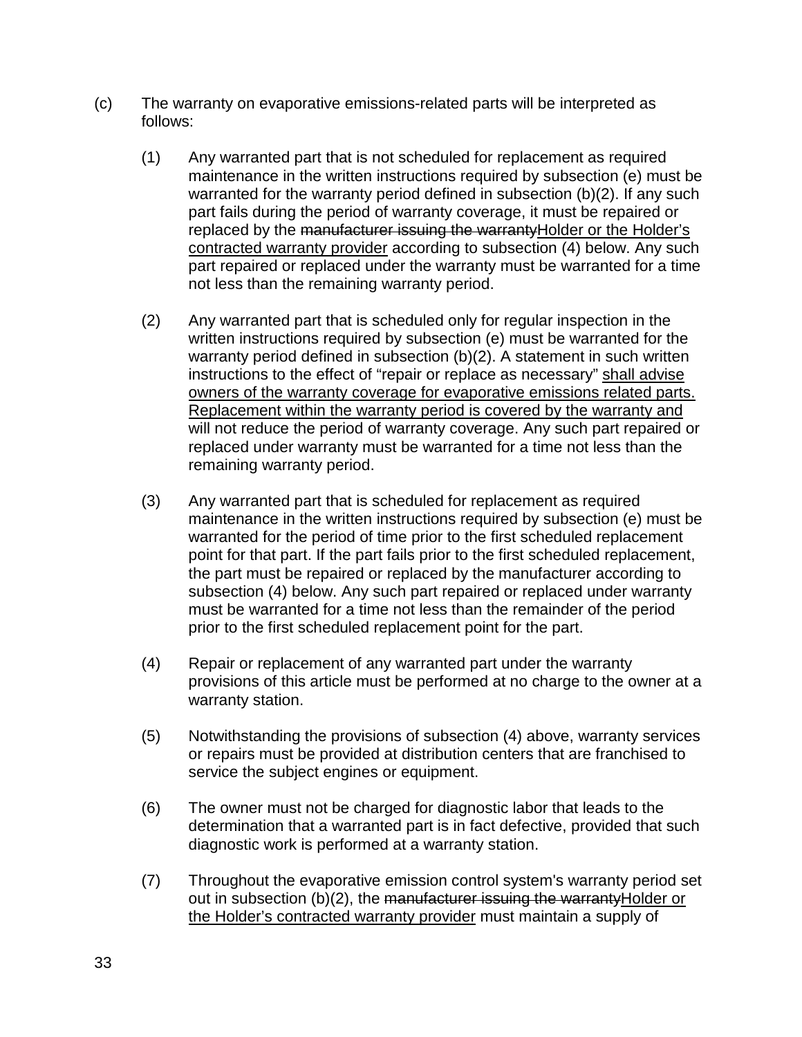(c) The warranty on evaporative emissions-related parts will be interpreted as follows:

(1) Any warranted part that is not scheduled for replacement as required maintenance in the written instructions required by subsection (e) must be warranted for the warranty period defined in subsection (b)(2). If any such part fails during the period of warranty coverage, it must be repaired or replaced by the ~~manufacturer issuing the warranty~~<u>Holder or the Holder's contracted warranty provider</u> according to subsection (4) below. Any such part repaired or replaced under the warranty must be warranted for a time not less than the remaining warranty period.

(2) Any warranted part that is scheduled only for regular inspection in the written instructions required by subsection (e) must be warranted for the warranty period defined in subsection (b)(2). A statement in such written instructions to the effect of "repair or replace as necessary" <u>shall advise owners of the warranty coverage for evaporative emissions related parts. Replacement within the warranty period is covered by the warranty and</u> will not reduce the period of warranty coverage. Any such part repaired or replaced under warranty must be warranted for a time not less than the remaining warranty period.

(3) Any warranted part that is scheduled for replacement as required maintenance in the written instructions required by subsection (e) must be warranted for the period of time prior to the first scheduled replacement point for that part. If the part fails prior to the first scheduled replacement, the part must be repaired or replaced by the manufacturer according to subsection (4) below. Any such part repaired or replaced under warranty must be warranted for a time not less than the remainder of the period prior to the first scheduled replacement point for the part.

(4) Repair or replacement of any warranted part under the warranty provisions of this article must be performed at no charge to the owner at a warranty station.

(5) Notwithstanding the provisions of subsection (4) above, warranty services or repairs must be provided at distribution centers that are franchised to service the subject engines or equipment.

(6) The owner must not be charged for diagnostic labor that leads to the determination that a warranted part is in fact defective, provided that such diagnostic work is performed at a warranty station.

(7) Throughout the evaporative emission control system's warranty period set out in subsection (b)(2), the ~~manufacturer issuing the warranty~~<u>Holder or the Holder's contracted warranty provider</u> must maintain a supply of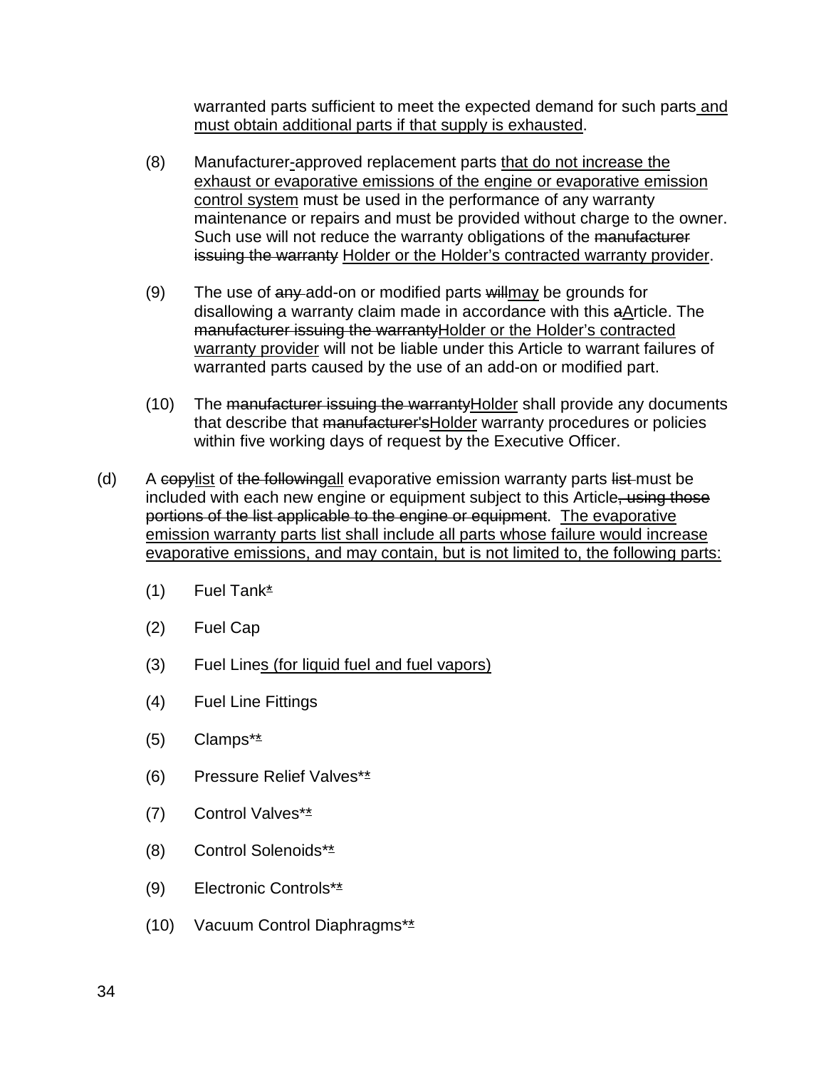warranted parts sufficient to meet the expected demand for such parts<u> and must obtain additional parts if that supply is exhausted</u>.

(8) Manufacturer<u>-</u>approved replacement parts <u>that do not increase the exhaust or evaporative emissions of the engine or evaporative emission control system</u> must be used in the performance of any warranty maintenance or repairs and must be provided without charge to the owner. Such use will not reduce the warranty obligations of the ~~manufacturer issuing the warranty~~ <u>Holder or the Holder's contracted warranty provider</u>.

(9) The use of ~~any~~ add-on or modified parts ~~will~~<u>may</u> be grounds for disallowing a warranty claim made in accordance with this ~~a~~<u>A</u>rticle. The ~~manufacturer issuing the warranty~~<u>Holder or the Holder's contracted warranty provider</u> will not be liable under this Article to warrant failures of warranted parts caused by the use of an add-on or modified part.

(10) The ~~manufacturer issuing the warranty~~<u>Holder</u> shall provide any documents that describe that ~~manufacturer's~~<u>Holder</u> warranty procedures or policies within five working days of request by the Executive Officer.

(d) A ~~copy~~<u>list</u> of ~~the following~~<u>all</u> evaporative emission warranty parts ~~list~~ must be included with each new engine or equipment subject to this Article~~, using those portions of the list applicable to the engine or equipment~~. <u>The evaporative emission warranty parts list shall include all parts whose failure would increase evaporative emissions, and may contain, but is not limited to, the following parts:</u>

(1) Fuel Tank<u>*</u>

(2) Fuel Cap

(3) Fuel Line<u>s (for liquid fuel and fuel vapors)</u>

(4) Fuel Line Fittings

(5) Clamps*<u>*</u>

(6) Pressure Relief Valves*<u>*</u>

(7) Control Valves*<u>*</u>

(8) Control Solenoids*<u>*</u>

(9) Electronic Controls*<u>*</u>

(10) Vacuum Control Diaphragms*<u>*</u>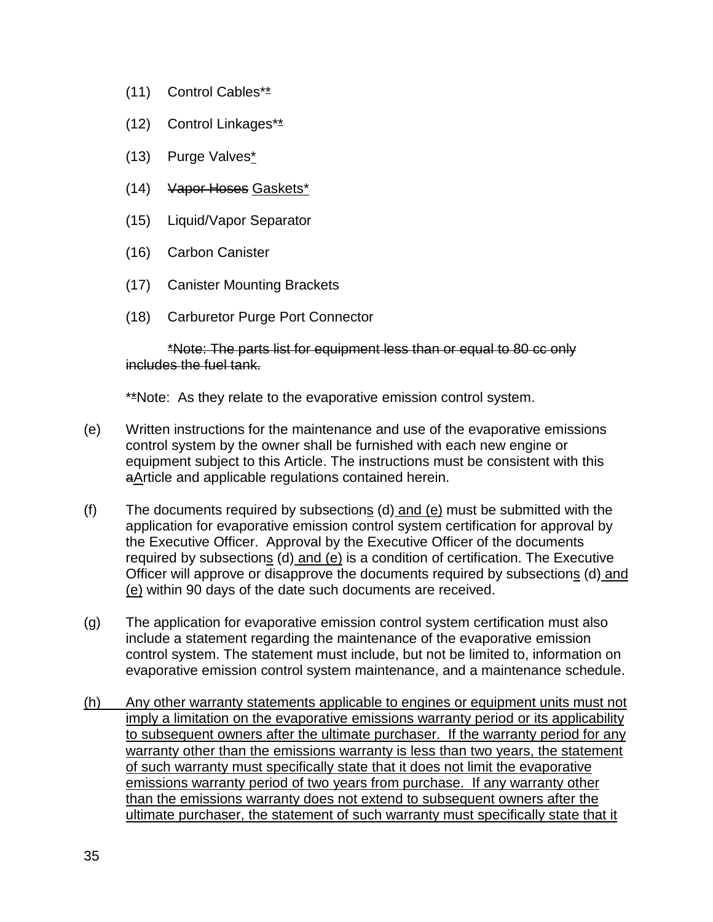(11) Control Cables**

(12) Control Linkages**

(13) Purge Valves*

(14) ~~Vapor Hoses~~ Gaskets*

(15) Liquid/Vapor Separator

(16) Carbon Canister

(17) Canister Mounting Brackets

(18) Carburetor Purge Port Connector

~~*Note: The parts list for equipment less than or equal to 80 cc only includes the fuel tank.~~

**Note: As they relate to the evaporative emission control system.

(e) Written instructions for the maintenance and use of the evaporative emissions control system by the owner shall be furnished with each new engine or equipment subject to this Article. The instructions must be consistent with this ~~a~~Article and applicable regulations contained herein.

(f) The documents required by subsections (d) and (e) must be submitted with the application for evaporative emission control system certification for approval by the Executive Officer. Approval by the Executive Officer of the documents required by subsections (d) and (e) is a condition of certification. The Executive Officer will approve or disapprove the documents required by subsections (d) and (e) within 90 days of the date such documents are received.

(g) The application for evaporative emission control system certification must also include a statement regarding the maintenance of the evaporative emission control system. The statement must include, but not be limited to, information on evaporative emission control system maintenance, and a maintenance schedule.

(h) Any other warranty statements applicable to engines or equipment units must not imply a limitation on the evaporative emissions warranty period or its applicability to subsequent owners after the ultimate purchaser. If the warranty period for any warranty other than the emissions warranty is less than two years, the statement of such warranty must specifically state that it does not limit the evaporative emissions warranty period of two years from purchase. If any warranty other than the emissions warranty does not extend to subsequent owners after the ultimate purchaser, the statement of such warranty must specifically state that it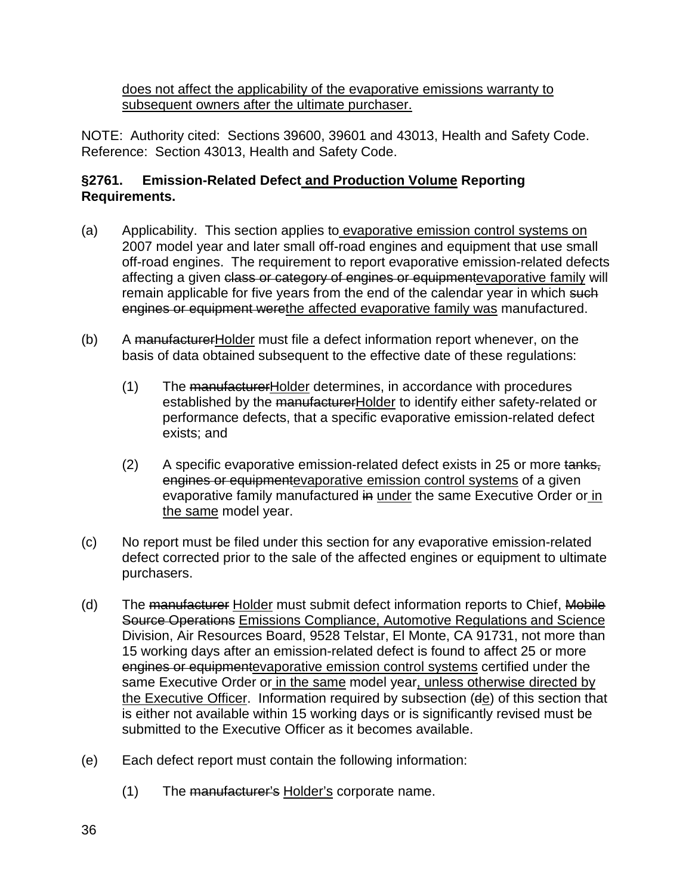<u>does not affect the applicability of the evaporative emissions warranty to subsequent owners after the ultimate purchaser.</u>

NOTE: Authority cited: Sections 39600, 39601 and 43013, Health and Safety Code. Reference: Section 43013, Health and Safety Code.

### §2761. Emission-Related Defect<u> and Production Volume</u> Reporting Requirements.

(a) Applicability. This section applies to<u> evaporative emission control systems on</u> 2007 model year and later small off-road engines and equipment that use small off-road engines. The requirement to report evaporative emission-related defects affecting a given ~~class or category of engines or equipment~~<u>evaporative family</u> will remain applicable for five years from the end of the calendar year in which ~~such engines or equipment were~~<u>the affected evaporative family was</u> manufactured.

(b) A ~~manufacturer~~<u>Holder</u> must file a defect information report whenever, on the basis of data obtained subsequent to the effective date of these regulations:

(1) The ~~manufacturer~~<u>Holder</u> determines, in accordance with procedures established by the ~~manufacturer~~<u>Holder</u> to identify either safety-related or performance defects, that a specific evaporative emission-related defect exists; and

(2) A specific evaporative emission-related defect exists in 25 or more ~~tanks, engines or equipment~~<u>evaporative emission control systems</u> of a given evaporative family manufactured ~~in~~ <u>under</u> the same Executive Order or<u> in the same</u> model year.

(c) No report must be filed under this section for any evaporative emission-related defect corrected prior to the sale of the affected engines or equipment to ultimate purchasers.

(d) The ~~manufacturer~~ <u>Holder</u> must submit defect information reports to Chief, ~~Mobile Source Operations~~ <u>Emissions Compliance, Automotive Regulations and Science</u> Division, Air Resources Board, 9528 Telstar, El Monte, CA 91731, not more than 15 working days after an emission-related defect is found to affect 25 or more ~~engines or equipment~~<u>evaporative emission control systems</u> certified under the same Executive Order or<u> in the same</u> model year<u>, unless otherwise directed by the Executive Officer</u>. Information required by subsection (~~d~~<u>e</u>) of this section that is either not available within 15 working days or is significantly revised must be submitted to the Executive Officer as it becomes available.

(e) Each defect report must contain the following information:

(1) The ~~manufacturer's~~ <u>Holder's</u> corporate name.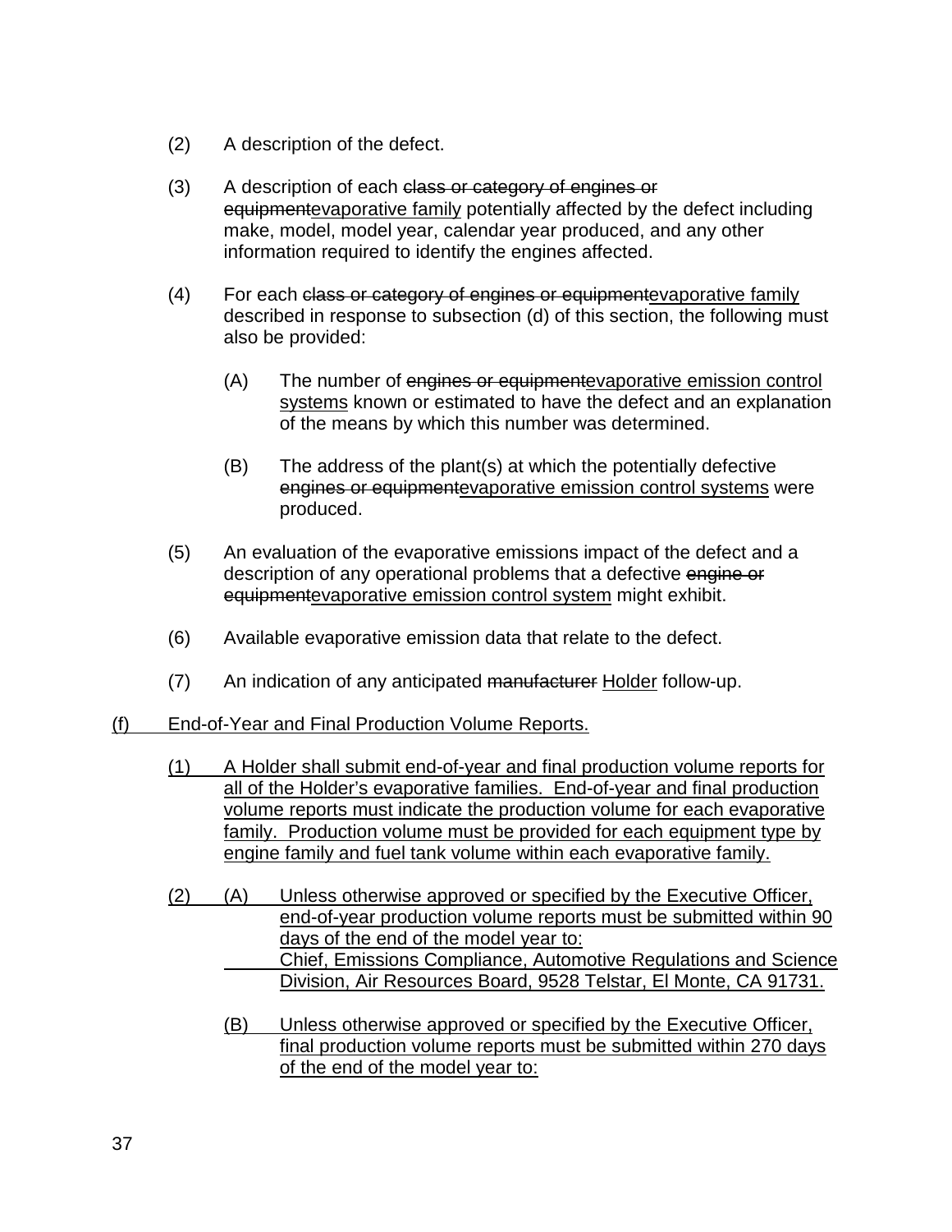(2) A description of the defect.

(3) A description of each ~~class or category of engines or equipment~~<u>evaporative family</u> potentially affected by the defect including make, model, model year, calendar year produced, and any other information required to identify the engines affected.

(4) For each ~~class or category of engines or equipment~~<u>evaporative family</u> described in response to subsection (d) of this section, the following must also be provided:

   (A) The number of ~~engines or equipment~~<u>evaporative emission control systems</u> known or estimated to have the defect and an explanation of the means by which this number was determined.

   (B) The address of the plant(s) at which the potentially defective ~~engines or equipment~~<u>evaporative emission control systems</u> were produced.

(5) An evaluation of the evaporative emissions impact of the defect and a description of any operational problems that a defective ~~engine or equipment~~<u>evaporative emission control system</u> might exhibit.

(6) Available evaporative emission data that relate to the defect.

(7) An indication of any anticipated ~~manufacturer~~ <u>Holder</u> follow-up.

<u>(f) End-of-Year and Final Production Volume Reports.</u>

<u>(1) A Holder shall submit end-of-year and final production volume reports for all of the Holder's evaporative families. End-of-year and final production volume reports must indicate the production volume for each evaporative family. Production volume must be provided for each equipment type by engine family and fuel tank volume within each evaporative family.</u>

<u>(2) (A) Unless otherwise approved or specified by the Executive Officer, end-of-year production volume reports must be submitted within 90 days of the end of the model year to:</u>
<u>Chief, Emissions Compliance, Automotive Regulations and Science Division, Air Resources Board, 9528 Telstar, El Monte, CA 91731.</u>

<u>(B) Unless otherwise approved or specified by the Executive Officer, final production volume reports must be submitted within 270 days of the end of the model year to:</u>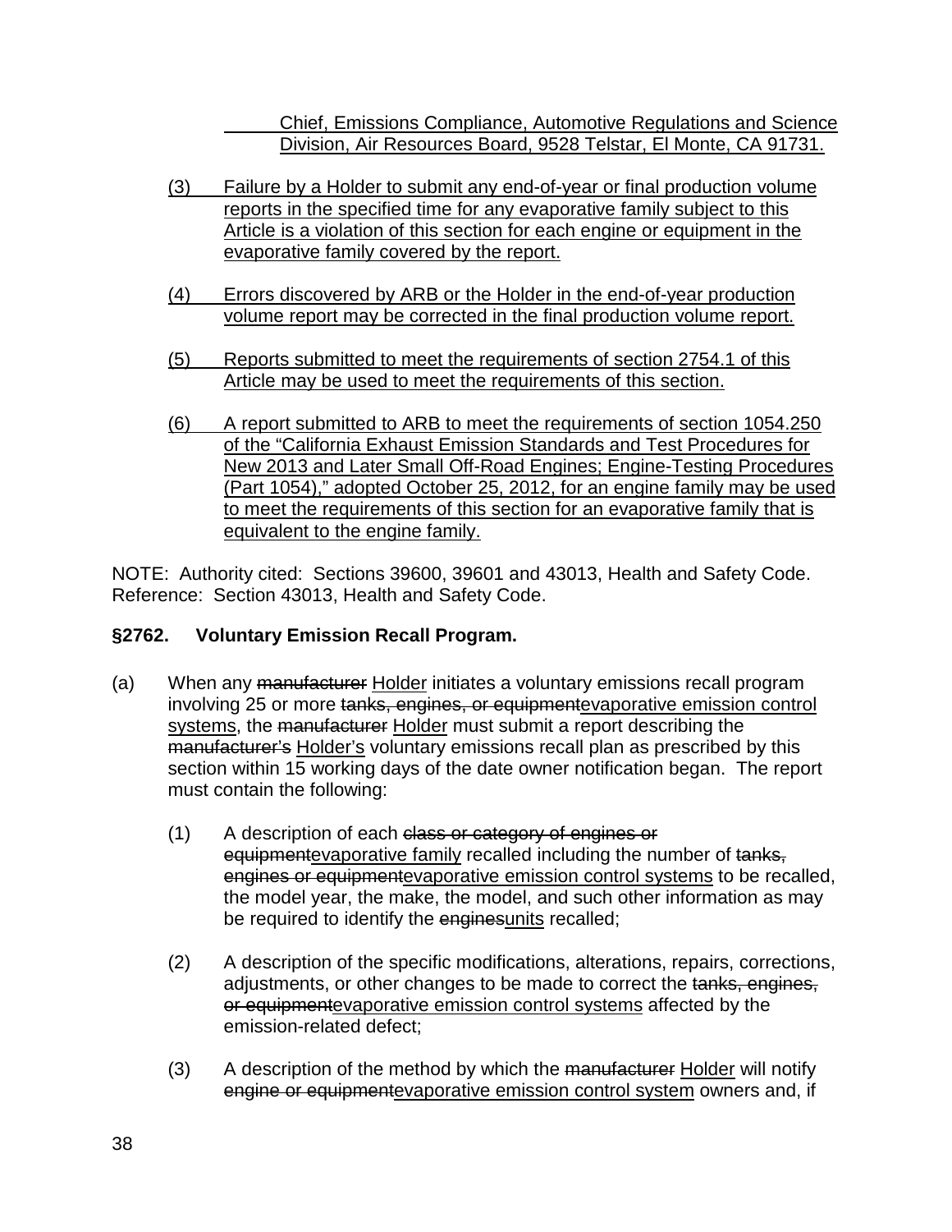Chief, Emissions Compliance, Automotive Regulations and Science Division, Air Resources Board, 9528 Telstar, El Monte, CA 91731.

(3) Failure by a Holder to submit any end-of-year or final production volume reports in the specified time for any evaporative family subject to this Article is a violation of this section for each engine or equipment in the evaporative family covered by the report.

(4) Errors discovered by ARB or the Holder in the end-of-year production volume report may be corrected in the final production volume report.

(5) Reports submitted to meet the requirements of section 2754.1 of this Article may be used to meet the requirements of this section.

(6) A report submitted to ARB to meet the requirements of section 1054.250 of the "California Exhaust Emission Standards and Test Procedures for New 2013 and Later Small Off-Road Engines; Engine-Testing Procedures (Part 1054)," adopted October 25, 2012, for an engine family may be used to meet the requirements of this section for an evaporative family that is equivalent to the engine family.

NOTE: Authority cited: Sections 39600, 39601 and 43013, Health and Safety Code. Reference: Section 43013, Health and Safety Code.

**§2762. Voluntary Emission Recall Program.**

(a) When any ~~manufacturer~~ Holder initiates a voluntary emissions recall program involving 25 or more ~~tanks, engines, or equipment~~evaporative emission control systems, the ~~manufacturer~~ Holder must submit a report describing the ~~manufacturer's~~ Holder's voluntary emissions recall plan as prescribed by this section within 15 working days of the date owner notification began. The report must contain the following:

(1) A description of each ~~class or category of engines or equipment~~evaporative family recalled including the number of ~~tanks, engines or equipment~~evaporative emission control systems to be recalled, the model year, the make, the model, and such other information as may be required to identify the ~~engines~~units recalled;

(2) A description of the specific modifications, alterations, repairs, corrections, adjustments, or other changes to be made to correct the ~~tanks, engines, or equipment~~evaporative emission control systems affected by the emission-related defect;

(3) A description of the method by which the ~~manufacturer~~ Holder will notify ~~engine or equipment~~evaporative emission control system owners and, if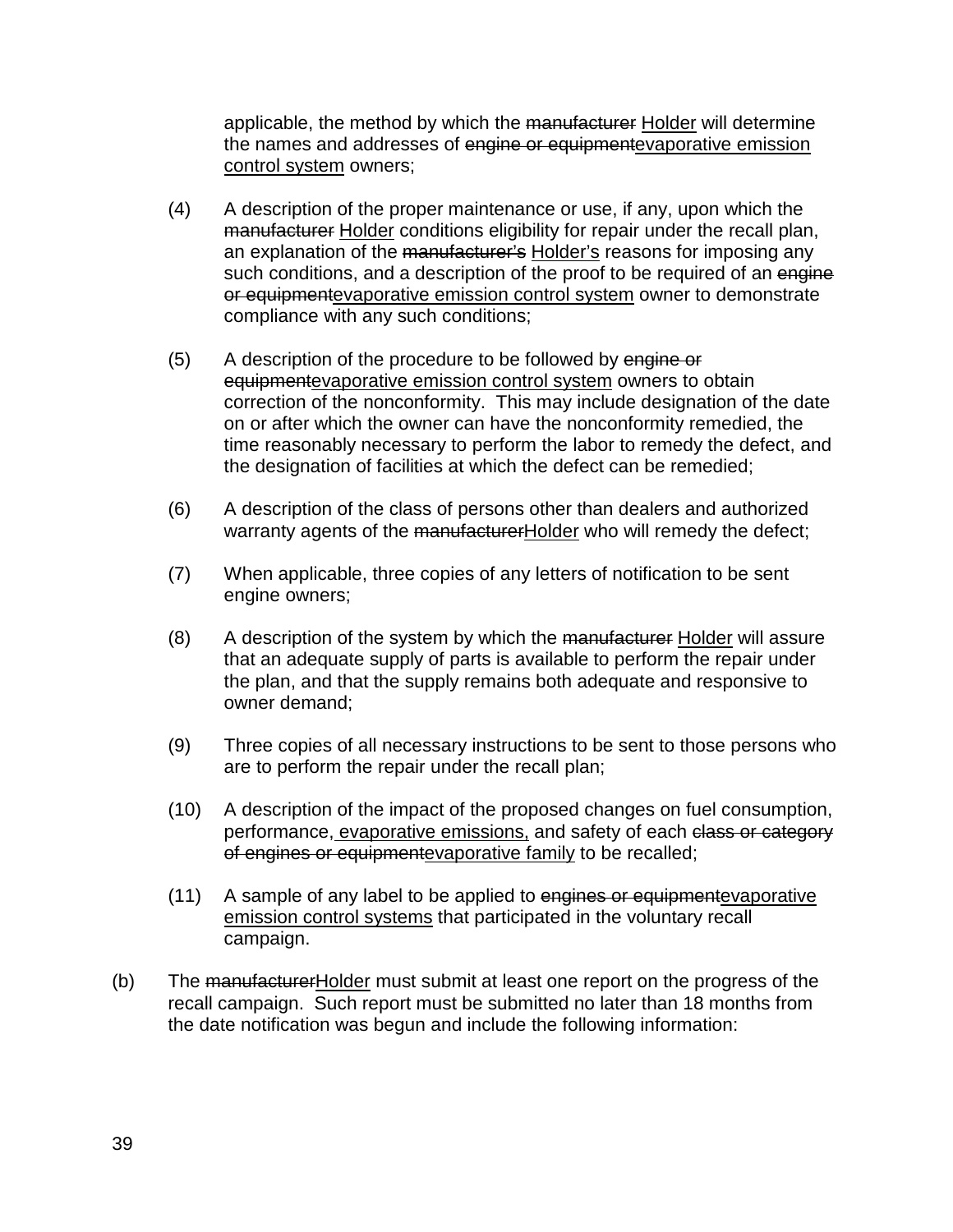applicable, the method by which the ~~manufacturer~~ <u>Holder</u> will determine the names and addresses of ~~engine or equipment~~<u>evaporative emission control system</u> owners;

(4) A description of the proper maintenance or use, if any, upon which the ~~manufacturer~~ <u>Holder</u> conditions eligibility for repair under the recall plan, an explanation of the ~~manufacturer's~~ <u>Holder's</u> reasons for imposing any such conditions, and a description of the proof to be required of an ~~engine or equipment~~<u>evaporative emission control system</u> owner to demonstrate compliance with any such conditions;

(5) A description of the procedure to be followed by ~~engine or equipment~~<u>evaporative emission control system</u> owners to obtain correction of the nonconformity. This may include designation of the date on or after which the owner can have the nonconformity remedied, the time reasonably necessary to perform the labor to remedy the defect, and the designation of facilities at which the defect can be remedied;

(6) A description of the class of persons other than dealers and authorized warranty agents of the ~~manufacturer~~<u>Holder</u> who will remedy the defect;

(7) When applicable, three copies of any letters of notification to be sent engine owners;

(8) A description of the system by which the ~~manufacturer~~ <u>Holder</u> will assure that an adequate supply of parts is available to perform the repair under the plan, and that the supply remains both adequate and responsive to owner demand;

(9) Three copies of all necessary instructions to be sent to those persons who are to perform the repair under the recall plan;

(10) A description of the impact of the proposed changes on fuel consumption, performance,<u> evaporative emissions,</u> and safety of each ~~class or category of engines or equipment~~<u>evaporative family</u> to be recalled;

(11) A sample of any label to be applied to ~~engines or equipment~~<u>evaporative emission control systems</u> that participated in the voluntary recall campaign.

(b) The ~~manufacturer~~<u>Holder</u> must submit at least one report on the progress of the recall campaign. Such report must be submitted no later than 18 months from the date notification was begun and include the following information: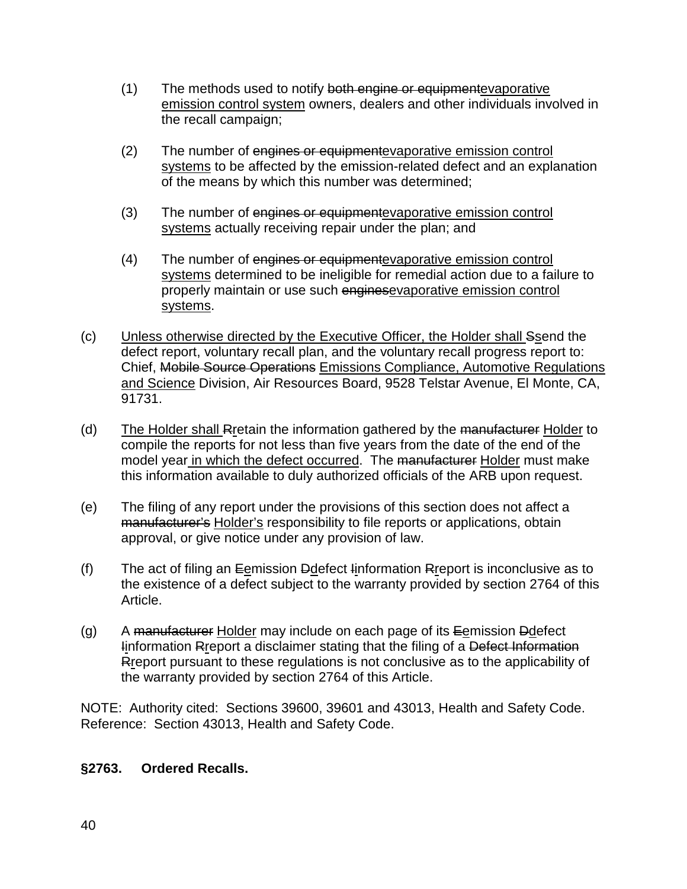(1) The methods used to notify ~~both engine or equipment~~<u>evaporative emission control system</u> owners, dealers and other individuals involved in the recall campaign;

(2) The number of ~~engines or equipment~~<u>evaporative emission control systems</u> to be affected by the emission-related defect and an explanation of the means by which this number was determined;

(3) The number of ~~engines or equipment~~<u>evaporative emission control systems</u> actually receiving repair under the plan; and

(4) The number of ~~engines or equipment~~<u>evaporative emission control systems</u> determined to be ineligible for remedial action due to a failure to properly maintain or use such ~~engines~~<u>evaporative emission control systems</u>.

(c) <u>Unless otherwise directed by the Executive Officer, the Holder shall</u> ~~S~~<u>s</u>end the defect report, voluntary recall plan, and the voluntary recall progress report to: Chief, ~~Mobile Source Operations~~ <u>Emissions Compliance, Automotive Regulations and Science</u> Division, Air Resources Board, 9528 Telstar Avenue, El Monte, CA, 91731.

(d) <u>The Holder shall</u> ~~R~~<u>r</u>etain the information gathered by the ~~manufacturer~~ <u>Holder</u> to compile the reports for not less than five years from the date of the end of the model year<u> in which the defect occurred</u>. The ~~manufacturer~~ <u>Holder</u> must make this information available to duly authorized officials of the ARB upon request.

(e) The filing of any report under the provisions of this section does not affect a ~~manufacturer's~~ <u>Holder's</u> responsibility to file reports or applications, obtain approval, or give notice under any provision of law.

(f) The act of filing an ~~E~~<u>e</u>mission ~~D~~<u>d</u>efect ~~I~~<u>i</u>nformation ~~R~~<u>r</u>eport is inconclusive as to the existence of a defect subject to the warranty provided by section 2764 of this Article.

(g) A ~~manufacturer~~ <u>Holder</u> may include on each page of its ~~E~~<u>e</u>mission ~~D~~<u>d</u>efect ~~I~~<u>i</u>nformation ~~R~~<u>r</u>eport a disclaimer stating that the filing of a ~~Defect Information~~ ~~R~~<u>r</u>eport pursuant to these regulations is not conclusive as to the applicability of the warranty provided by section 2764 of this Article.

NOTE: Authority cited: Sections 39600, 39601 and 43013, Health and Safety Code. Reference: Section 43013, Health and Safety Code.

**§2763. Ordered Recalls.**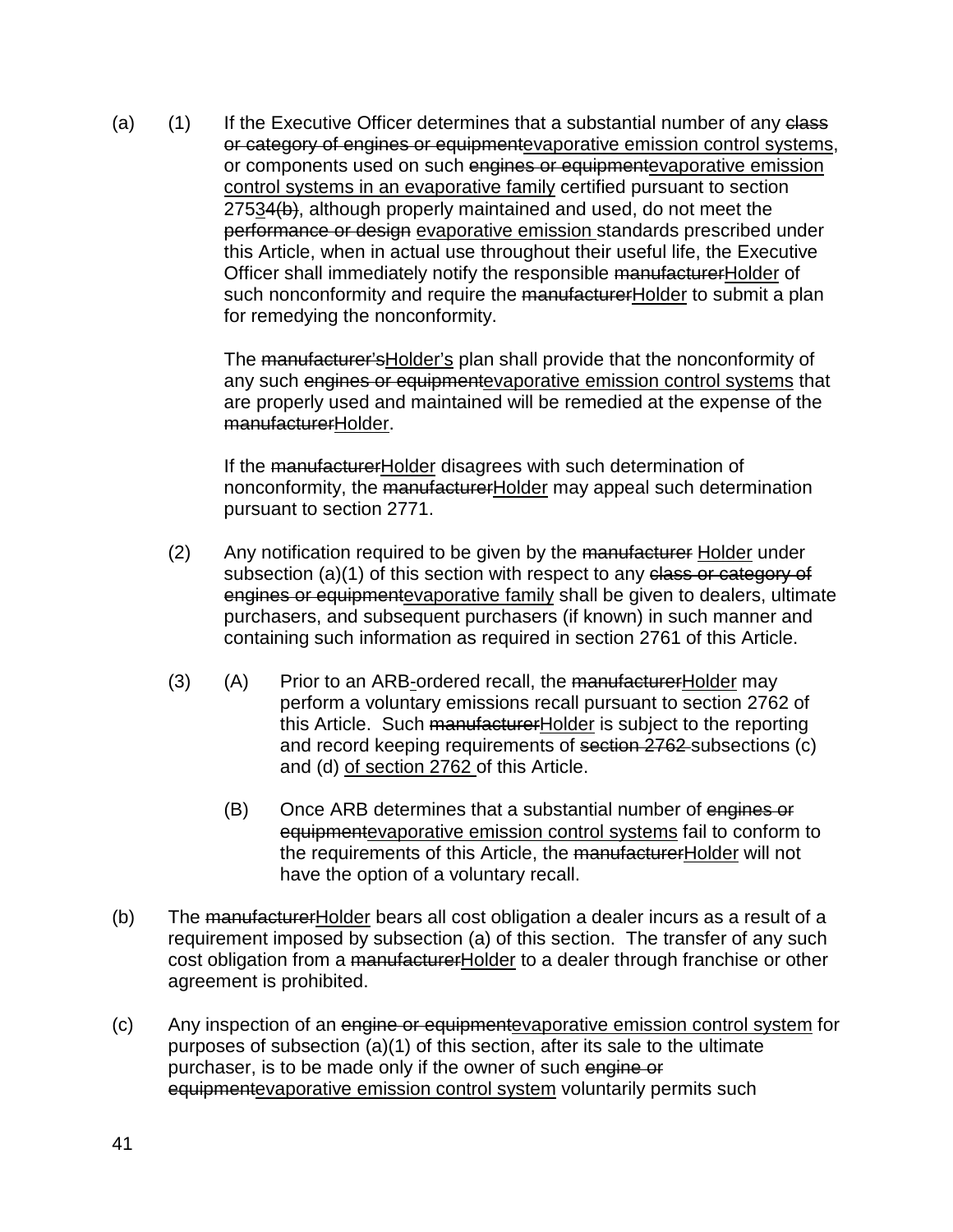(a) (1) If the Executive Officer determines that a substantial number of any ~~class or category of engines or equipment~~<u>evaporative emission control systems</u>, or components used on such ~~engines or equipment~~<u>evaporative emission control systems in an evaporative family</u> certified pursuant to section 275<u>3</u>~~4(b)~~, although properly maintained and used, do not meet the ~~performance or design~~ <u>evaporative emission</u> standards prescribed under this Article, when in actual use throughout their useful life, the Executive Officer shall immediately notify the responsible ~~manufacturer~~<u>Holder</u> of such nonconformity and require the ~~manufacturer~~<u>Holder</u> to submit a plan for remedying the nonconformity.

The ~~manufacturer's~~<u>Holder's</u> plan shall provide that the nonconformity of any such ~~engines or equipment~~<u>evaporative emission control systems</u> that are properly used and maintained will be remedied at the expense of the ~~manufacturer~~<u>Holder</u>.

If the ~~manufacturer~~<u>Holder</u> disagrees with such determination of nonconformity, the ~~manufacturer~~<u>Holder</u> may appeal such determination pursuant to section 2771.

(2) Any notification required to be given by the ~~manufacturer~~ <u>Holder</u> under subsection (a)(1) of this section with respect to any ~~class or category of engines or equipment~~<u>evaporative family</u> shall be given to dealers, ultimate purchasers, and subsequent purchasers (if known) in such manner and containing such information as required in section 2761 of this Article.

(3) (A) Prior to an ARB<u>-</u>ordered recall, the ~~manufacturer~~<u>Holder</u> may perform a voluntary emissions recall pursuant to section 2762 of this Article. Such ~~manufacturer~~<u>Holder</u> is subject to the reporting and record keeping requirements of ~~section 2762~~ subsections (c) and (d) <u>of section 2762</u> of this Article.

(B) Once ARB determines that a substantial number of ~~engines or equipment~~<u>evaporative emission control systems</u> fail to conform to the requirements of this Article, the ~~manufacturer~~<u>Holder</u> will not have the option of a voluntary recall.

(b) The ~~manufacturer~~<u>Holder</u> bears all cost obligation a dealer incurs as a result of a requirement imposed by subsection (a) of this section. The transfer of any such cost obligation from a ~~manufacturer~~<u>Holder</u> to a dealer through franchise or other agreement is prohibited.

(c) Any inspection of an ~~engine or equipment~~<u>evaporative emission control system</u> for purposes of subsection (a)(1) of this section, after its sale to the ultimate purchaser, is to be made only if the owner of such ~~engine or equipment~~<u>evaporative emission control system</u> voluntarily permits such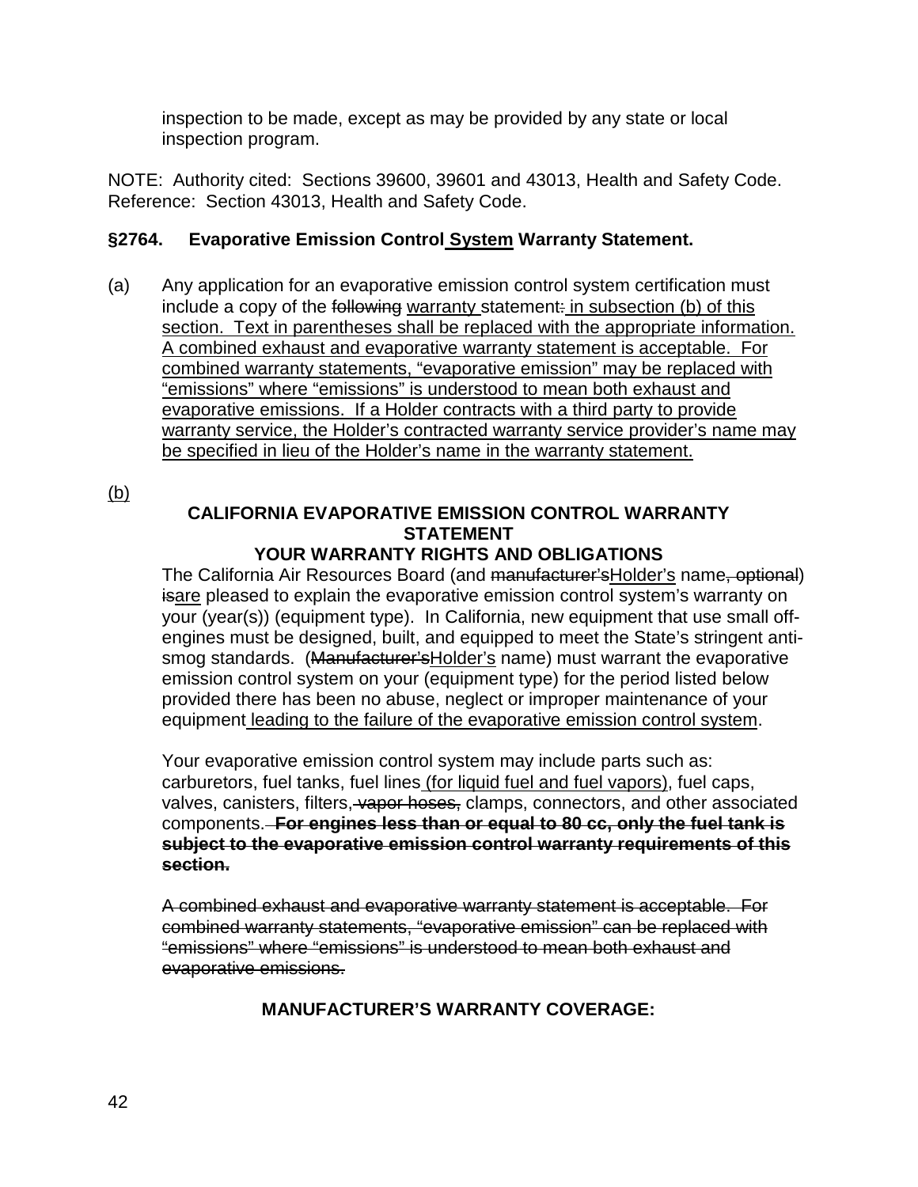inspection to be made, except as may be provided by any state or local inspection program.

NOTE: Authority cited: Sections 39600, 39601 and 43013, Health and Safety Code. Reference: Section 43013, Health and Safety Code.

**§2764. Evaporative Emission Control System Warranty Statement.**

(a) Any application for an evaporative emission control system certification must include a copy of the ~~following~~ warranty statement~~:~~ in subsection (b) of this section. Text in parentheses shall be replaced with the appropriate information. A combined exhaust and evaporative warranty statement is acceptable. For combined warranty statements, "evaporative emission" may be replaced with "emissions" where "emissions" is understood to mean both exhaust and evaporative emissions. If a Holder contracts with a third party to provide warranty service, the Holder's contracted warranty service provider's name may be specified in lieu of the Holder's name in the warranty statement.

(b)

**CALIFORNIA EVAPORATIVE EMISSION CONTROL WARRANTY STATEMENT**
**YOUR WARRANTY RIGHTS AND OBLIGATIONS**

The California Air Resources Board (and ~~manufacturer's~~Holder's name~~, optional~~) ~~is~~are pleased to explain the evaporative emission control system's warranty on your (year(s)) (equipment type). In California, new equipment that use small off-engines must be designed, built, and equipped to meet the State's stringent anti-smog standards. (~~Manufacturer's~~Holder's name) must warrant the evaporative emission control system on your (equipment type) for the period listed below provided there has been no abuse, neglect or improper maintenance of your equipment leading to the failure of the evaporative emission control system.

Your evaporative emission control system may include parts such as: carburetors, fuel tanks, fuel lines (for liquid fuel and fuel vapors), fuel caps, valves, canisters, filters, ~~vapor hoses,~~ clamps, connectors, and other associated components. ~~**For engines less than or equal to 80 cc, only the fuel tank is subject to the evaporative emission control warranty requirements of this section.**~~

~~A combined exhaust and evaporative warranty statement is acceptable. For combined warranty statements, "evaporative emission" can be replaced with "emissions" where "emissions" is understood to mean both exhaust and evaporative emissions.~~

**MANUFACTURER'S WARRANTY COVERAGE:**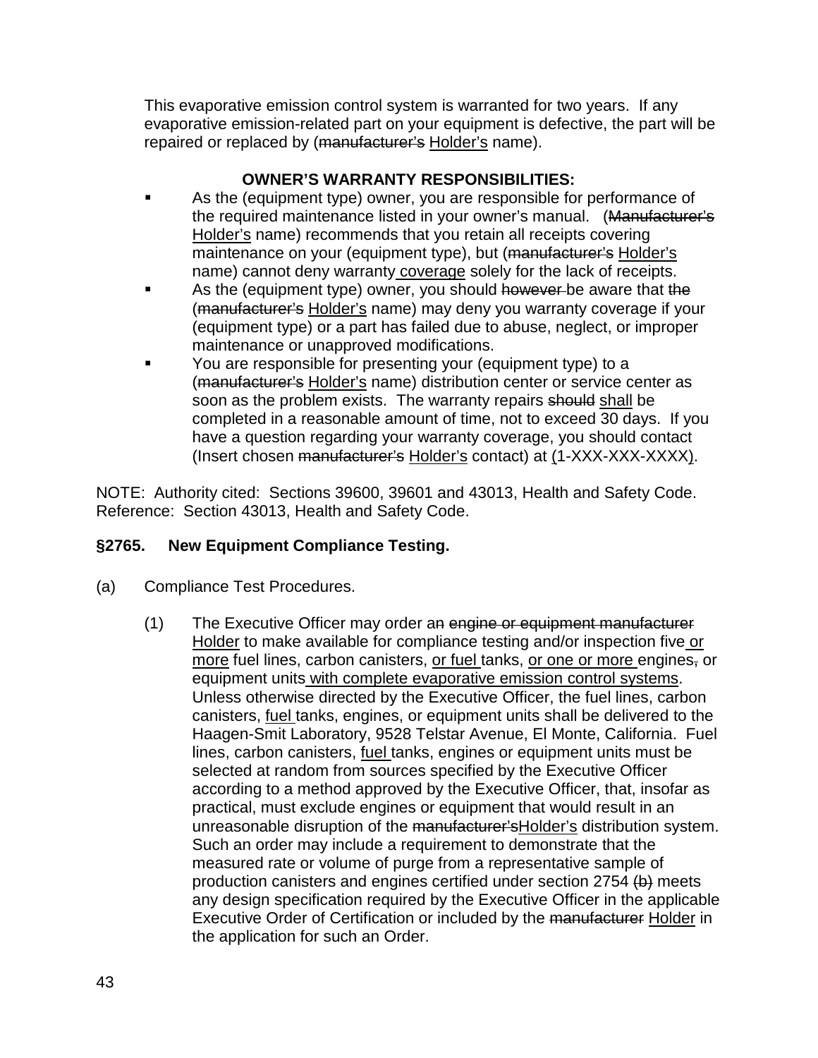This evaporative emission control system is warranted for two years. If any evaporative emission-related part on your equipment is defective, the part will be repaired or replaced by (~~manufacturer's~~ <u>Holder's</u> name).

**OWNER'S WARRANTY RESPONSIBILITIES:**

- As the (equipment type) owner, you are responsible for performance of the required maintenance listed in your owner's manual. (~~Manufacturer's~~ <u>Holder's</u> name) recommends that you retain all receipts covering maintenance on your (equipment type), but (~~manufacturer's~~ <u>Holder's</u> name) cannot deny warranty <u>coverage</u> solely for the lack of receipts.
- As the (equipment type) owner, you should ~~however~~ be aware that ~~the~~ (~~manufacturer's~~ <u>Holder's</u> name) may deny you warranty coverage if your (equipment type) or a part has failed due to abuse, neglect, or improper maintenance or unapproved modifications.
- You are responsible for presenting your (equipment type) to a (~~manufacturer's~~ <u>Holder's</u> name) distribution center or service center as soon as the problem exists. The warranty repairs ~~should~~ <u>shall</u> be completed in a reasonable amount of time, not to exceed 30 days. If you have a question regarding your warranty coverage, you should contact (Insert chosen ~~manufacturer's~~ <u>Holder's</u> contact) at <u>(</u>1-XXX-XXX-XXXX<u>)</u>.

NOTE: Authority cited: Sections 39600, 39601 and 43013, Health and Safety Code. Reference: Section 43013, Health and Safety Code.

**§2765. New Equipment Compliance Testing.**

(a) Compliance Test Procedures.

(1) The Executive Officer may order a<u>n</u> ~~engine or equipment manufacturer~~ <u>Holder</u> to make available for compliance testing and/or inspection five <u>or more</u> fuel lines, carbon canisters, <u>or fuel</u> tanks, <u>or one or more</u> engines~~,~~ or equipment units <u>with complete evaporative emission control systems</u>. Unless otherwise directed by the Executive Officer, the fuel lines, carbon canisters, <u>fuel</u> tanks, engines, or equipment units shall be delivered to the Haagen-Smit Laboratory, 9528 Telstar Avenue, El Monte, California. Fuel lines, carbon canisters, <u>fuel</u> tanks, engines or equipment units must be selected at random from sources specified by the Executive Officer according to a method approved by the Executive Officer, that, insofar as practical, must exclude engines or equipment that would result in an unreasonable disruption of the ~~manufacturer's~~<u>Holder's</u> distribution system. Such an order may include a requirement to demonstrate that the measured rate or volume of purge from a representative sample of production canisters and engines certified under section 2754 ~~(b)~~ meets any design specification required by the Executive Officer in the applicable Executive Order of Certification or included by the ~~manufacturer~~ <u>Holder</u> in the application for such an Order.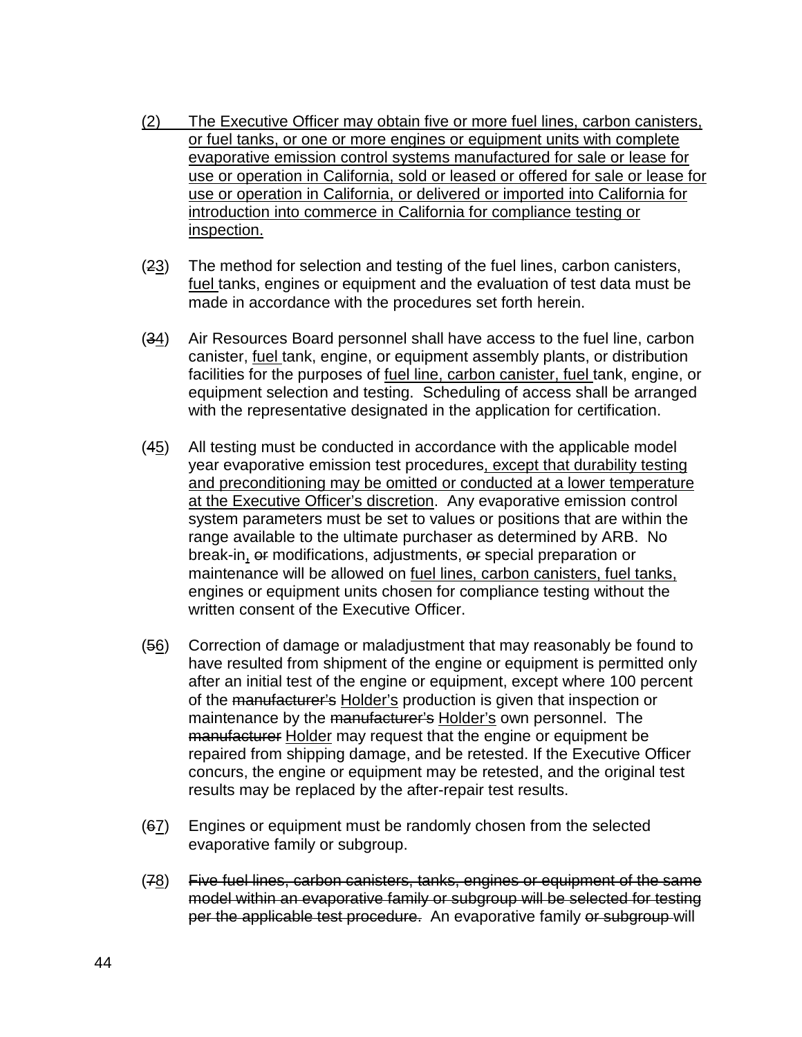<u>(2) The Executive Officer may obtain five or more fuel lines, carbon canisters, or fuel tanks, or one or more engines or equipment units with complete evaporative emission control systems manufactured for sale or lease for use or operation in California, sold or leased or offered for sale or lease for use or operation in California, or delivered or imported into California for introduction into commerce in California for compliance testing or inspection.</u>

(~~2~~<u>3</u>) The method for selection and testing of the fuel lines, carbon canisters, <u>fuel</u> tanks, engines or equipment and the evaluation of test data must be made in accordance with the procedures set forth herein.

(~~3~~<u>4</u>) Air Resources Board personnel shall have access to the fuel line, carbon canister, <u>fuel</u> tank, engine, or equipment assembly plants, or distribution facilities for the purposes of <u>fuel line, carbon canister, fuel</u> tank, engine, or equipment selection and testing. Scheduling of access shall be arranged with the representative designated in the application for certification.

(~~4~~<u>5</u>) All testing must be conducted in accordance with the applicable model year evaporative emission test procedures<u>, except that durability testing and preconditioning may be omitted or conducted at a lower temperature at the Executive Officer's discretion</u>. Any evaporative emission control system parameters must be set to values or positions that are within the range available to the ultimate purchaser as determined by ARB. No break-in<u>,</u> ~~or~~ modifications, adjustments, ~~or~~ special preparation or maintenance will be allowed on <u>fuel lines, carbon canisters, fuel tanks,</u> engines or equipment units chosen for compliance testing without the written consent of the Executive Officer.

(~~5~~<u>6</u>) Correction of damage or maladjustment that may reasonably be found to have resulted from shipment of the engine or equipment is permitted only after an initial test of the engine or equipment, except where 100 percent of the ~~manufacturer's~~ <u>Holder's</u> production is given that inspection or maintenance by the ~~manufacturer's~~ <u>Holder's</u> own personnel. The ~~manufacturer~~ <u>Holder</u> may request that the engine or equipment be repaired from shipping damage, and be retested. If the Executive Officer concurs, the engine or equipment may be retested, and the original test results may be replaced by the after-repair test results.

(~~6~~<u>7</u>) Engines or equipment must be randomly chosen from the selected evaporative family or subgroup.

(~~7~~<u>8</u>) ~~Five fuel lines, carbon canisters, tanks, engines or equipment of the same model within an evaporative family or subgroup will be selected for testing per the applicable test procedure.~~ An evaporative family ~~or subgroup~~ will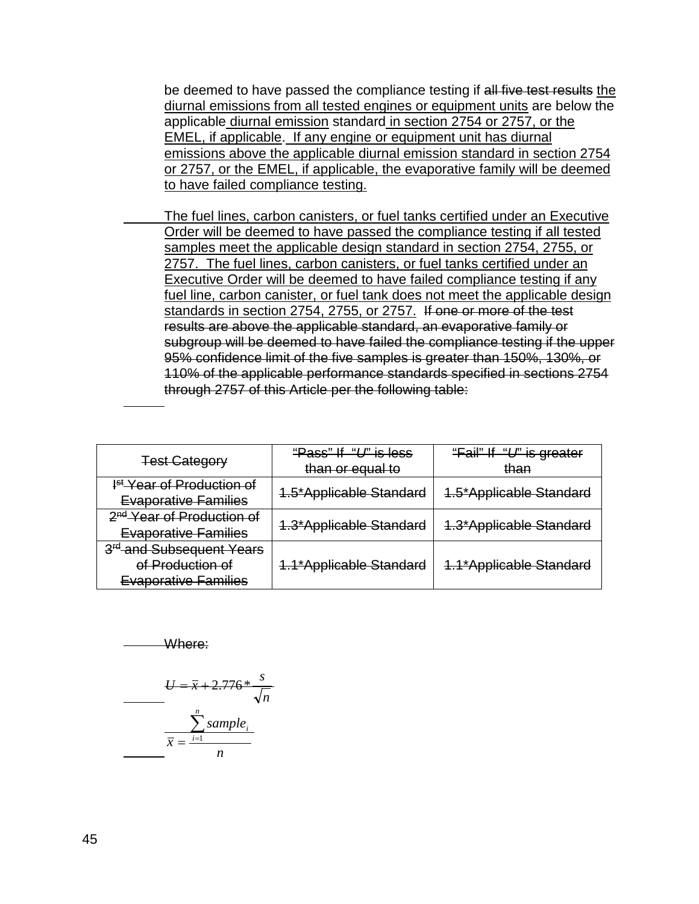be deemed to have passed the compliance testing if all five test results the diurnal emissions from all tested engines or equipment units are below the applicable diurnal emission standard in section 2754 or 2757, or the EMEL, if applicable. If any engine or equipment unit has diurnal emissions above the applicable diurnal emission standard in section 2754 or 2757, or the EMEL, if applicable, the evaporative family will be deemed to have failed compliance testing.

The fuel lines, carbon canisters, or fuel tanks certified under an Executive Order will be deemed to have passed the compliance testing if all tested samples meet the applicable design standard in section 2754, 2755, or 2757. The fuel lines, carbon canisters, or fuel tanks certified under an Executive Order will be deemed to have failed compliance testing if any fuel line, carbon canister, or fuel tank does not meet the applicable design standards in section 2754, 2755, or 2757. If one or more of the test results are above the applicable standard, an evaporative family or subgroup will be deemed to have failed the compliance testing if the upper 95% confidence limit of the five samples is greater than 150%, 130%, or 110% of the applicable performance standards specified in sections 2754 through 2757 of this Article per the following table:

| Test Category | "Pass" If "*U*" is less than or equal to | "Fail" If "*U*" is greater than |
|---|---|---|
| 1st Year of Production of Evaporative Families | 1.5*Applicable Standard | 1.5*Applicable Standard |
| 2nd Year of Production of Evaporative Families | 1.3*Applicable Standard | 1.3*Applicable Standard |
| 3rd and Subsequent Years of Production of Evaporative Families | 1.1*Applicable Standard | 1.1*Applicable Standard |

Where:

$$U = \bar{x} + 2.776 * \frac{s}{\sqrt{n}}$$

$$\bar{x} = \frac{\sum_{i=1}^{n} sample_i}{n}$$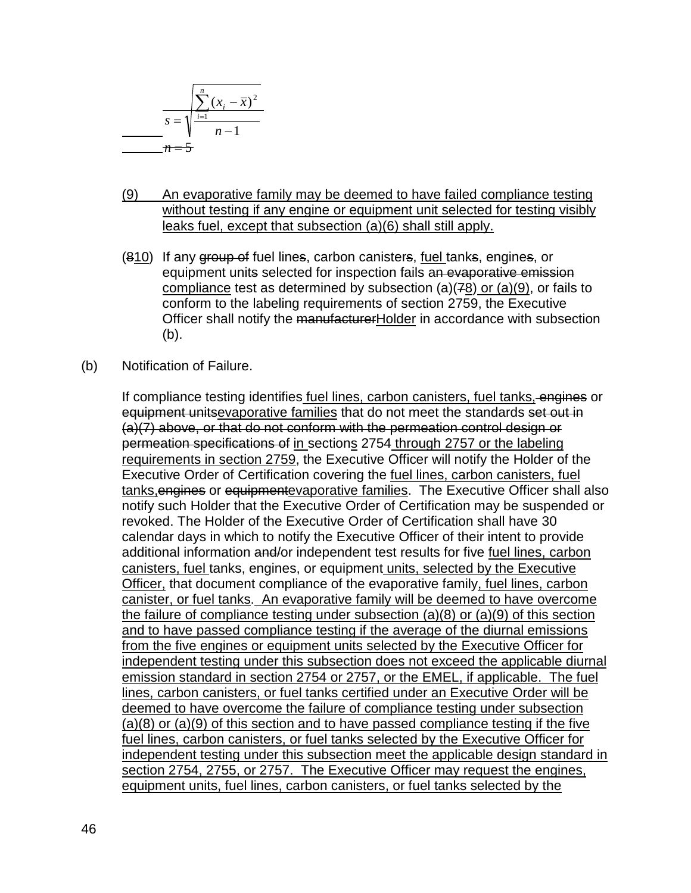$$s = \sqrt{\frac{\sum_{i=1}^{n}(x_i - \bar{x})^2}{n-1}}$$

~~$n = 5$~~

(9) <u>An evaporative family may be deemed to have failed compliance testing without testing if any engine or equipment unit selected for testing visibly leaks fuel, except that subsection (a)(6) shall still apply.</u>

(~~8~~<u>10</u>) If any ~~group of~~ fuel line~~s~~, carbon canister~~s~~, <u>fuel</u> tank~~s~~, engine~~s~~, or equipment unit~~s~~ selected for inspection fails a~~n evaporative emission~~ <u>compliance</u> test as determined by subsection (a)(~~7~~<u>8</u>) <u>or (a)(9)</u>, or fails to conform to the labeling requirements of section 2759, the Executive Officer shall notify the ~~manufacturer~~<u>Holder</u> in accordance with subsection (b).

(b) Notification of Failure.

If compliance testing identifies <u>fuel lines, carbon canisters, fuel tanks,</u> ~~engines~~ or ~~equipment units~~<u>evaporative families</u> that do not meet the standards ~~set out in (a)(7) above, or that do not conform with the permeation control design or permeation specifications of~~ <u>in</u> section<u>s</u> 2754 <u>through 2757 or the labeling requirements in section 2759</u>, the Executive Officer will notify the Holder of the Executive Order of Certification covering the <u>fuel lines, carbon canisters, fuel tanks,</u>~~engines~~ or ~~equipment~~<u>evaporative families</u>. The Executive Officer shall also notify such Holder that the Executive Order of Certification may be suspended or revoked. The Holder of the Executive Order of Certification shall have 30 calendar days in which to notify the Executive Officer of their intent to provide additional information ~~and/~~or independent test results for five <u>fuel lines, carbon canisters, fuel</u> tanks, engines, or equipment <u>units, selected by the Executive Officer,</u> that document compliance of the evaporative family<u>, fuel lines, carbon canister, or fuel tanks</u>. <u>An evaporative family will be deemed to have overcome the failure of compliance testing under subsection (a)(8) or (a)(9) of this section and to have passed compliance testing if the average of the diurnal emissions from the five engines or equipment units selected by the Executive Officer for independent testing under this subsection does not exceed the applicable diurnal emission standard in section 2754 or 2757, or the EMEL, if applicable. The fuel lines, carbon canisters, or fuel tanks certified under an Executive Order will be deemed to have overcome the failure of compliance testing under subsection (a)(8) or (a)(9) of this section and to have passed compliance testing if the five fuel lines, carbon canisters, or fuel tanks selected by the Executive Officer for independent testing under this subsection meet the applicable design standard in section 2754, 2755, or 2757. The Executive Officer may request the engines, equipment units, fuel lines, carbon canisters, or fuel tanks selected by the</u>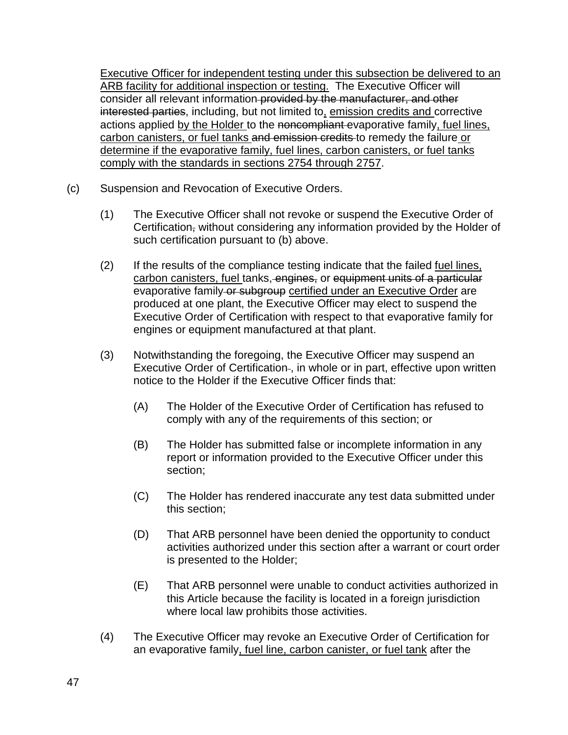Executive Officer for independent testing under this subsection be delivered to an ARB facility for additional inspection or testing. The Executive Officer will consider all relevant information provided by the manufacturer, and other interested parties, including, but not limited to, emission credits and corrective actions applied by the Holder to the noncompliant evaporative family, fuel lines, carbon canisters, or fuel tanks and emission credits to remedy the failure or determine if the evaporative family, fuel lines, carbon canisters, or fuel tanks comply with the standards in sections 2754 through 2757.

(c) Suspension and Revocation of Executive Orders.

(1) The Executive Officer shall not revoke or suspend the Executive Order of Certification, without considering any information provided by the Holder of such certification pursuant to (b) above.

(2) If the results of the compliance testing indicate that the failed fuel lines, carbon canisters, fuel tanks, engines, or equipment units of a particular evaporative family or subgroup certified under an Executive Order are produced at one plant, the Executive Officer may elect to suspend the Executive Order of Certification with respect to that evaporative family for engines or equipment manufactured at that plant.

(3) Notwithstanding the foregoing, the Executive Officer may suspend an Executive Order of Certification , in whole or in part, effective upon written notice to the Holder if the Executive Officer finds that:

(A) The Holder of the Executive Order of Certification has refused to comply with any of the requirements of this section; or

(B) The Holder has submitted false or incomplete information in any report or information provided to the Executive Officer under this section;

(C) The Holder has rendered inaccurate any test data submitted under this section;

(D) That ARB personnel have been denied the opportunity to conduct activities authorized under this section after a warrant or court order is presented to the Holder;

(E) That ARB personnel were unable to conduct activities authorized in this Article because the facility is located in a foreign jurisdiction where local law prohibits those activities.

(4) The Executive Officer may revoke an Executive Order of Certification for an evaporative family, fuel line, carbon canister, or fuel tank after the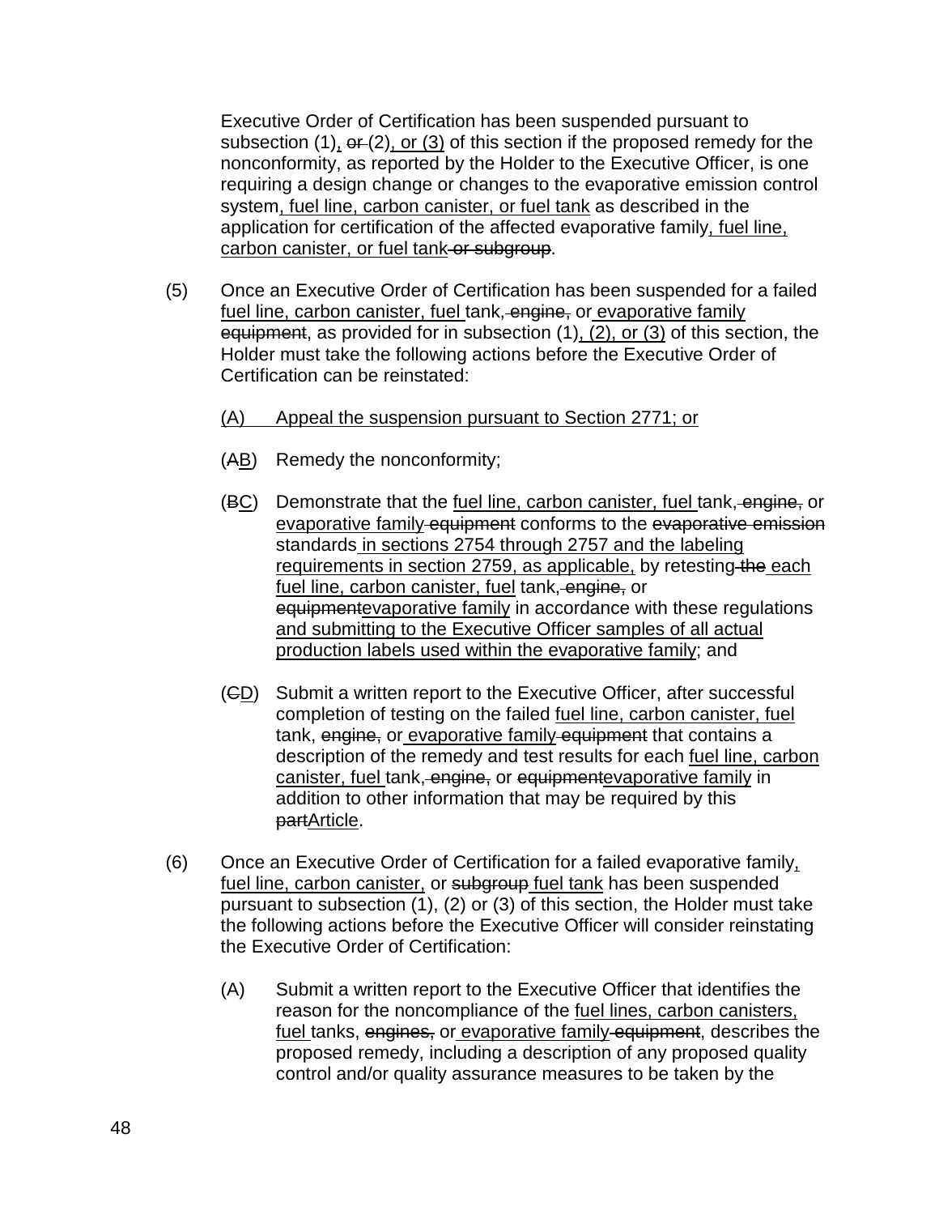Executive Order of Certification has been suspended pursuant to subsection (1)<u>,</u> ~~or~~ (2)<u>, or (3)</u> of this section if the proposed remedy for the nonconformity, as reported by the Holder to the Executive Officer, is one requiring a design change or changes to the evaporative emission control system<u>, fuel line, carbon canister, or fuel tank</u> as described in the application for certification of the affected evaporative family<u>, fuel line, carbon canister, or fuel tank</u> ~~or subgroup~~.

(5) Once an Executive Order of Certification has been suspended for a failed <u>fuel line, carbon canister, fuel</u> tank, ~~engine,~~ or <u>evaporative family</u> ~~equipment~~, as provided for in subsection (1)<u>, (2), or (3)</u> of this section, the Holder must take the following actions before the Executive Order of Certification can be reinstated:

<u>(A) Appeal the suspension pursuant to Section 2771; or</u>

(~~A~~<u>B</u>) Remedy the nonconformity;

(~~B~~<u>C</u>) Demonstrate that the <u>fuel line, carbon canister, fuel</u> tank, ~~engine,~~ or <u>evaporative family</u> ~~equipment~~ conforms to the ~~evaporative emission~~ standards <u>in sections 2754 through 2757 and the labeling requirements in section 2759, as applicable,</u> by retesting ~~the~~ <u>each fuel line, carbon canister, fuel</u> tank, ~~engine,~~ or ~~equipment~~<u>evaporative family</u> in accordance with these regulations <u>and submitting to the Executive Officer samples of all actual production labels used within the evaporative family</u>; and

(~~C~~<u>D</u>) Submit a written report to the Executive Officer, after successful completion of testing on the failed <u>fuel line, carbon canister, fuel</u> tank, ~~engine,~~ or <u>evaporative family</u> ~~equipment~~ that contains a description of the remedy and test results for each <u>fuel line, carbon canister, fuel</u> tank, ~~engine,~~ or ~~equipment~~<u>evaporative family</u> in addition to other information that may be required by this ~~part~~<u>Article</u>.

(6) Once an Executive Order of Certification for a failed evaporative family<u>, fuel line, carbon canister,</u> or ~~subgroup~~ <u>fuel tank</u> has been suspended pursuant to subsection (1), (2) or (3) of this section, the Holder must take the following actions before the Executive Officer will consider reinstating the Executive Order of Certification:

(A) Submit a written report to the Executive Officer that identifies the reason for the noncompliance of the <u>fuel lines, carbon canisters, fuel</u> tanks, ~~engines,~~ or <u>evaporative family</u> ~~equipment~~, describes the proposed remedy, including a description of any proposed quality control and/or quality assurance measures to be taken by the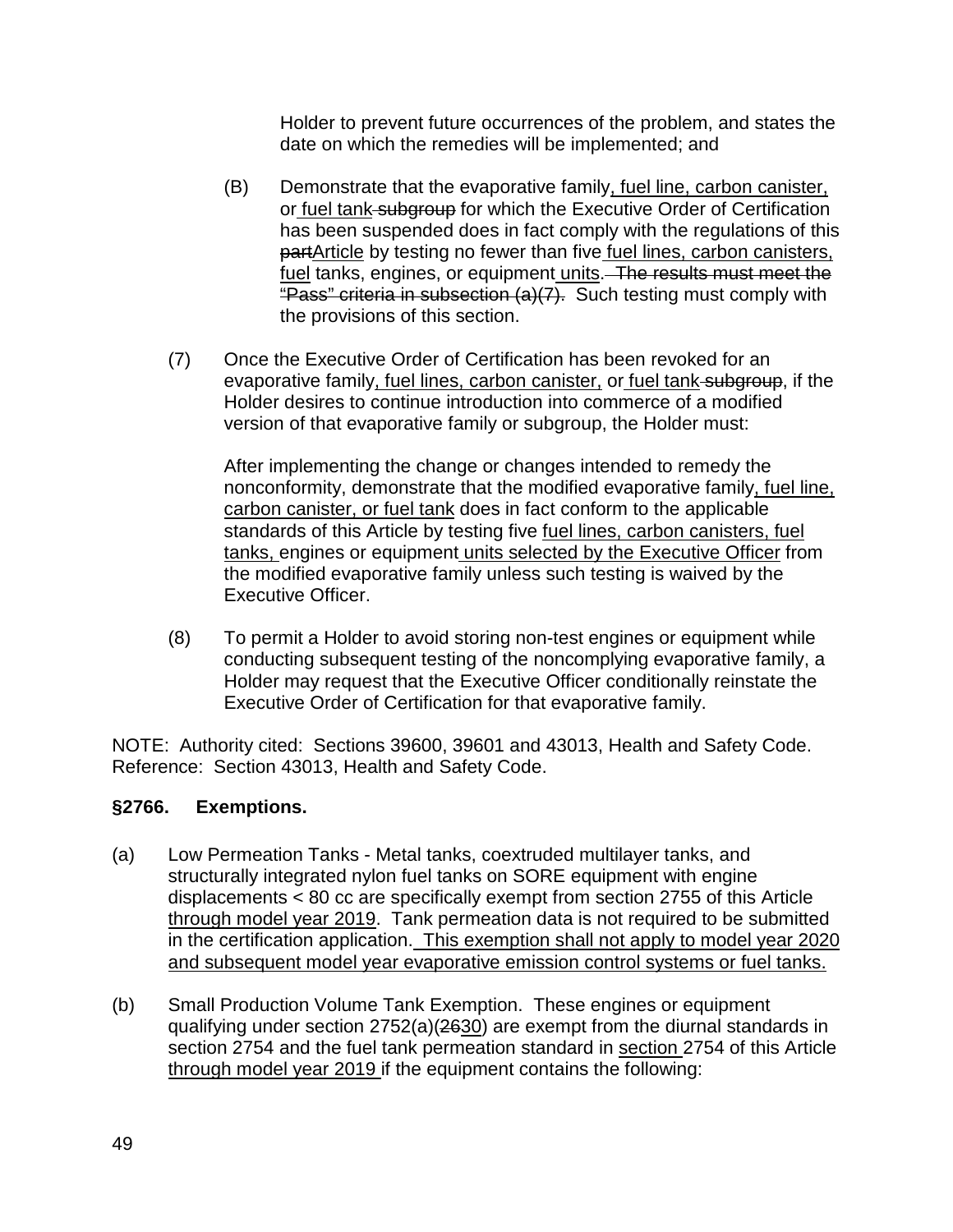Holder to prevent future occurrences of the problem, and states the date on which the remedies will be implemented; and

(B) Demonstrate that the evaporative family, fuel line, carbon canister, or fuel tank subgroup for which the Executive Order of Certification has been suspended does in fact comply with the regulations of this partArticle by testing no fewer than five fuel lines, carbon canisters, fuel tanks, engines, or equipment units. The results must meet the "Pass" criteria in subsection (a)(7). Such testing must comply with the provisions of this section.

(7) Once the Executive Order of Certification has been revoked for an evaporative family, fuel lines, carbon canister, or fuel tank subgroup, if the Holder desires to continue introduction into commerce of a modified version of that evaporative family or subgroup, the Holder must:

After implementing the change or changes intended to remedy the nonconformity, demonstrate that the modified evaporative family, fuel line, carbon canister, or fuel tank does in fact conform to the applicable standards of this Article by testing five fuel lines, carbon canisters, fuel tanks, engines or equipment units selected by the Executive Officer from the modified evaporative family unless such testing is waived by the Executive Officer.

(8) To permit a Holder to avoid storing non-test engines or equipment while conducting subsequent testing of the noncomplying evaporative family, a Holder may request that the Executive Officer conditionally reinstate the Executive Order of Certification for that evaporative family.

NOTE: Authority cited: Sections 39600, 39601 and 43013, Health and Safety Code. Reference: Section 43013, Health and Safety Code.

**§2766. Exemptions.**

(a) Low Permeation Tanks - Metal tanks, coextruded multilayer tanks, and structurally integrated nylon fuel tanks on SORE equipment with engine displacements < 80 cc are specifically exempt from section 2755 of this Article through model year 2019. Tank permeation data is not required to be submitted in the certification application. This exemption shall not apply to model year 2020 and subsequent model year evaporative emission control systems or fuel tanks.

(b) Small Production Volume Tank Exemption. These engines or equipment qualifying under section 2752(a)(2630) are exempt from the diurnal standards in section 2754 and the fuel tank permeation standard in section 2754 of this Article through model year 2019 if the equipment contains the following: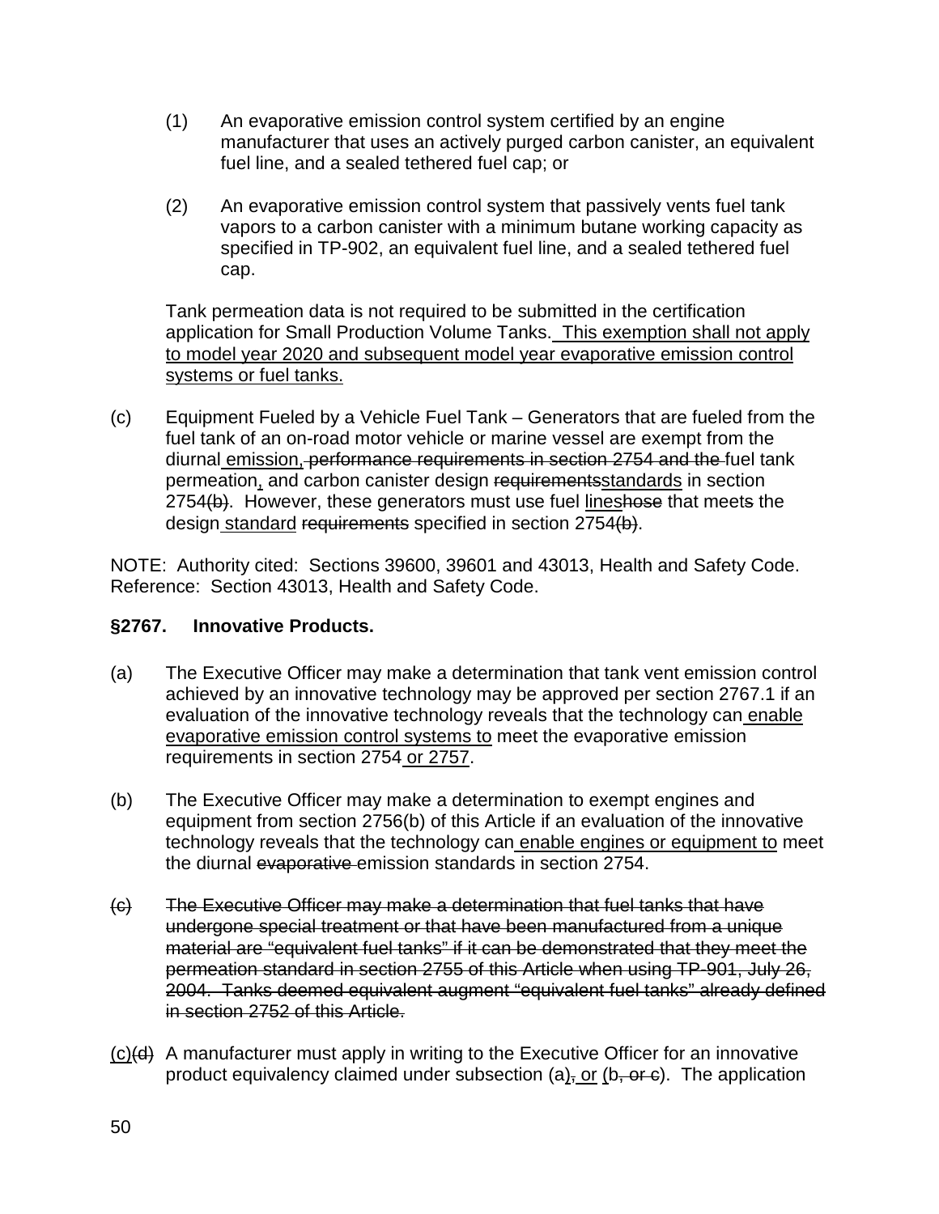(1) An evaporative emission control system certified by an engine manufacturer that uses an actively purged carbon canister, an equivalent fuel line, and a sealed tethered fuel cap; or

(2) An evaporative emission control system that passively vents fuel tank vapors to a carbon canister with a minimum butane working capacity as specified in TP-902, an equivalent fuel line, and a sealed tethered fuel cap.

Tank permeation data is not required to be submitted in the certification application for Small Production Volume Tanks. <u>This exemption shall not apply to model year 2020 and subsequent model year evaporative emission control systems or fuel tanks.</u>

(c) Equipment Fueled by a Vehicle Fuel Tank – Generators that are fueled from the fuel tank of an on-road motor vehicle or marine vessel are exempt from the diurnal <u>emission,</u> ~~performance requirements in section 2754 and the~~ fuel tank permeation<u>,</u> and carbon canister design ~~requirements~~<u>standards</u> in section 2754~~(b)~~. However, these generators must use fuel <u>lines</u>~~hose~~ that meet~~s~~ the design <u>standard</u> ~~requirements~~ specified in section 2754~~(b)~~.

NOTE: Authority cited: Sections 39600, 39601 and 43013, Health and Safety Code. Reference: Section 43013, Health and Safety Code.

**§2767. Innovative Products.**

(a) The Executive Officer may make a determination that tank vent emission control achieved by an innovative technology may be approved per section 2767.1 if an evaluation of the innovative technology reveals that the technology can <u>enable evaporative emission control systems to</u> meet the evaporative emission requirements in section 2754 <u>or 2757</u>.

(b) The Executive Officer may make a determination to exempt engines and equipment from section 2756(b) of this Article if an evaluation of the innovative technology reveals that the technology can <u>enable engines or equipment to</u> meet the diurnal ~~evaporative~~ emission standards in section 2754.

~~(c) The Executive Officer may make a determination that fuel tanks that have undergone special treatment or that have been manufactured from a unique material are "equivalent fuel tanks" if it can be demonstrated that they meet the permeation standard in section 2755 of this Article when using TP-901, July 26, 2004. Tanks deemed equivalent augment "equivalent fuel tanks" already defined in section 2752 of this Article.~~

<u>(c)</u>~~(d)~~ A manufacturer must apply in writing to the Executive Officer for an innovative product equivalency claimed under subsection (a)~~,~~ <u>or</u> (b~~, or c~~). The application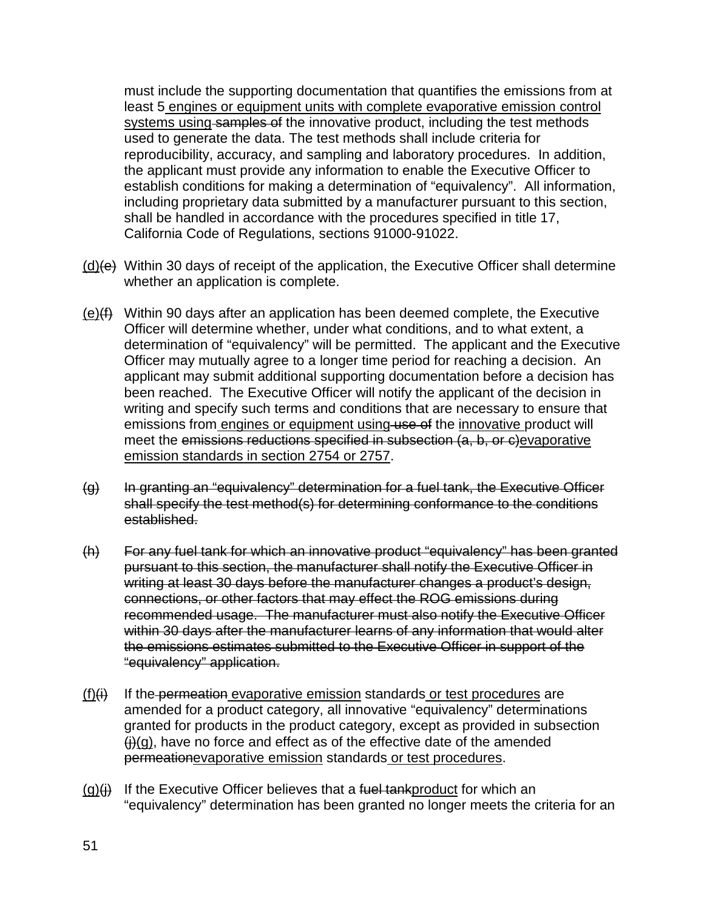must include the supporting documentation that quantifies the emissions from at least 5 <u>engines or equipment units with complete evaporative emission control systems using</u> ~~samples of~~ the innovative product, including the test methods used to generate the data. The test methods shall include criteria for reproducibility, accuracy, and sampling and laboratory procedures. In addition, the applicant must provide any information to enable the Executive Officer to establish conditions for making a determination of “equivalency”. All information, including proprietary data submitted by a manufacturer pursuant to this section, shall be handled in accordance with the procedures specified in title 17, California Code of Regulations, sections 91000-91022.

<u>(d)</u>~~(e)~~ Within 30 days of receipt of the application, the Executive Officer shall determine whether an application is complete.

<u>(e)</u>~~(f)~~ Within 90 days after an application has been deemed complete, the Executive Officer will determine whether, under what conditions, and to what extent, a determination of “equivalency” will be permitted. The applicant and the Executive Officer may mutually agree to a longer time period for reaching a decision. An applicant may submit additional supporting documentation before a decision has been reached. The Executive Officer will notify the applicant of the decision in writing and specify such terms and conditions that are necessary to ensure that emissions from <u>engines or equipment using</u> ~~use of~~ the <u>innovative</u> product will meet the ~~emissions reductions specified in subsection (a, b, or c)~~<u>evaporative emission standards in section 2754 or 2757</u>.

~~(g) In granting an “equivalency” determination for a fuel tank, the Executive Officer shall specify the test method(s) for determining conformance to the conditions established.~~

~~(h) For any fuel tank for which an innovative product “equivalency” has been granted pursuant to this section, the manufacturer shall notify the Executive Officer in writing at least 30 days before the manufacturer changes a product’s design, connections, or other factors that may effect the ROG emissions during recommended usage. The manufacturer must also notify the Executive Officer within 30 days after the manufacturer learns of any information that would alter the emissions estimates submitted to the Executive Officer in support of the “equivalency” application.~~

<u>(f)</u>~~(i)~~ If the ~~permeation~~ <u>evaporative emission</u> standards <u>or test procedures</u> are amended for a product category, all innovative “equivalency” determinations granted for products in the product category, except as provided in subsection ~~(j)~~<u>(g)</u>, have no force and effect as of the effective date of the amended ~~permeation~~<u>evaporative emission</u> standards <u>or test procedures</u>.

<u>(g)</u>~~(j)~~ If the Executive Officer believes that a ~~fuel tank~~<u>product</u> for which an “equivalency” determination has been granted no longer meets the criteria for an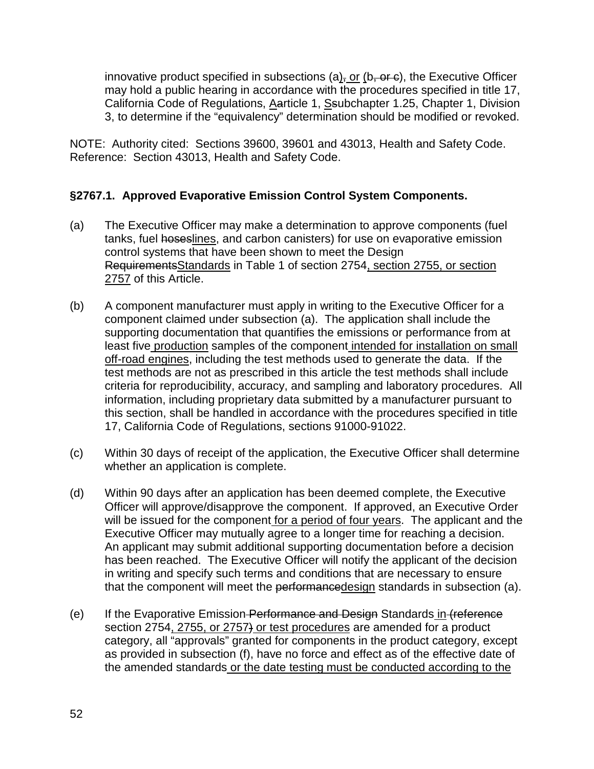innovative product specified in subsections (a)~~,~~ <u>or</u> (b~~, or c~~), the Executive Officer may hold a public hearing in accordance with the procedures specified in title 17, California Code of Regulations, <u>A</u>~~a~~rticle 1, <u>S</u>~~s~~ubchapter 1.25, Chapter 1, Division 3, to determine if the "equivalency" determination should be modified or revoked.

NOTE: Authority cited: Sections 39600, 39601 and 43013, Health and Safety Code. Reference: Section 43013, Health and Safety Code.

### §2767.1. Approved Evaporative Emission Control System Components.

(a) The Executive Officer may make a determination to approve components (fuel tanks, fuel ~~hoses~~<u>lines</u>, and carbon canisters) for use on evaporative emission control systems that have been shown to meet the Design ~~Requirements~~<u>Standards</u> in Table 1 of section 2754<u>, section 2755, or section 2757</u> of this Article.

(b) A component manufacturer must apply in writing to the Executive Officer for a component claimed under subsection (a). The application shall include the supporting documentation that quantifies the emissions or performance from at least five<u> production</u> samples of the component<u> intended for installation on small off-road engines</u>, including the test methods used to generate the data. If the test methods are not as prescribed in this article the test methods shall include criteria for reproducibility, accuracy, and sampling and laboratory procedures. All information, including proprietary data submitted by a manufacturer pursuant to this section, shall be handled in accordance with the procedures specified in title 17, California Code of Regulations, sections 91000-91022.

(c) Within 30 days of receipt of the application, the Executive Officer shall determine whether an application is complete.

(d) Within 90 days after an application has been deemed complete, the Executive Officer will approve/disapprove the component. If approved, an Executive Order will be issued for the component<u> for a period of four years</u>. The applicant and the Executive Officer may mutually agree to a longer time for reaching a decision. An applicant may submit additional supporting documentation before a decision has been reached. The Executive Officer will notify the applicant of the decision in writing and specify such terms and conditions that are necessary to ensure that the component will meet the ~~performance~~<u>design</u> standards in subsection (a).

(e) If the Evaporative Emission~~ Performance and Design~~ Standards<u> in</u>~~ (reference~~ section 2754<u>, 2755, or 2757</u>~~)~~<u> or test procedures</u> are amended for a product category, all "approvals" granted for components in the product category, except as provided in subsection (f), have no force and effect as of the effective date of the amended standards<u> or the date testing must be conducted according to the</u>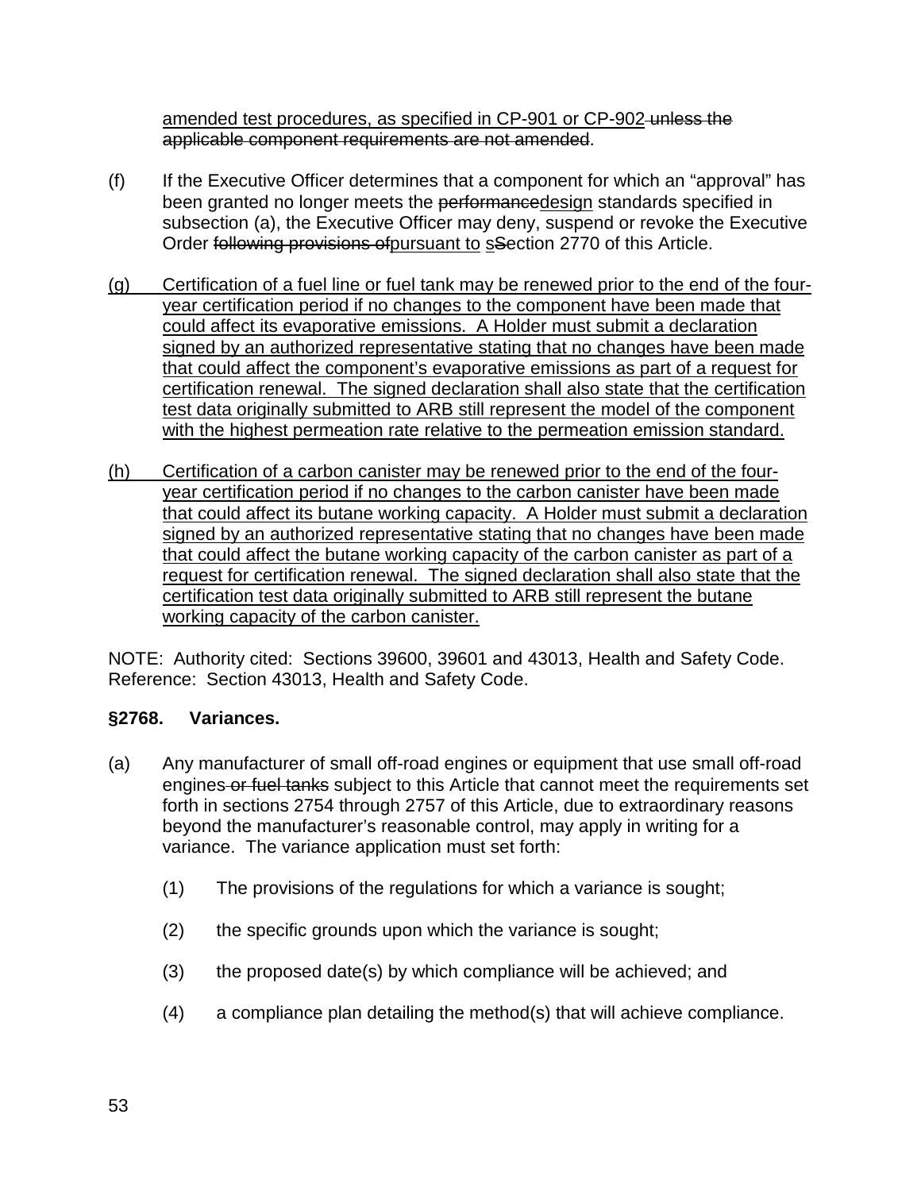<u>amended test procedures, as specified in CP-901 or CP-902</u>~~ unless the applicable component requirements are not amended~~.

(f) If the Executive Officer determines that a component for which an “approval” has been granted no longer meets the ~~performance~~<u>design</u> standards specified in subsection (a), the Executive Officer may deny, suspend or revoke the Executive Order ~~following provisions of~~<u>pursuant to</u> <u>s</u>~~S~~ection 2770 of this Article.

<u>(g) Certification of a fuel line or fuel tank may be renewed prior to the end of the four-year certification period if no changes to the component have been made that could affect its evaporative emissions. A Holder must submit a declaration signed by an authorized representative stating that no changes have been made that could affect the component’s evaporative emissions as part of a request for certification renewal. The signed declaration shall also state that the certification test data originally submitted to ARB still represent the model of the component with the highest permeation rate relative to the permeation emission standard.</u>

<u>(h) Certification of a carbon canister may be renewed prior to the end of the four-year certification period if no changes to the carbon canister have been made that could affect its butane working capacity. A Holder must submit a declaration signed by an authorized representative stating that no changes have been made that could affect the butane working capacity of the carbon canister as part of a request for certification renewal. The signed declaration shall also state that the certification test data originally submitted to ARB still represent the butane working capacity of the carbon canister.</u>

NOTE: Authority cited: Sections 39600, 39601 and 43013, Health and Safety Code. Reference: Section 43013, Health and Safety Code.

**§2768. Variances.**

(a) Any manufacturer of small off-road engines or equipment that use small off-road engines~~ or fuel tanks~~ subject to this Article that cannot meet the requirements set forth in sections 2754 through 2757 of this Article, due to extraordinary reasons beyond the manufacturer’s reasonable control, may apply in writing for a variance. The variance application must set forth:

(1) The provisions of the regulations for which a variance is sought;

(2) the specific grounds upon which the variance is sought;

(3) the proposed date(s) by which compliance will be achieved; and

(4) a compliance plan detailing the method(s) that will achieve compliance.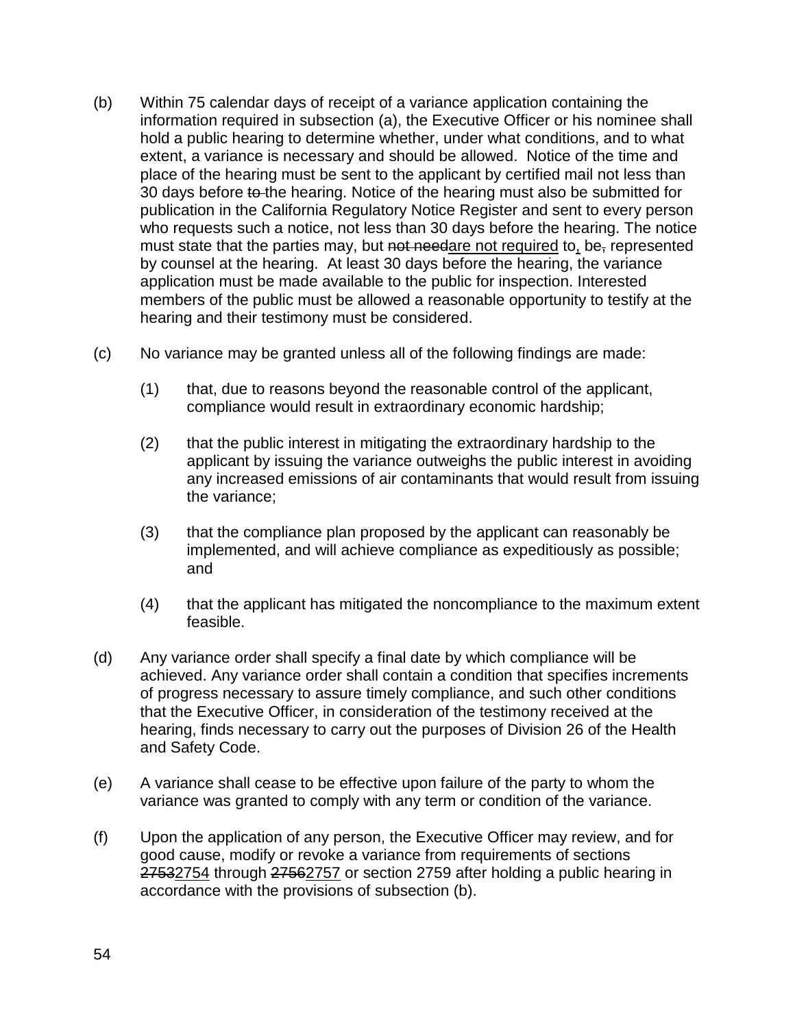(b) Within 75 calendar days of receipt of a variance application containing the information required in subsection (a), the Executive Officer or his nominee shall hold a public hearing to determine whether, under what conditions, and to what extent, a variance is necessary and should be allowed. Notice of the time and place of the hearing must be sent to the applicant by certified mail not less than 30 days before ~~to~~ the hearing. Notice of the hearing must also be submitted for publication in the California Regulatory Notice Register and sent to every person who requests such a notice, not less than 30 days before the hearing. The notice must state that the parties may, but ~~not need~~<u>are not required</u> to<u>,</u> be~~,~~ represented by counsel at the hearing. At least 30 days before the hearing, the variance application must be made available to the public for inspection. Interested members of the public must be allowed a reasonable opportunity to testify at the hearing and their testimony must be considered.

(c) No variance may be granted unless all of the following findings are made:

(1) that, due to reasons beyond the reasonable control of the applicant, compliance would result in extraordinary economic hardship;

(2) that the public interest in mitigating the extraordinary hardship to the applicant by issuing the variance outweighs the public interest in avoiding any increased emissions of air contaminants that would result from issuing the variance;

(3) that the compliance plan proposed by the applicant can reasonably be implemented, and will achieve compliance as expeditiously as possible; and

(4) that the applicant has mitigated the noncompliance to the maximum extent feasible.

(d) Any variance order shall specify a final date by which compliance will be achieved. Any variance order shall contain a condition that specifies increments of progress necessary to assure timely compliance, and such other conditions that the Executive Officer, in consideration of the testimony received at the hearing, finds necessary to carry out the purposes of Division 26 of the Health and Safety Code.

(e) A variance shall cease to be effective upon failure of the party to whom the variance was granted to comply with any term or condition of the variance.

(f) Upon the application of any person, the Executive Officer may review, and for good cause, modify or revoke a variance from requirements of sections ~~2753~~<u>2754</u> through ~~2756~~<u>2757</u> or section 2759 after holding a public hearing in accordance with the provisions of subsection (b).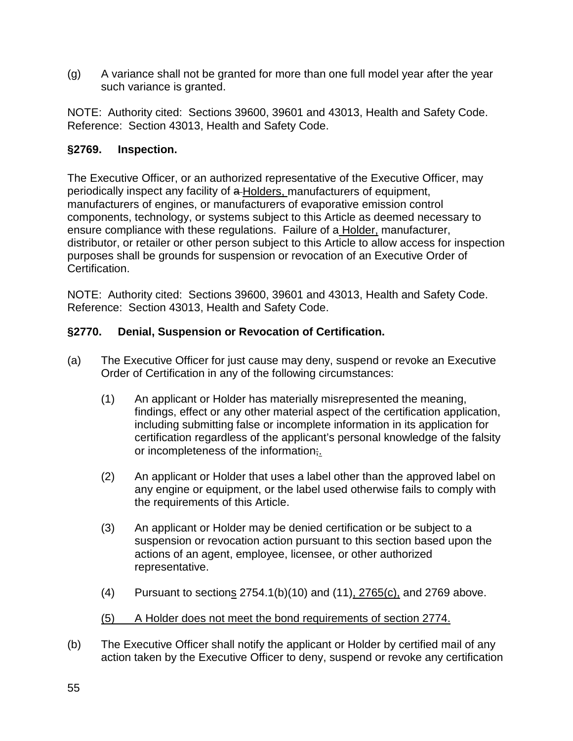(g) A variance shall not be granted for more than one full model year after the year such variance is granted.

NOTE: Authority cited: Sections 39600, 39601 and 43013, Health and Safety Code. Reference: Section 43013, Health and Safety Code.

**§2769. Inspection.**

The Executive Officer, or an authorized representative of the Executive Officer, may periodically inspect any facility of ~~a~~ <u>Holders,</u> manufacturers of equipment, manufacturers of engines, or manufacturers of evaporative emission control components, technology, or systems subject to this Article as deemed necessary to ensure compliance with these regulations. Failure of a <u>Holder,</u> manufacturer, distributor, or retailer or other person subject to this Article to allow access for inspection purposes shall be grounds for suspension or revocation of an Executive Order of Certification.

NOTE: Authority cited: Sections 39600, 39601 and 43013, Health and Safety Code. Reference: Section 43013, Health and Safety Code.

**§2770. Denial, Suspension or Revocation of Certification.**

(a) The Executive Officer for just cause may deny, suspend or revoke an Executive Order of Certification in any of the following circumstances:

(1) An applicant or Holder has materially misrepresented the meaning, findings, effect or any other material aspect of the certification application, including submitting false or incomplete information in its application for certification regardless of the applicant's personal knowledge of the falsity or incompleteness of the information~~;~~<u>.</u>

(2) An applicant or Holder that uses a label other than the approved label on any engine or equipment, or the label used otherwise fails to comply with the requirements of this Article.

(3) An applicant or Holder may be denied certification or be subject to a suspension or revocation action pursuant to this section based upon the actions of an agent, employee, licensee, or other authorized representative.

(4) Pursuant to section<u>s</u> 2754.1(b)(10) and (11)<u>, 2765(c),</u> and 2769 above.

<u>(5) A Holder does not meet the bond requirements of section 2774.</u>

(b) The Executive Officer shall notify the applicant or Holder by certified mail of any action taken by the Executive Officer to deny, suspend or revoke any certification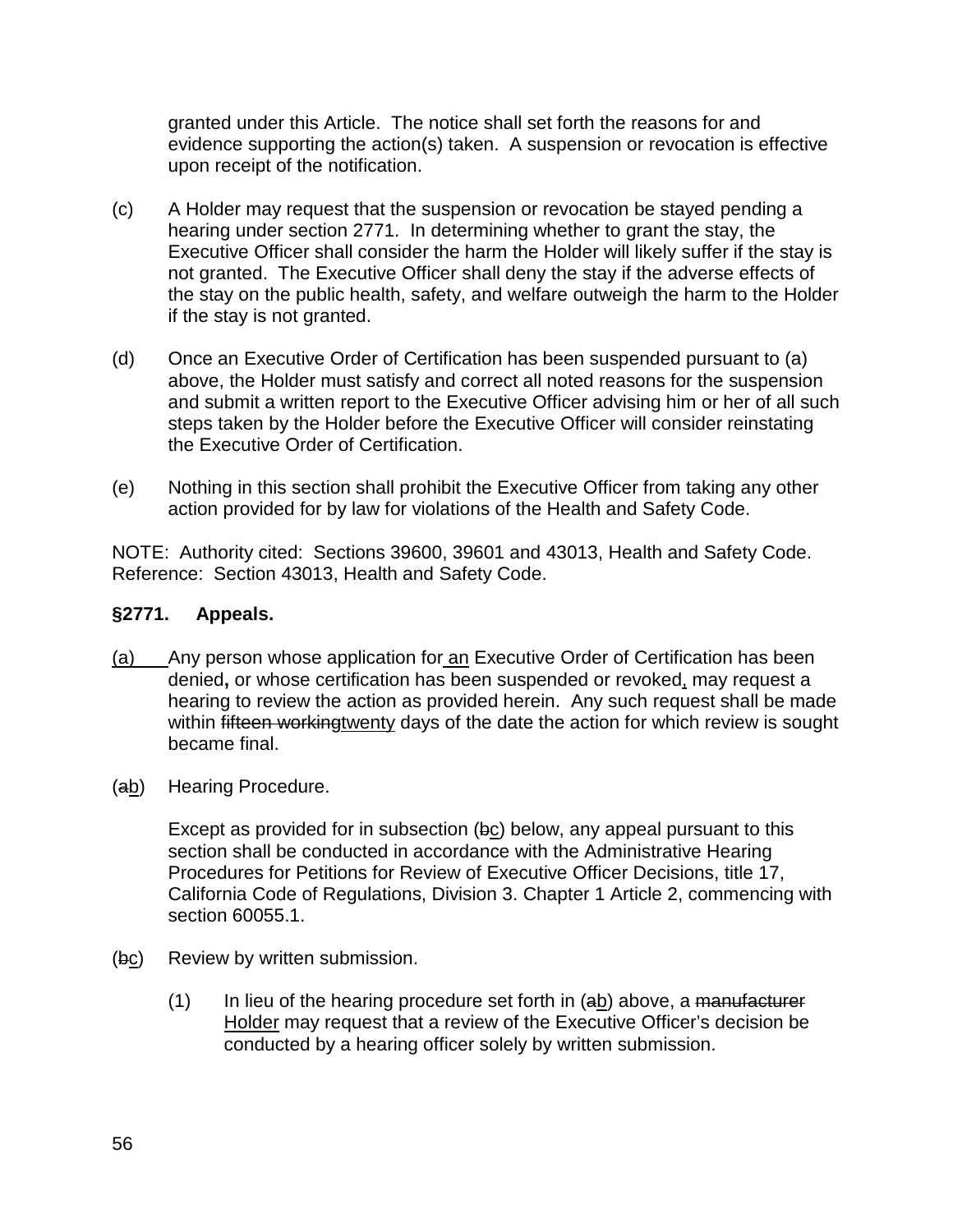granted under this Article. The notice shall set forth the reasons for and evidence supporting the action(s) taken. A suspension or revocation is effective upon receipt of the notification.

(c) A Holder may request that the suspension or revocation be stayed pending a hearing under section 2771. In determining whether to grant the stay, the Executive Officer shall consider the harm the Holder will likely suffer if the stay is not granted. The Executive Officer shall deny the stay if the adverse effects of the stay on the public health, safety, and welfare outweigh the harm to the Holder if the stay is not granted.

(d) Once an Executive Order of Certification has been suspended pursuant to (a) above, the Holder must satisfy and correct all noted reasons for the suspension and submit a written report to the Executive Officer advising him or her of all such steps taken by the Holder before the Executive Officer will consider reinstating the Executive Order of Certification.

(e) Nothing in this section shall prohibit the Executive Officer from taking any other action provided for by law for violations of the Health and Safety Code.

NOTE: Authority cited: Sections 39600, 39601 and 43013, Health and Safety Code. Reference: Section 43013, Health and Safety Code.

**§2771. Appeals.**

<u>(a)</u> Any person whose application for <u>an</u> Executive Order of Certification has been denied**,** or whose certification has been suspended or revoked<u>,</u> may request a hearing to review the action as provided herein. Any such request shall be made within ~~fifteen working~~<u>twenty</u> days of the date the action for which review is sought became final.

(~~a~~<u>b</u>) Hearing Procedure.

Except as provided for in subsection (~~b~~<u>c</u>) below, any appeal pursuant to this section shall be conducted in accordance with the Administrative Hearing Procedures for Petitions for Review of Executive Officer Decisions, title 17, California Code of Regulations, Division 3. Chapter 1 Article 2, commencing with section 60055.1.

(~~b~~<u>c</u>) Review by written submission.

(1) In lieu of the hearing procedure set forth in (~~a~~<u>b</u>) above, a ~~manufacturer~~ <u>Holder</u> may request that a review of the Executive Officer's decision be conducted by a hearing officer solely by written submission.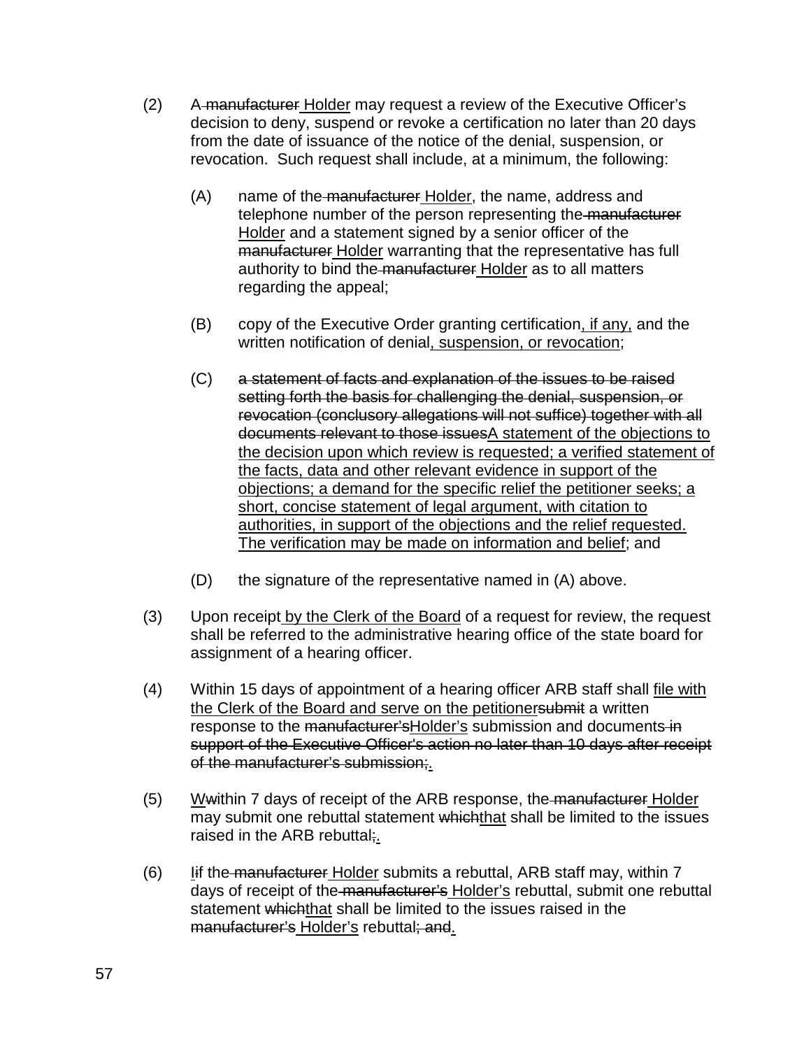(2) A ~~manufacturer~~ <u>Holder</u> may request a review of the Executive Officer's decision to deny, suspend or revoke a certification no later than 20 days from the date of issuance of the notice of the denial, suspension, or revocation. Such request shall include, at a minimum, the following:

   (A) name of the ~~manufacturer~~ <u>Holder</u>, the name, address and telephone number of the person representing the ~~manufacturer~~ <u>Holder</u> and a statement signed by a senior officer of the ~~manufacturer~~ <u>Holder</u> warranting that the representative has full authority to bind the ~~manufacturer~~ <u>Holder</u> as to all matters regarding the appeal;

   (B) copy of the Executive Order granting certification<u>, if any,</u> and the written notification of denial<u>, suspension, or revocation</u>;

   (C) ~~a statement of facts and explanation of the issues to be raised setting forth the basis for challenging the denial, suspension, or revocation (conclusory allegations will not suffice) together with all documents relevant to those issues~~<u>A statement of the objections to the decision upon which review is requested; a verified statement of the facts, data and other relevant evidence in support of the objections; a demand for the specific relief the petitioner seeks; a short, concise statement of legal argument, with citation to authorities, in support of the objections and the relief requested. The verification may be made on information and belief</u>; and

   (D) the signature of the representative named in (A) above.

(3) Upon receipt <u>by the Clerk of the Board</u> of a request for review, the request shall be referred to the administrative hearing office of the state board for assignment of a hearing officer.

(4) Within 15 days of appointment of a hearing officer ARB staff shall <u>file with the Clerk of the Board and serve on the petitioner</u>~~submit~~ a written response to the ~~manufacturer's~~<u>Holder's</u> submission and documents ~~in support of the Executive Officer's action no later than 10 days after receipt of the manufacturer's submission;~~<u>.</u>

(5) <u>W</u>~~w~~ithin 7 days of receipt of the ARB response, the ~~manufacturer~~ <u>Holder</u> may submit one rebuttal statement ~~which~~<u>that</u> shall be limited to the issues raised in the ARB rebuttal~~;~~<u>.</u>

(6) <u>I</u>~~i~~f the ~~manufacturer~~ <u>Holder</u> submits a rebuttal, ARB staff may, within 7 days of receipt of the ~~manufacturer's~~ <u>Holder's</u> rebuttal, submit one rebuttal statement ~~which~~<u>that</u> shall be limited to the issues raised in the ~~manufacturer's~~ <u>Holder's</u> rebuttal~~; and~~<u>.</u>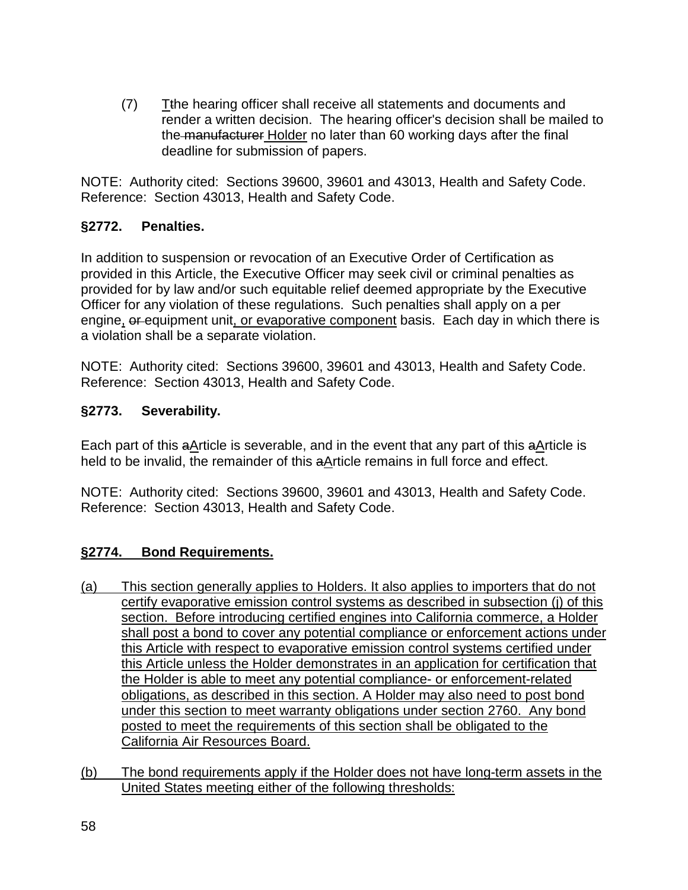(7) Tthe hearing officer shall receive all statements and documents and render a written decision. The hearing officer's decision shall be mailed to the manufacturer Holder no later than 60 working days after the final deadline for submission of papers.

NOTE: Authority cited: Sections 39600, 39601 and 43013, Health and Safety Code. Reference: Section 43013, Health and Safety Code.

**§2772. Penalties.**

In addition to suspension or revocation of an Executive Order of Certification as provided in this Article, the Executive Officer may seek civil or criminal penalties as provided for by law and/or such equitable relief deemed appropriate by the Executive Officer for any violation of these regulations. Such penalties shall apply on a per engine, or equipment unit, or evaporative component basis. Each day in which there is a violation shall be a separate violation.

NOTE: Authority cited: Sections 39600, 39601 and 43013, Health and Safety Code. Reference: Section 43013, Health and Safety Code.

**§2773. Severability.**

Each part of this aArticle is severable, and in the event that any part of this aArticle is held to be invalid, the remainder of this aArticle remains in full force and effect.

NOTE: Authority cited: Sections 39600, 39601 and 43013, Health and Safety Code. Reference: Section 43013, Health and Safety Code.

**§2774. Bond Requirements.**

(a) This section generally applies to Holders. It also applies to importers that do not certify evaporative emission control systems as described in subsection (j) of this section. Before introducing certified engines into California commerce, a Holder shall post a bond to cover any potential compliance or enforcement actions under this Article with respect to evaporative emission control systems certified under this Article unless the Holder demonstrates in an application for certification that the Holder is able to meet any potential compliance- or enforcement-related obligations, as described in this section. A Holder may also need to post bond under this section to meet warranty obligations under section 2760. Any bond posted to meet the requirements of this section shall be obligated to the California Air Resources Board.

(b) The bond requirements apply if the Holder does not have long-term assets in the United States meeting either of the following thresholds: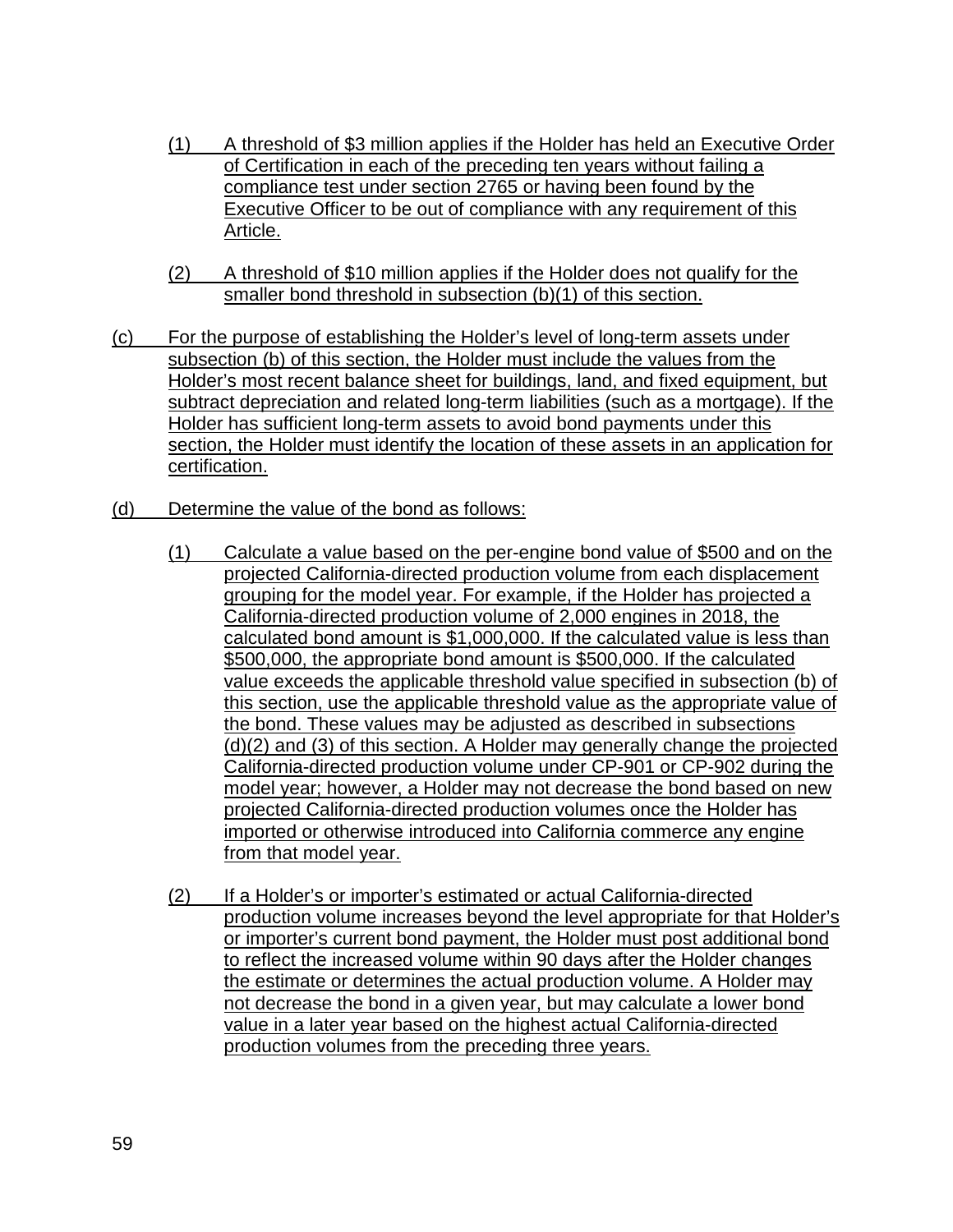(1) A threshold of $3 million applies if the Holder has held an Executive Order of Certification in each of the preceding ten years without failing a compliance test under section 2765 or having been found by the Executive Officer to be out of compliance with any requirement of this Article.

(2) A threshold of $10 million applies if the Holder does not qualify for the smaller bond threshold in subsection (b)(1) of this section.

(c) For the purpose of establishing the Holder's level of long-term assets under subsection (b) of this section, the Holder must include the values from the Holder's most recent balance sheet for buildings, land, and fixed equipment, but subtract depreciation and related long-term liabilities (such as a mortgage). If the Holder has sufficient long-term assets to avoid bond payments under this section, the Holder must identify the location of these assets in an application for certification.

(d) Determine the value of the bond as follows:

(1) Calculate a value based on the per-engine bond value of $500 and on the projected California-directed production volume from each displacement grouping for the model year. For example, if the Holder has projected a California-directed production volume of 2,000 engines in 2018, the calculated bond amount is $1,000,000. If the calculated value is less than $500,000, the appropriate bond amount is $500,000. If the calculated value exceeds the applicable threshold value specified in subsection (b) of this section, use the applicable threshold value as the appropriate value of the bond. These values may be adjusted as described in subsections (d)(2) and (3) of this section. A Holder may generally change the projected California-directed production volume under CP-901 or CP-902 during the model year; however, a Holder may not decrease the bond based on new projected California-directed production volumes once the Holder has imported or otherwise introduced into California commerce any engine from that model year.

(2) If a Holder's or importer's estimated or actual California-directed production volume increases beyond the level appropriate for that Holder's or importer's current bond payment, the Holder must post additional bond to reflect the increased volume within 90 days after the Holder changes the estimate or determines the actual production volume. A Holder may not decrease the bond in a given year, but may calculate a lower bond value in a later year based on the highest actual California-directed production volumes from the preceding three years.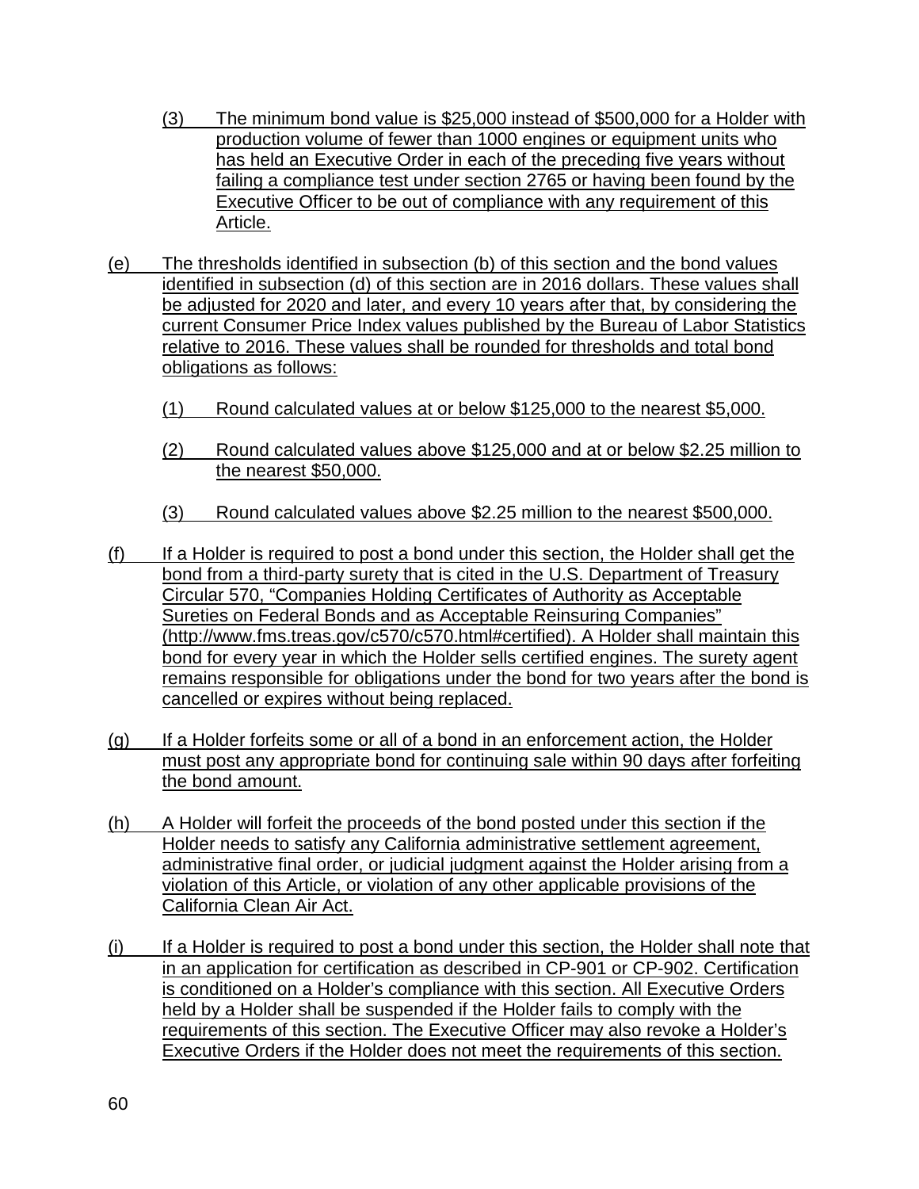(3) The minimum bond value is $25,000 instead of $500,000 for a Holder with production volume of fewer than 1000 engines or equipment units who has held an Executive Order in each of the preceding five years without failing a compliance test under section 2765 or having been found by the Executive Officer to be out of compliance with any requirement of this Article.

(e) The thresholds identified in subsection (b) of this section and the bond values identified in subsection (d) of this section are in 2016 dollars. These values shall be adjusted for 2020 and later, and every 10 years after that, by considering the current Consumer Price Index values published by the Bureau of Labor Statistics relative to 2016. These values shall be rounded for thresholds and total bond obligations as follows:

(1) Round calculated values at or below $125,000 to the nearest $5,000.

(2) Round calculated values above $125,000 and at or below $2.25 million to the nearest $50,000.

(3) Round calculated values above $2.25 million to the nearest $500,000.

(f) If a Holder is required to post a bond under this section, the Holder shall get the bond from a third-party surety that is cited in the U.S. Department of Treasury Circular 570, "Companies Holding Certificates of Authority as Acceptable Sureties on Federal Bonds and as Acceptable Reinsuring Companies" (http://www.fms.treas.gov/c570/c570.html#certified). A Holder shall maintain this bond for every year in which the Holder sells certified engines. The surety agent remains responsible for obligations under the bond for two years after the bond is cancelled or expires without being replaced.

(g) If a Holder forfeits some or all of a bond in an enforcement action, the Holder must post any appropriate bond for continuing sale within 90 days after forfeiting the bond amount.

(h) A Holder will forfeit the proceeds of the bond posted under this section if the Holder needs to satisfy any California administrative settlement agreement, administrative final order, or judicial judgment against the Holder arising from a violation of this Article, or violation of any other applicable provisions of the California Clean Air Act.

(i) If a Holder is required to post a bond under this section, the Holder shall note that in an application for certification as described in CP-901 or CP-902. Certification is conditioned on a Holder's compliance with this section. All Executive Orders held by a Holder shall be suspended if the Holder fails to comply with the requirements of this section. The Executive Officer may also revoke a Holder's Executive Orders if the Holder does not meet the requirements of this section.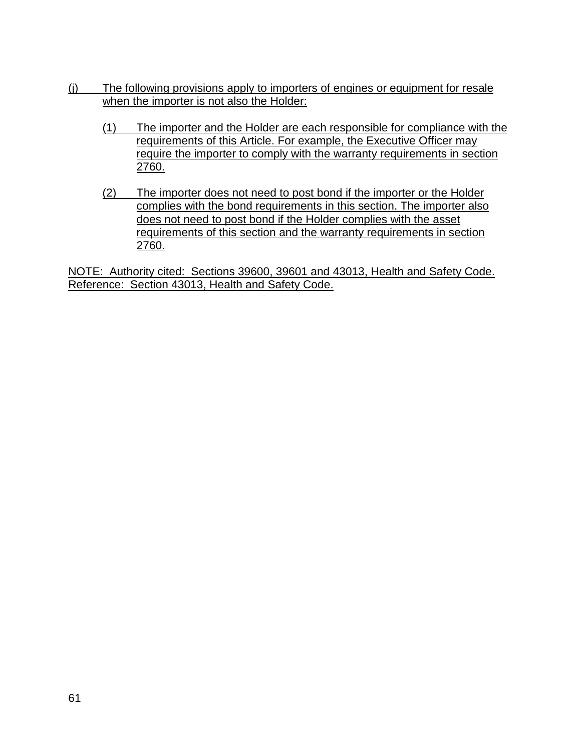(j) The following provisions apply to importers of engines or equipment for resale when the importer is not also the Holder:

(1) The importer and the Holder are each responsible for compliance with the requirements of this Article. For example, the Executive Officer may require the importer to comply with the warranty requirements in section 2760.

(2) The importer does not need to post bond if the importer or the Holder complies with the bond requirements in this section. The importer also does not need to post bond if the Holder complies with the asset requirements of this section and the warranty requirements in section 2760.

NOTE: Authority cited: Sections 39600, 39601 and 43013, Health and Safety Code. Reference: Section 43013, Health and Safety Code.